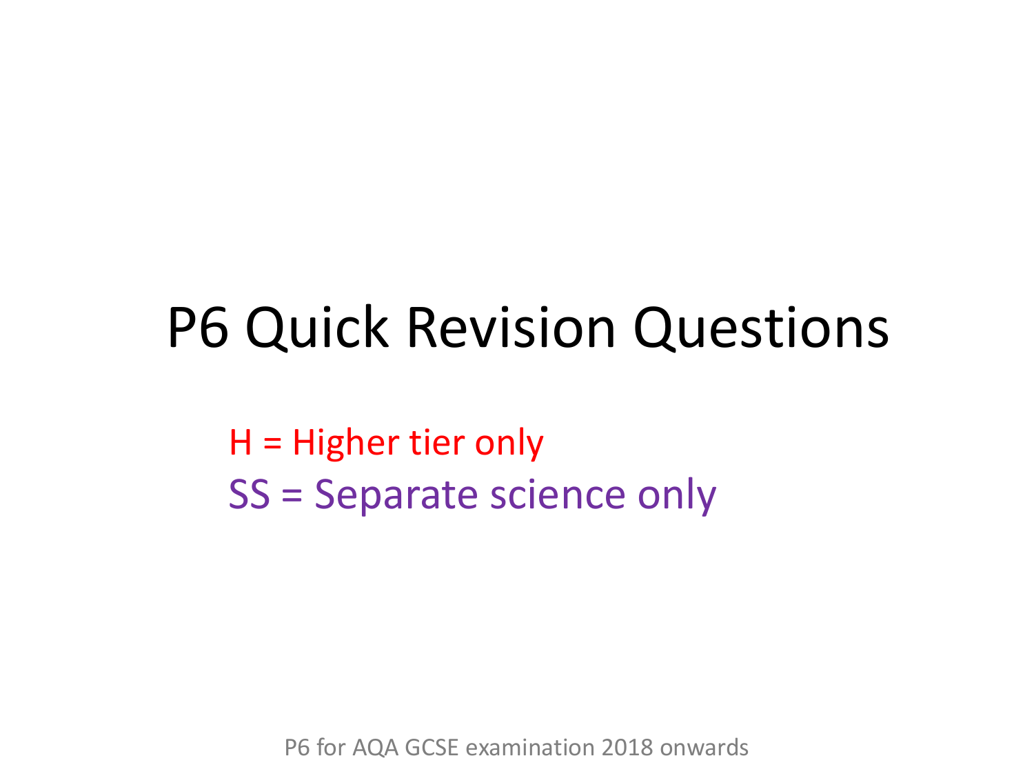# P6 Quick Revision Questions

H = Higher tier only

SS = Separate science only

P6 for AQA GCSE examination 2018 onwards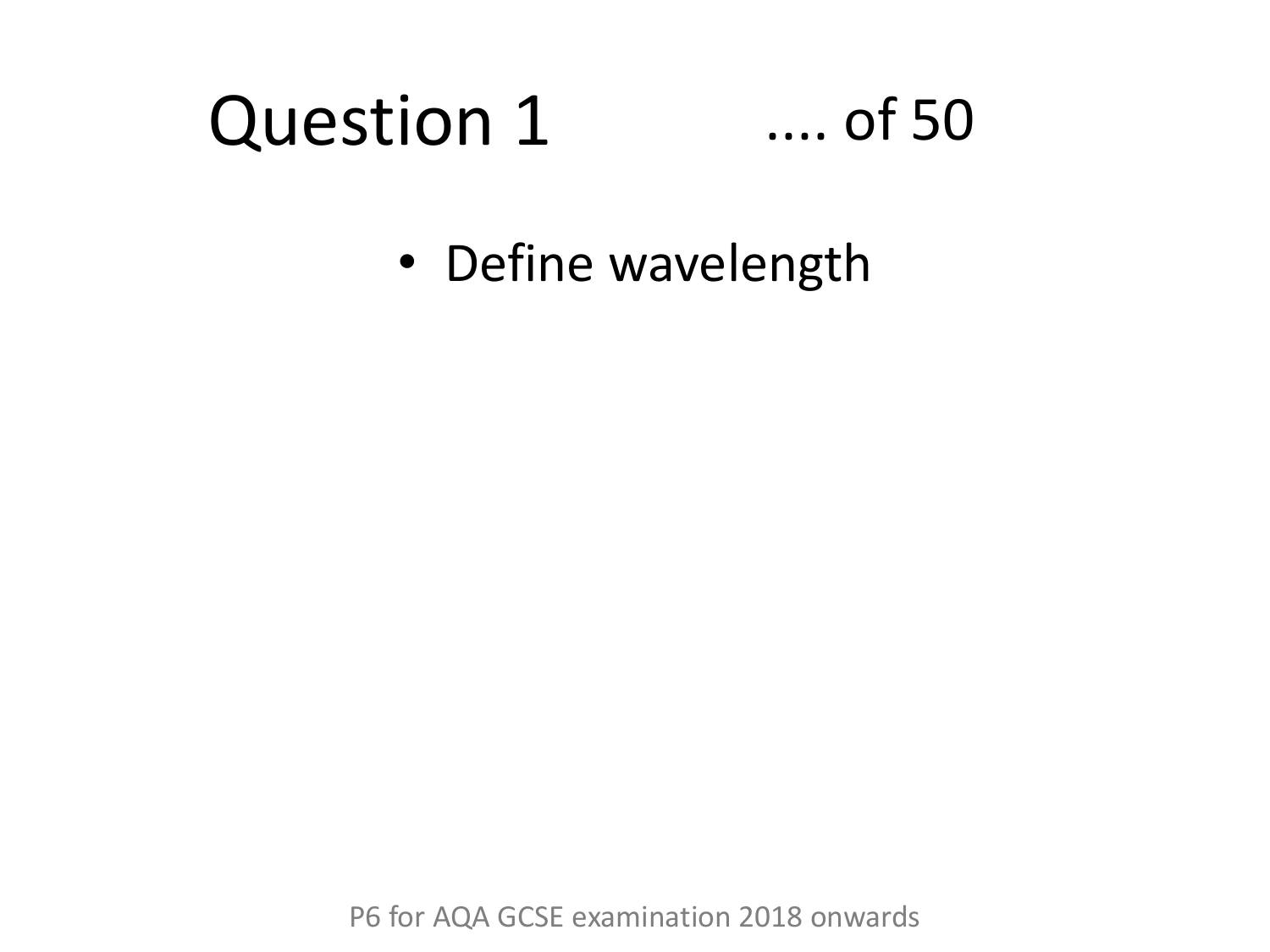# Question 1 .... of 50

- Define wavelength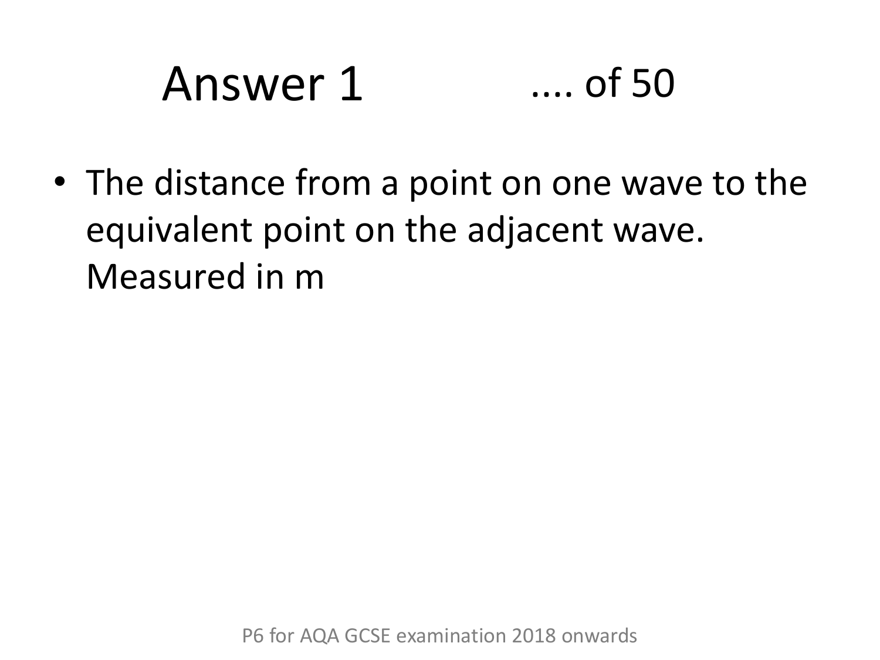# Answer 1 .... of 50

- The distance from a point on one wave to the equivalent point on the adjacent wave. Measured in m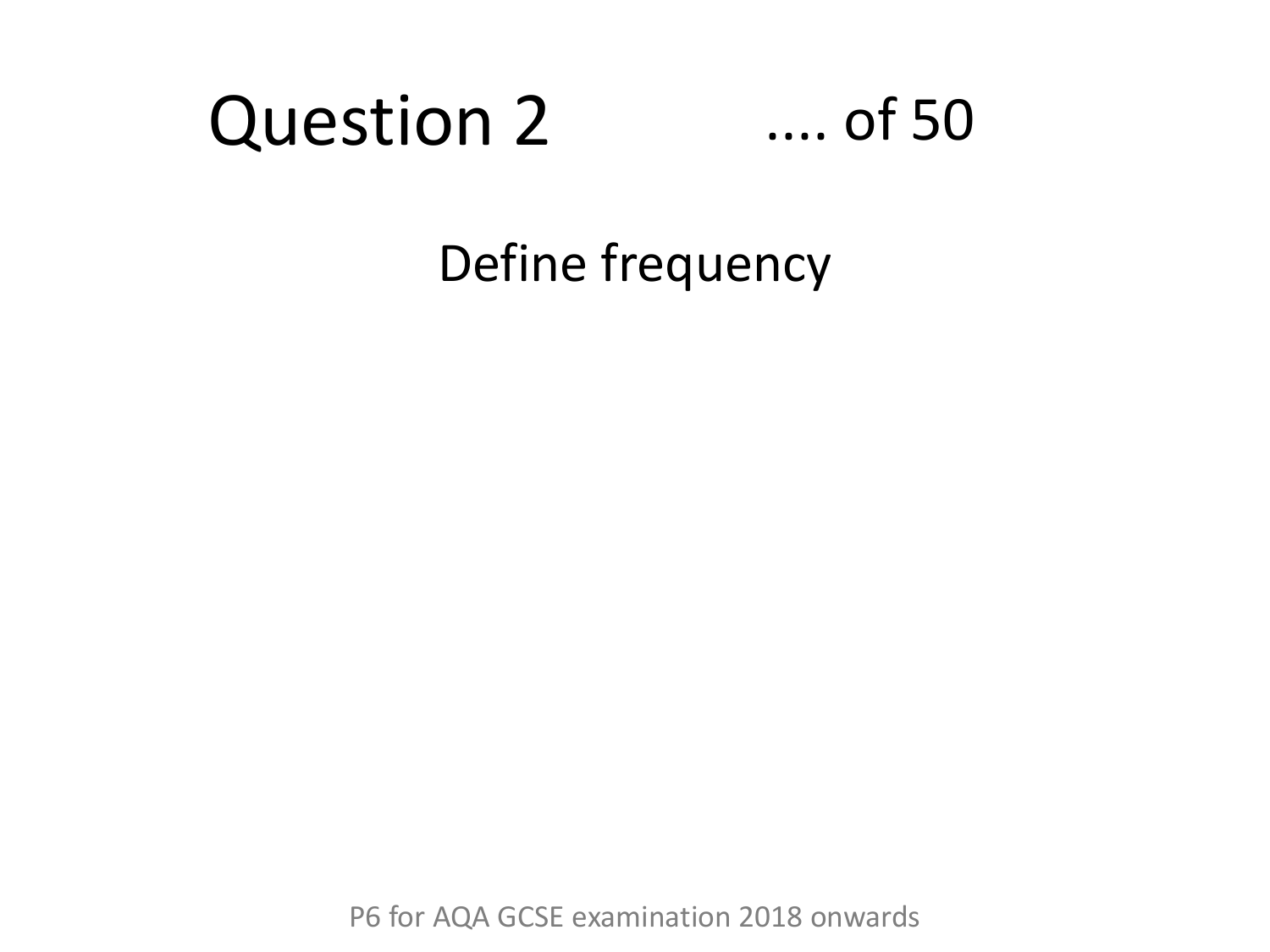# Question 2 .... of 50

Define frequency

P6 for AQA GCSE examination 2018 onwards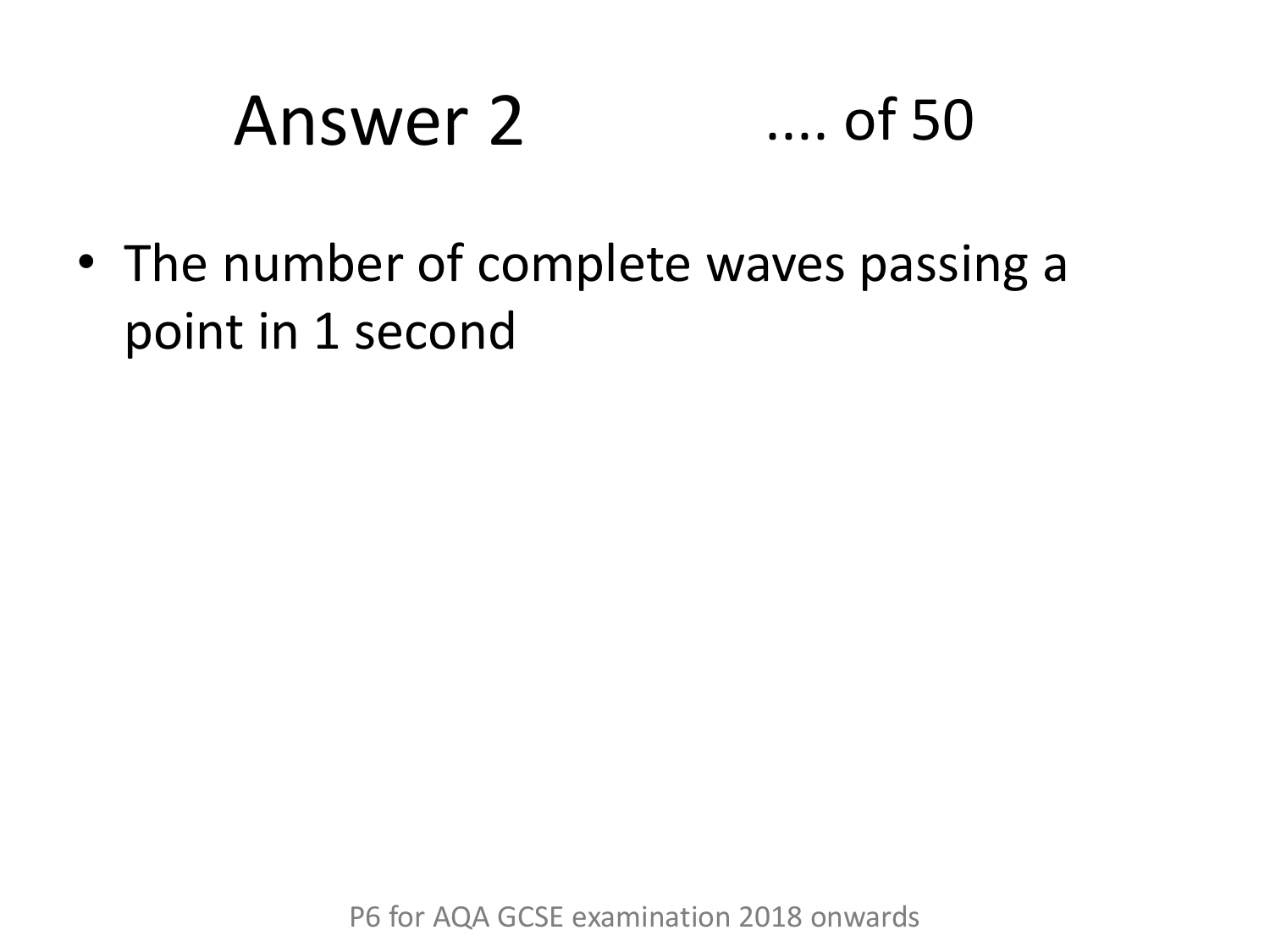# Answer 2 .... of 50

- The number of complete waves passing a point in 1 second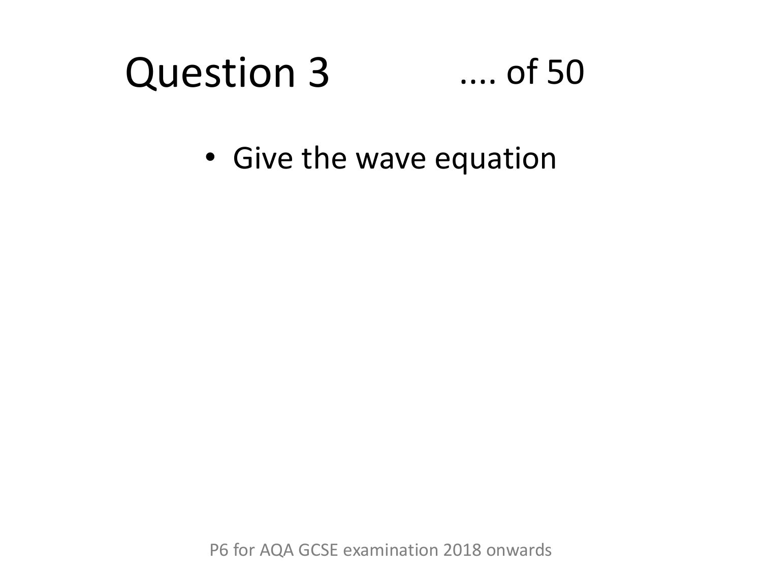# Question 3 .... of 50

- Give the wave equation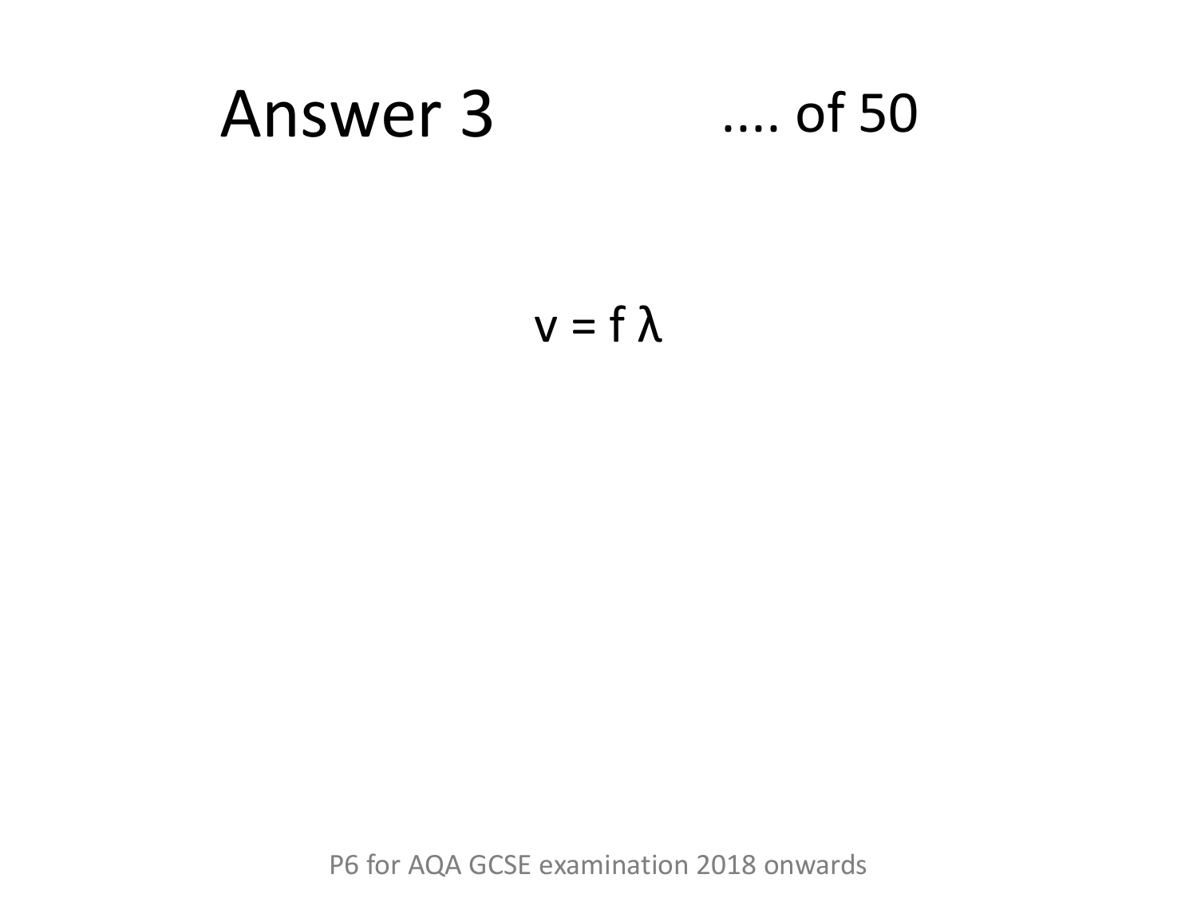# Answer 3 .... of 50

$$v = f \lambda$$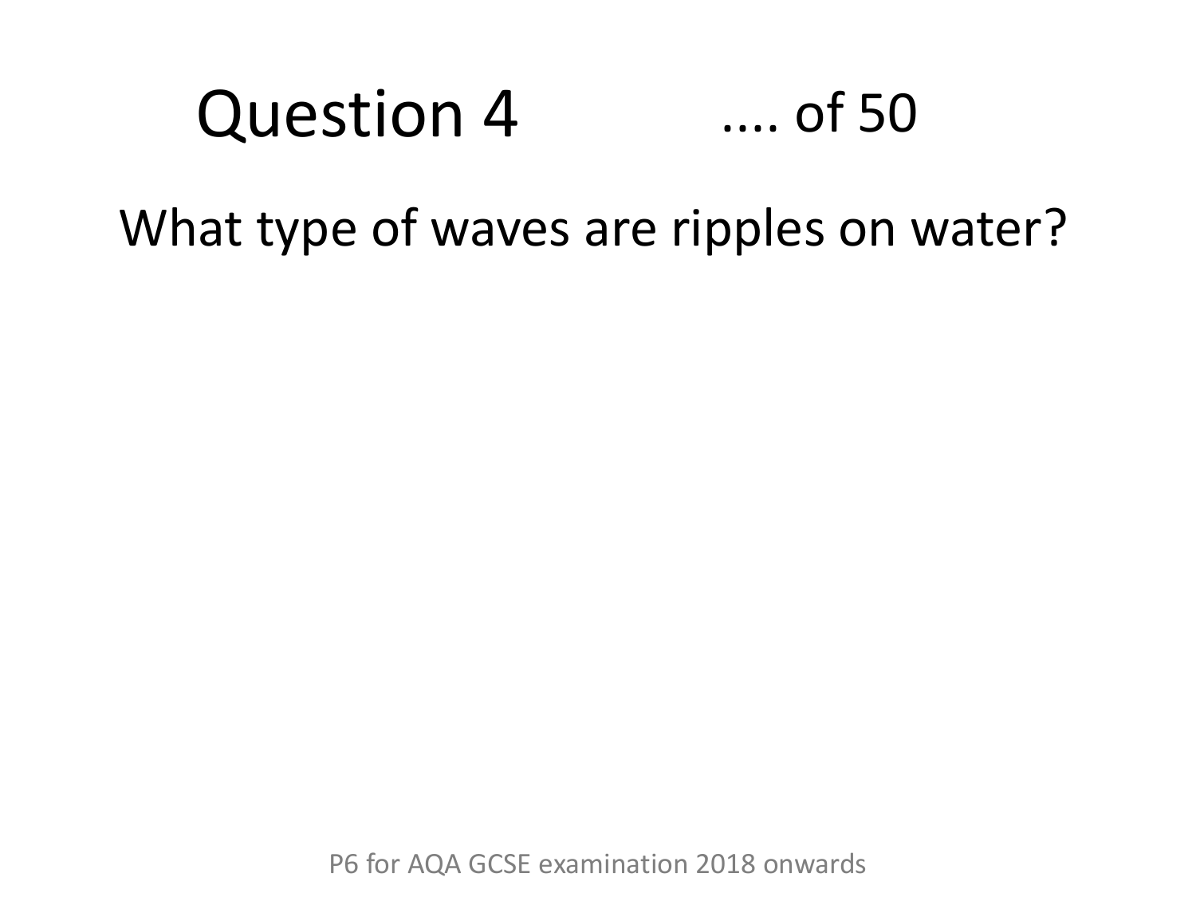# Question 4 .... of 50

What type of waves are ripples on water?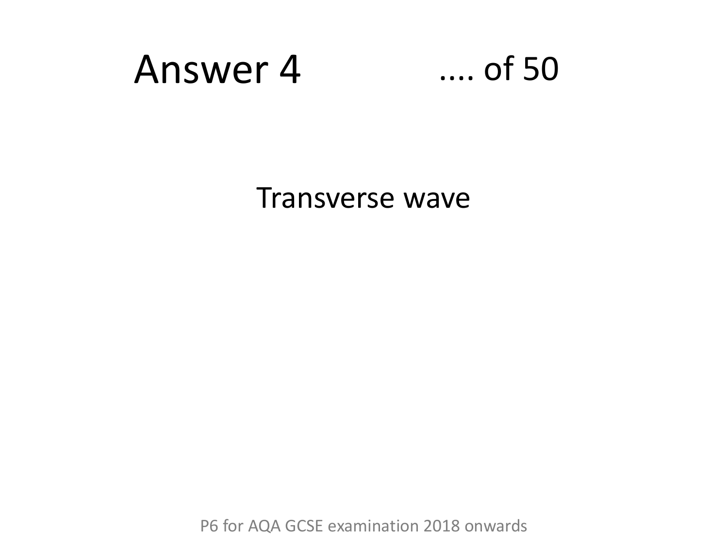# Answer 4 .... of 50

Transverse wave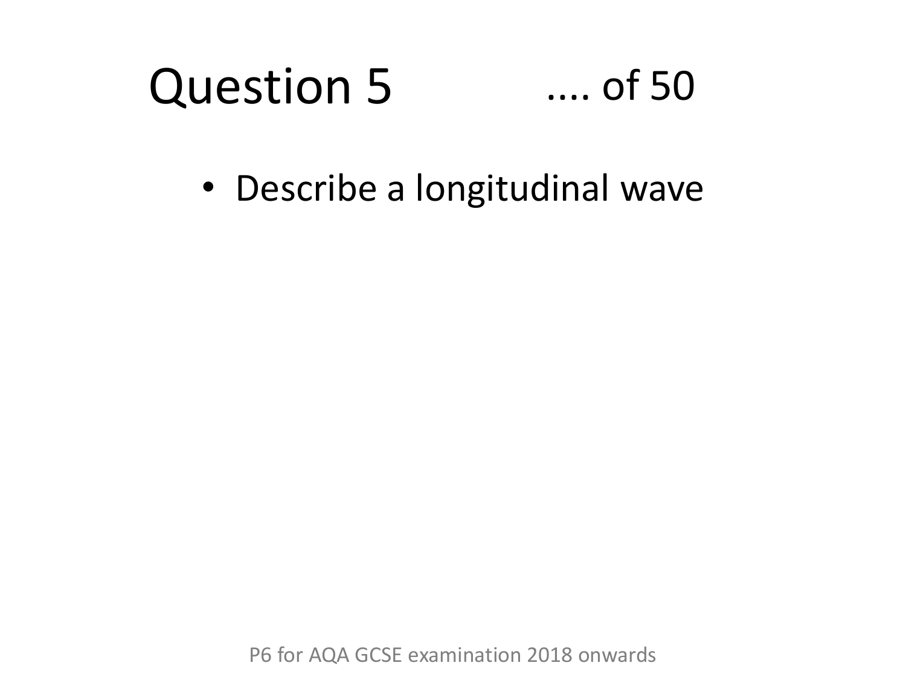# Question 5

- Describe a longitudinal wave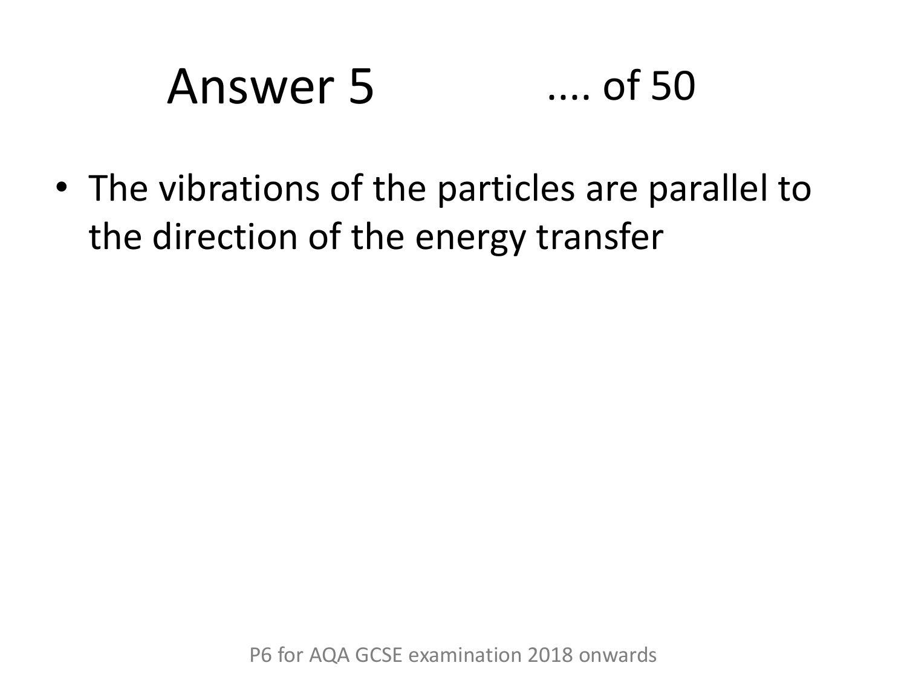# Answer 5 .... of 50

- The vibrations of the particles are parallel to the direction of the energy transfer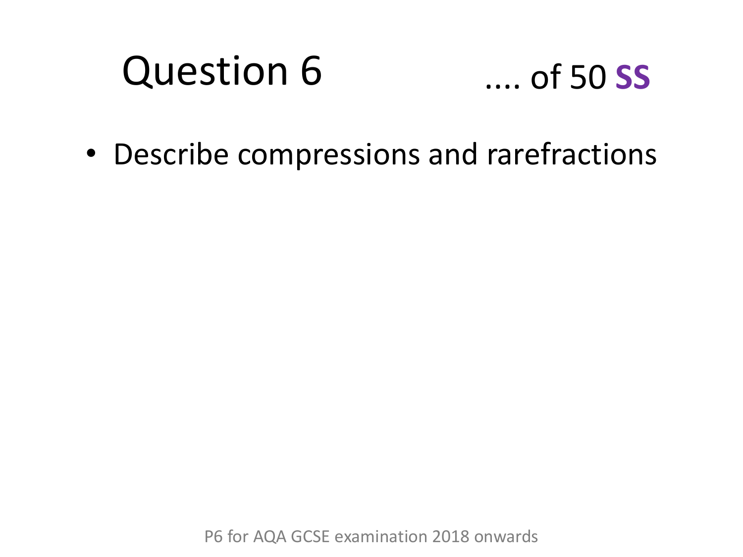# Question 6

.... of 50 **SS**

- Describe compressions and rarefractions

P6 for AQA GCSE examination 2018 onwards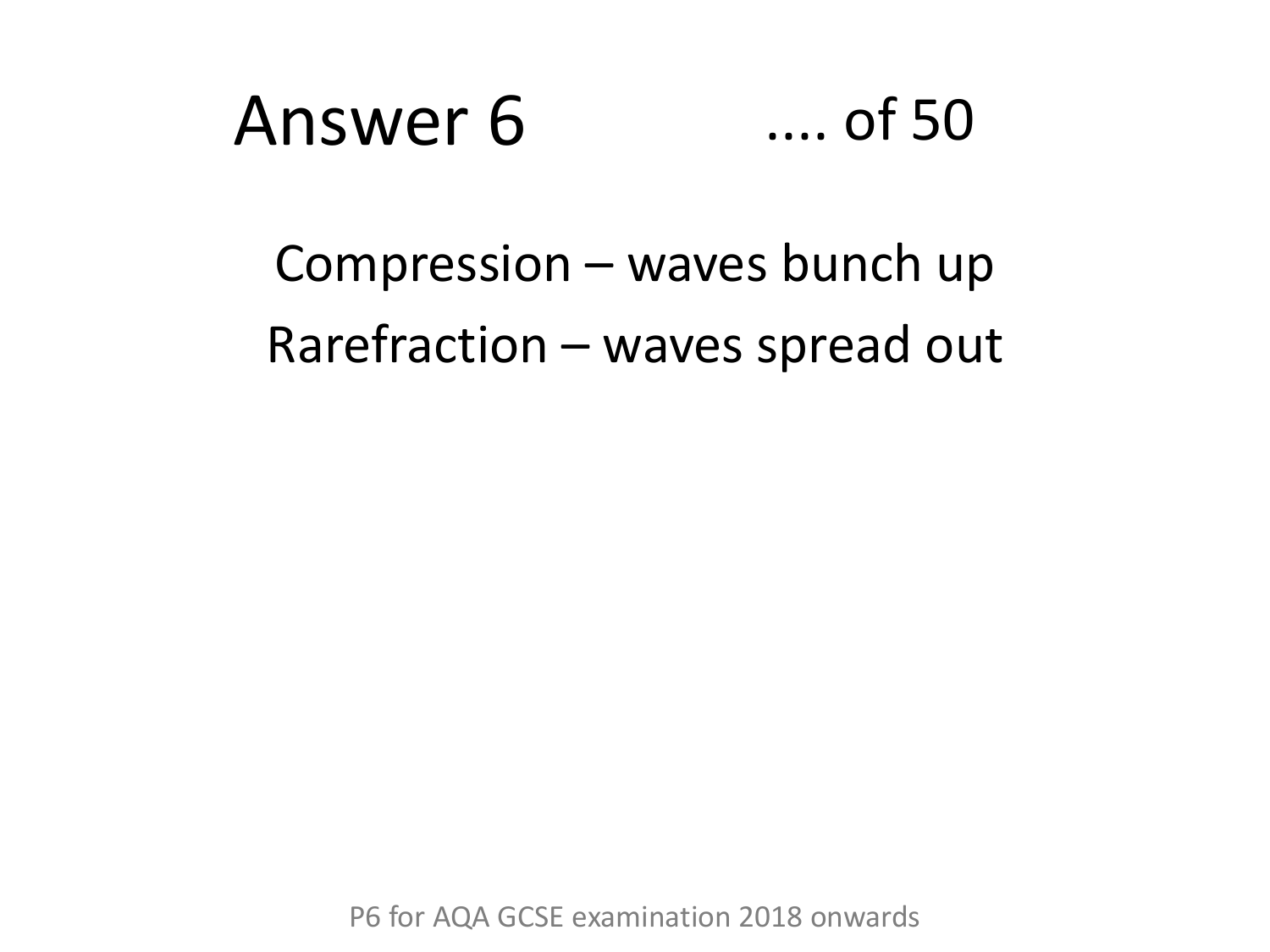# Answer 6

.... of 50

Compression – waves bunch up

Rarefraction – waves spread out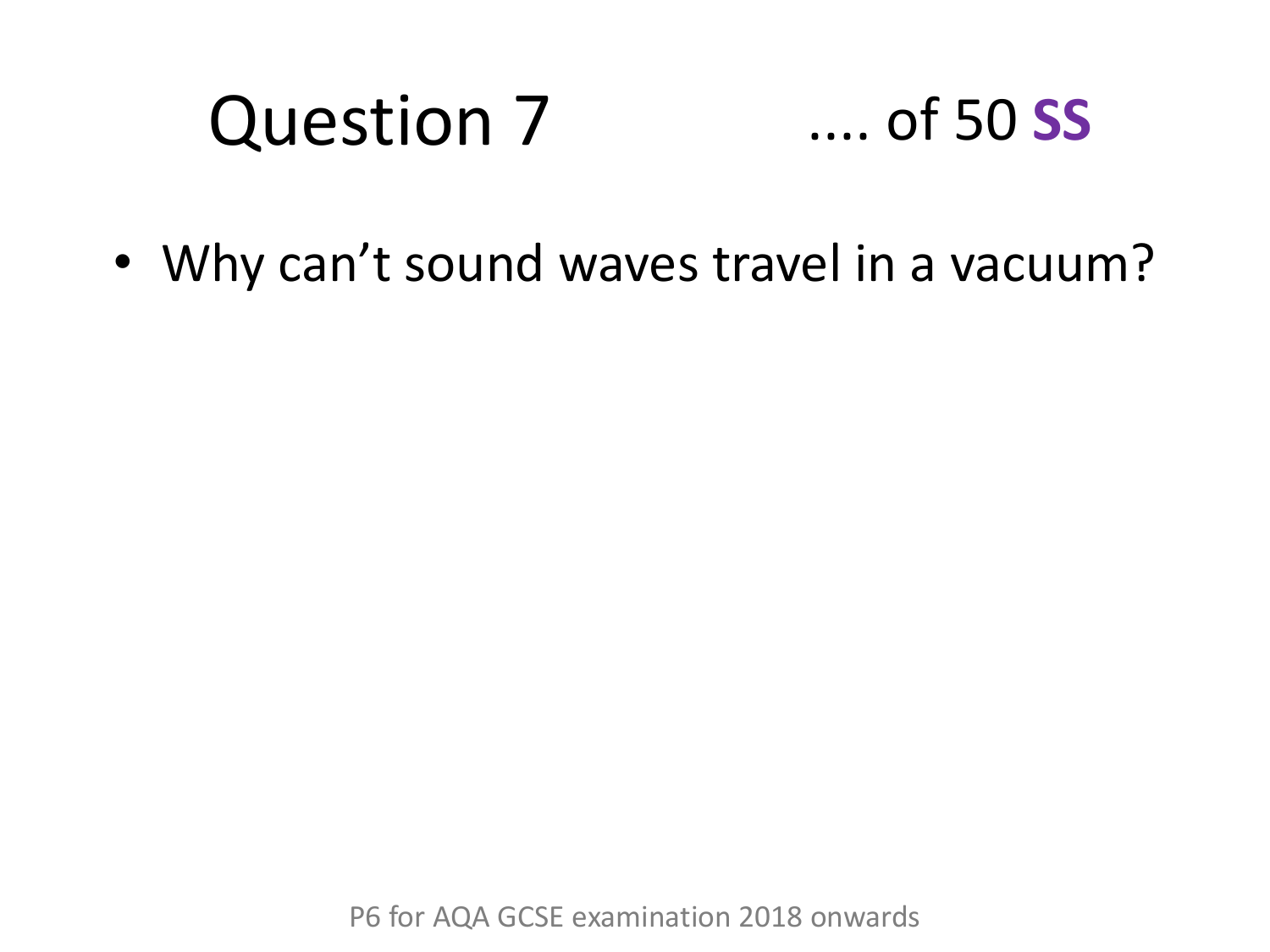# Question 7 .... of 50 **SS**

- Why can't sound waves travel in a vacuum?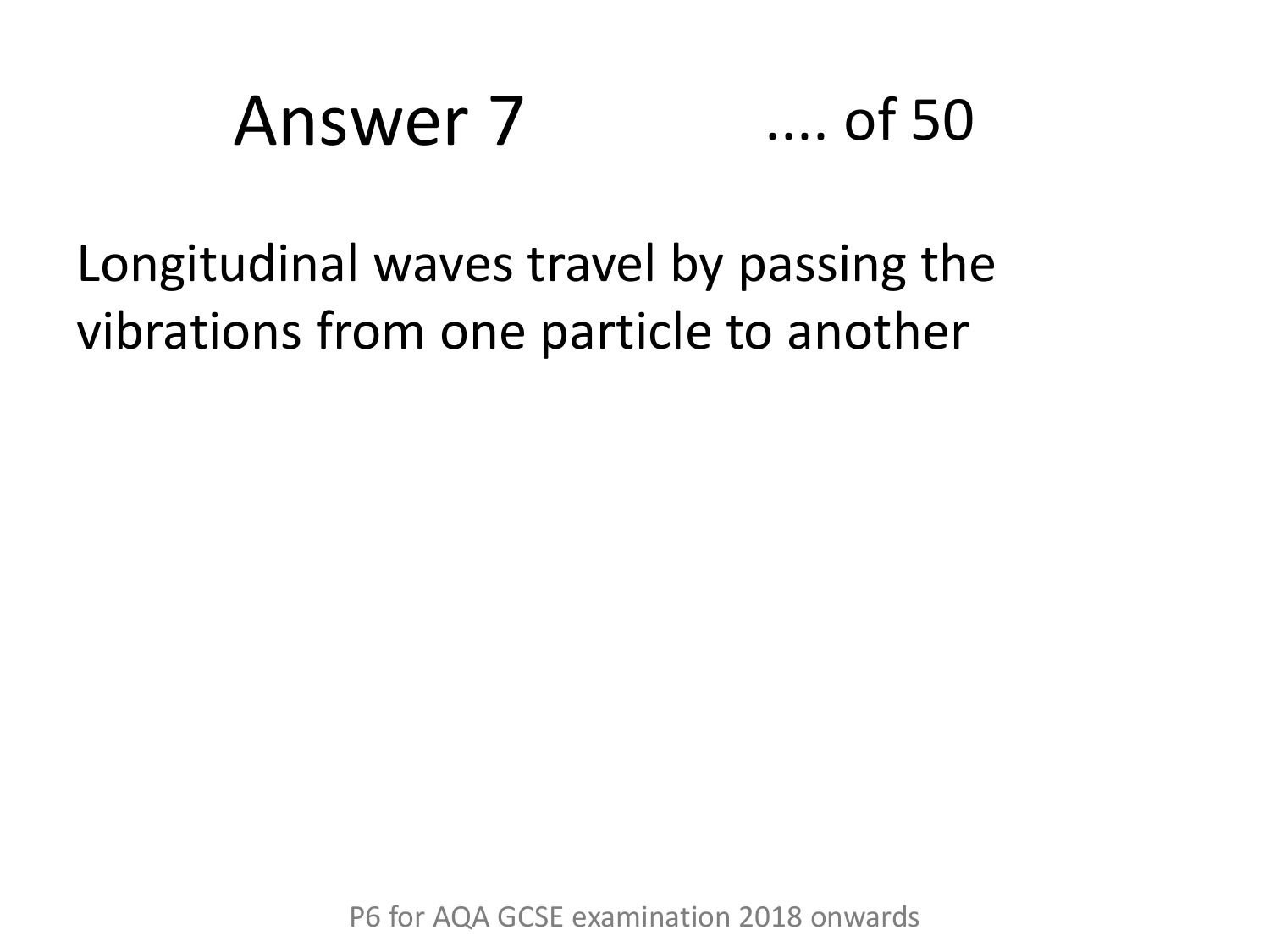# Answer 7 .... of 50

Longitudinal waves travel by passing the vibrations from one particle to another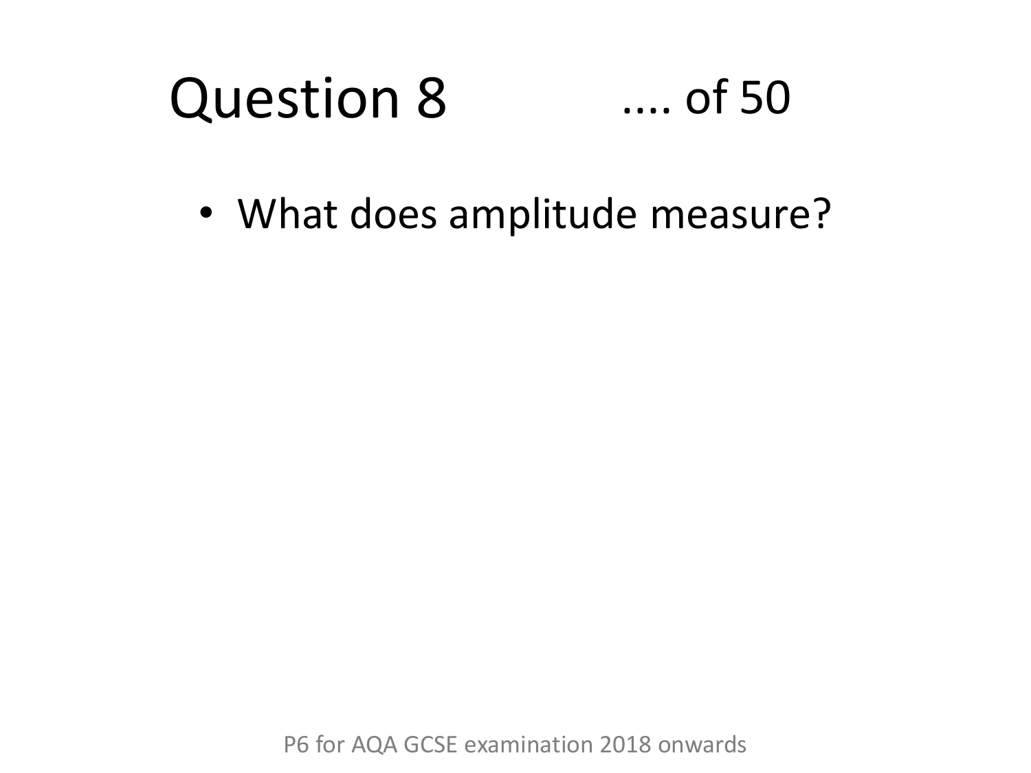# Question 8 .... of 50

- What does amplitude measure?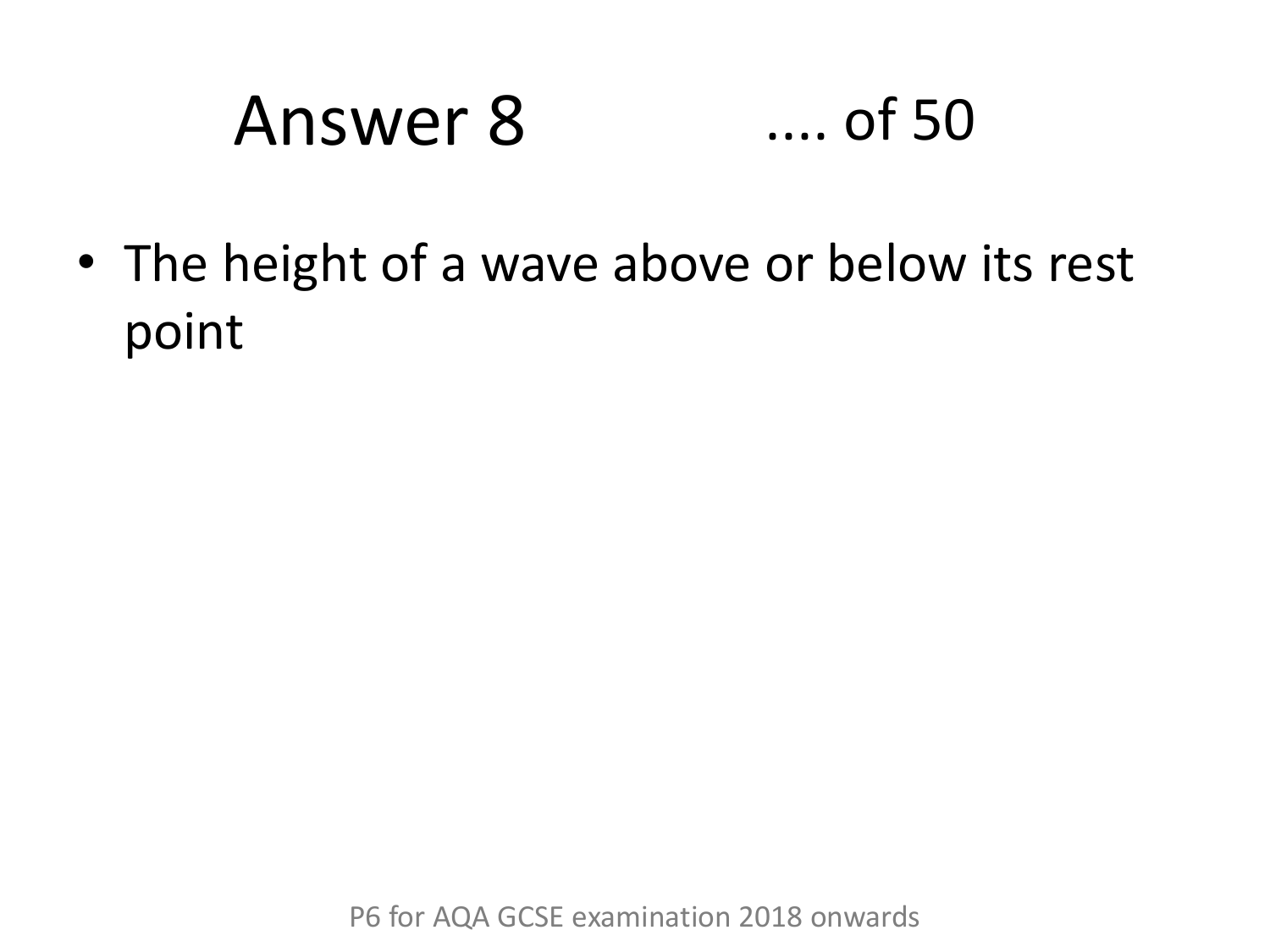# Answer 8 .... of 50

- The height of a wave above or below its rest point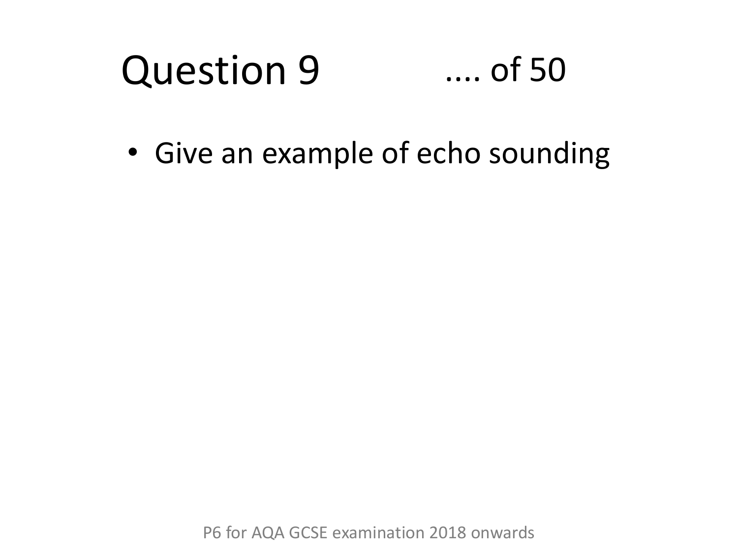# Question 9 .... of 50

- Give an example of echo sounding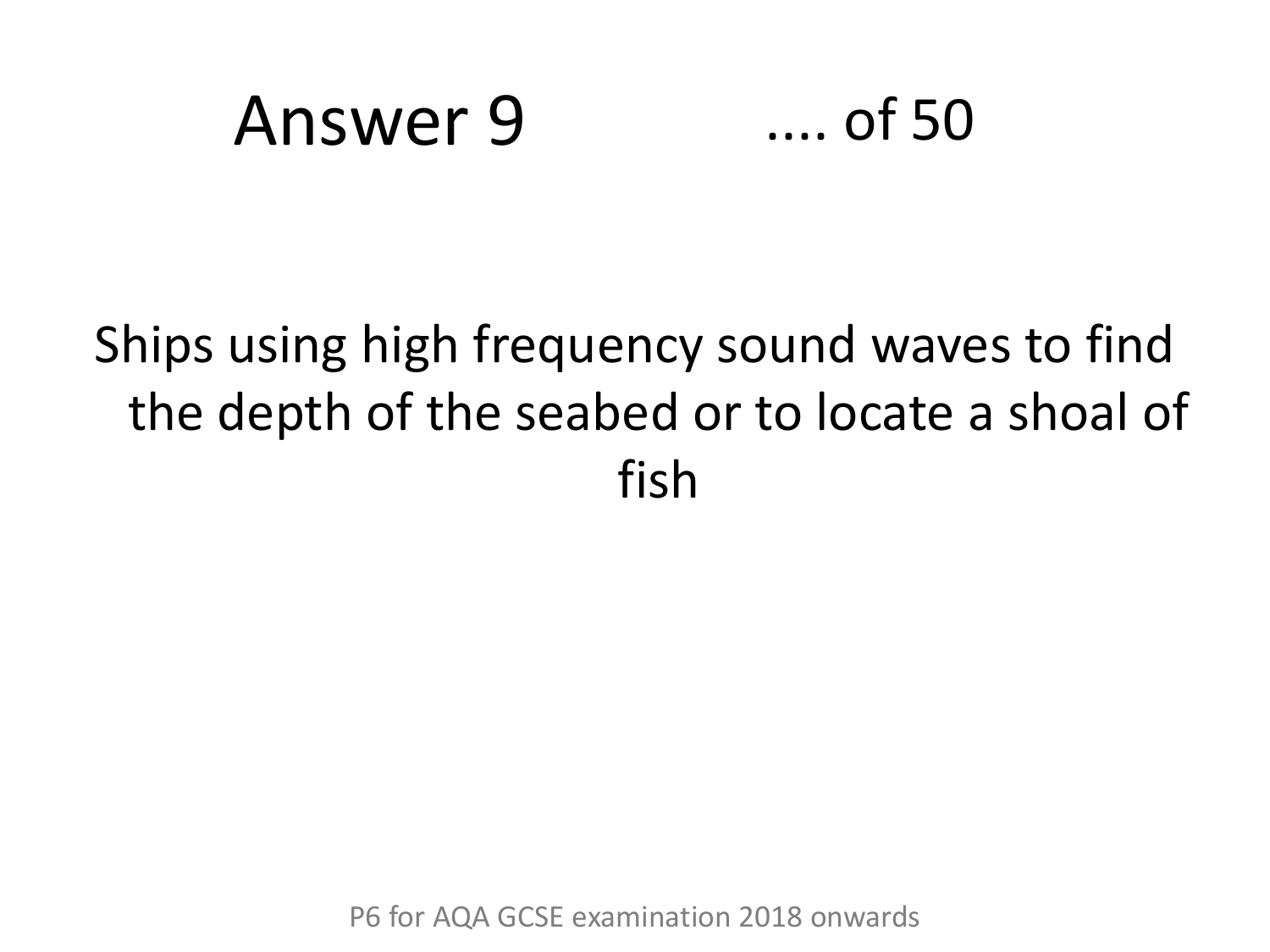# Answer 9 .... of 50

Ships using high frequency sound waves to find the depth of the seabed or to locate a shoal of fish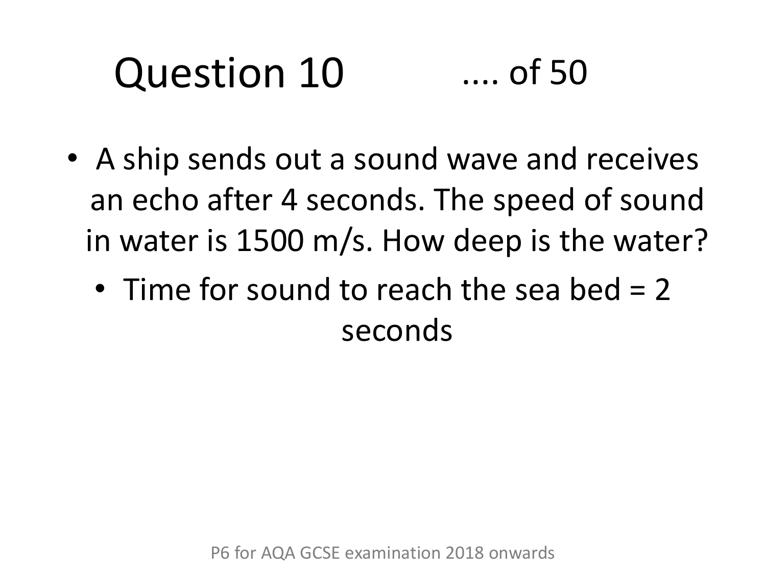# Question 10 .... of 50

- A ship sends out a sound wave and receives an echo after 4 seconds. The speed of sound in water is 1500 m/s. How deep is the water?
  - Time for sound to reach the sea bed = 2 seconds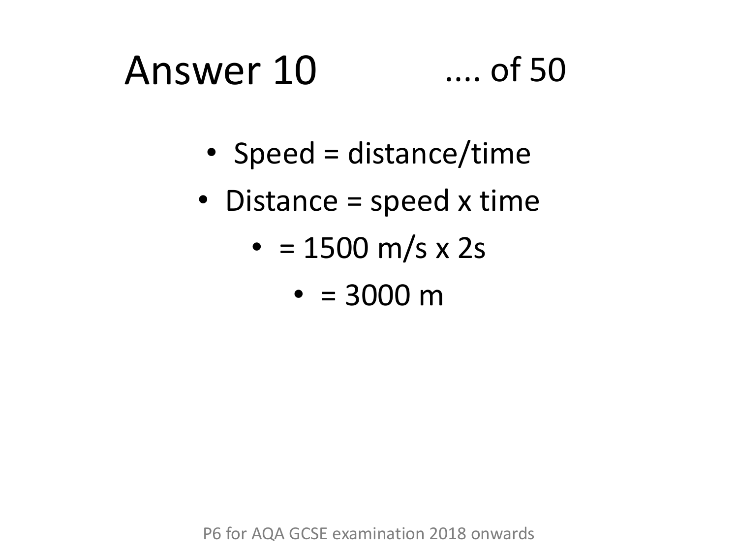# Answer 10 .... of 50

- Speed = distance/time
- Distance = speed x time
- = 1500 m/s x 2s
- = 3000 m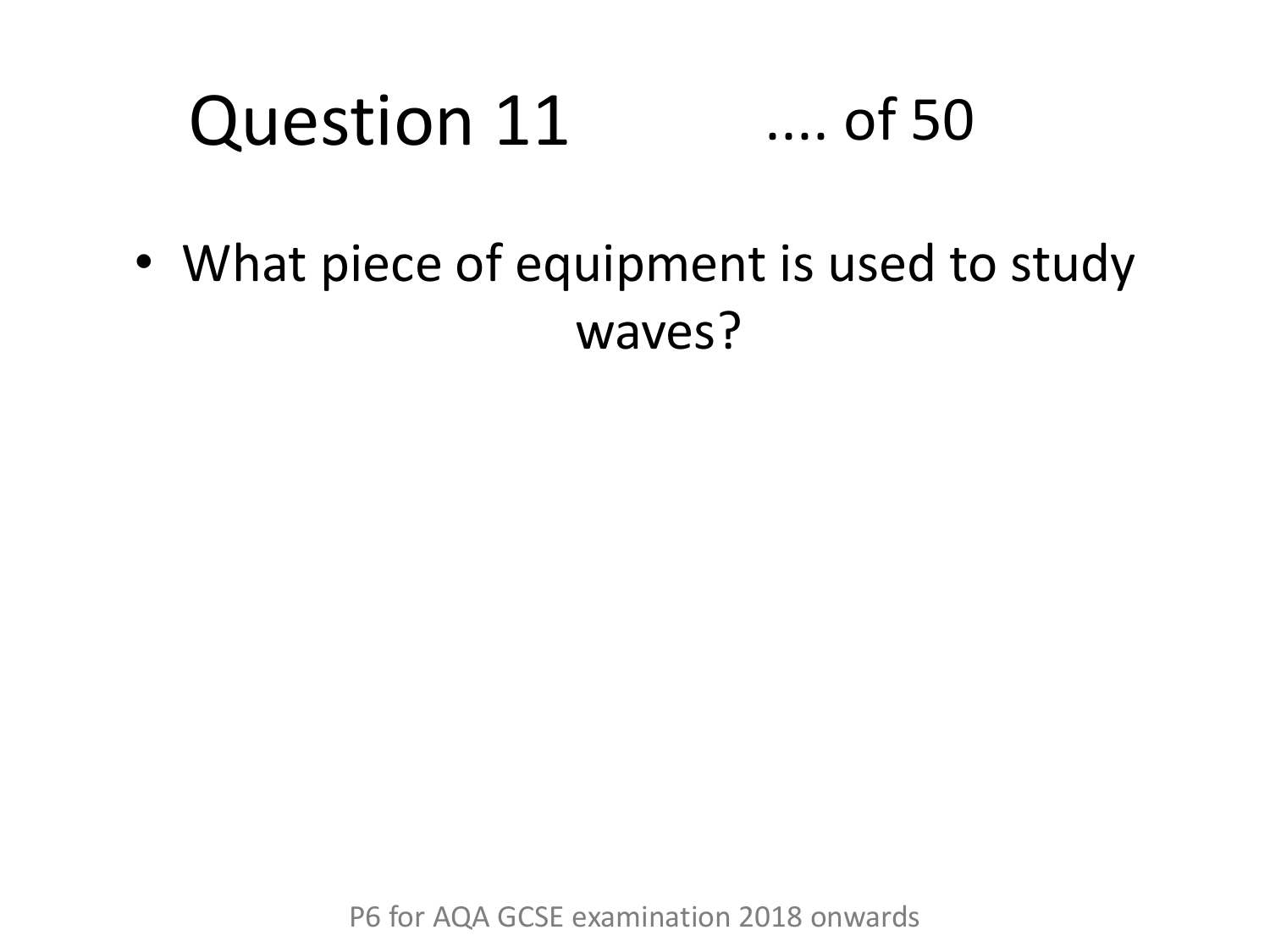# Question 11 .... of 50

- What piece of equipment is used to study waves?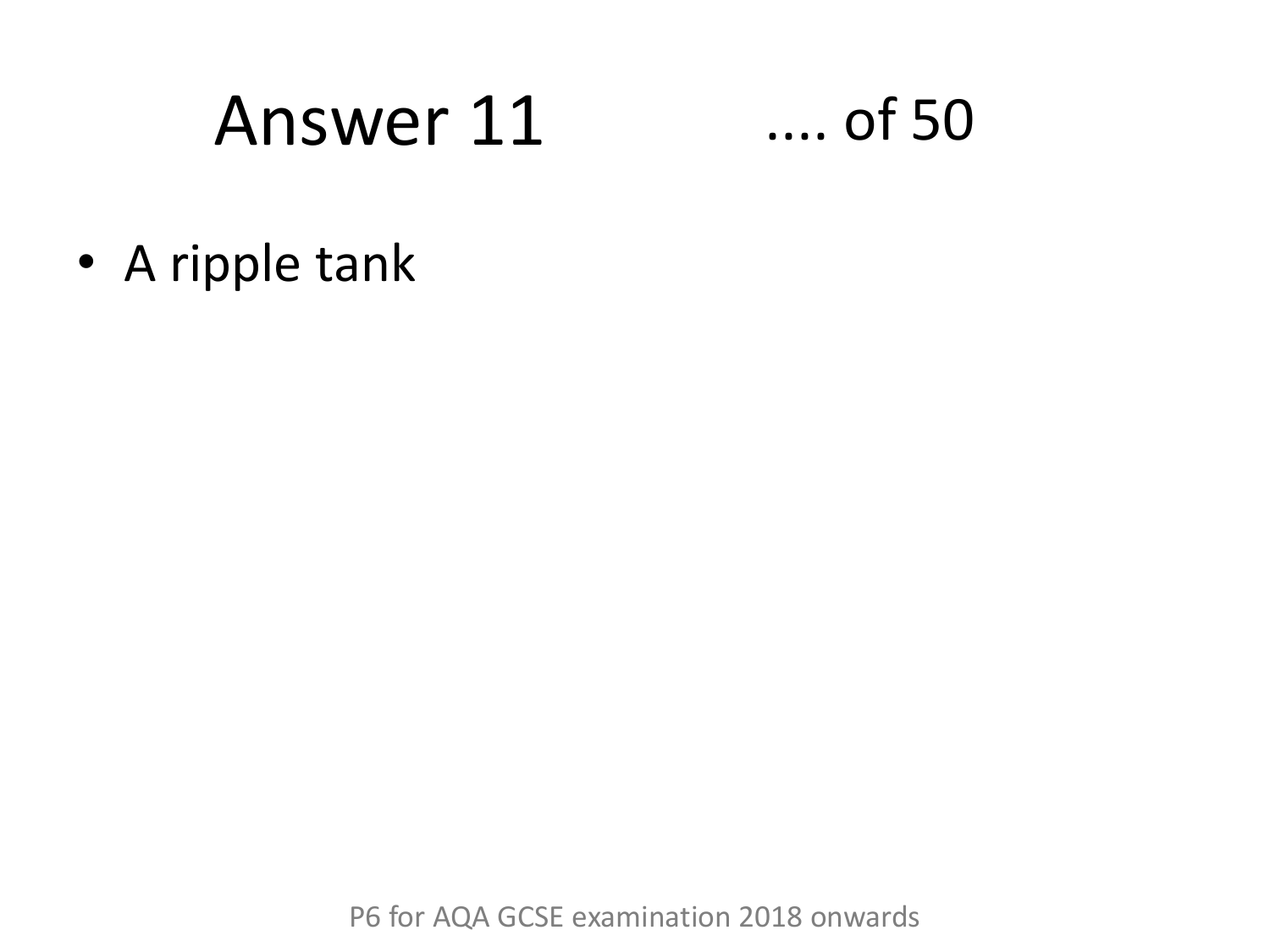# Answer 11

- A ripple tank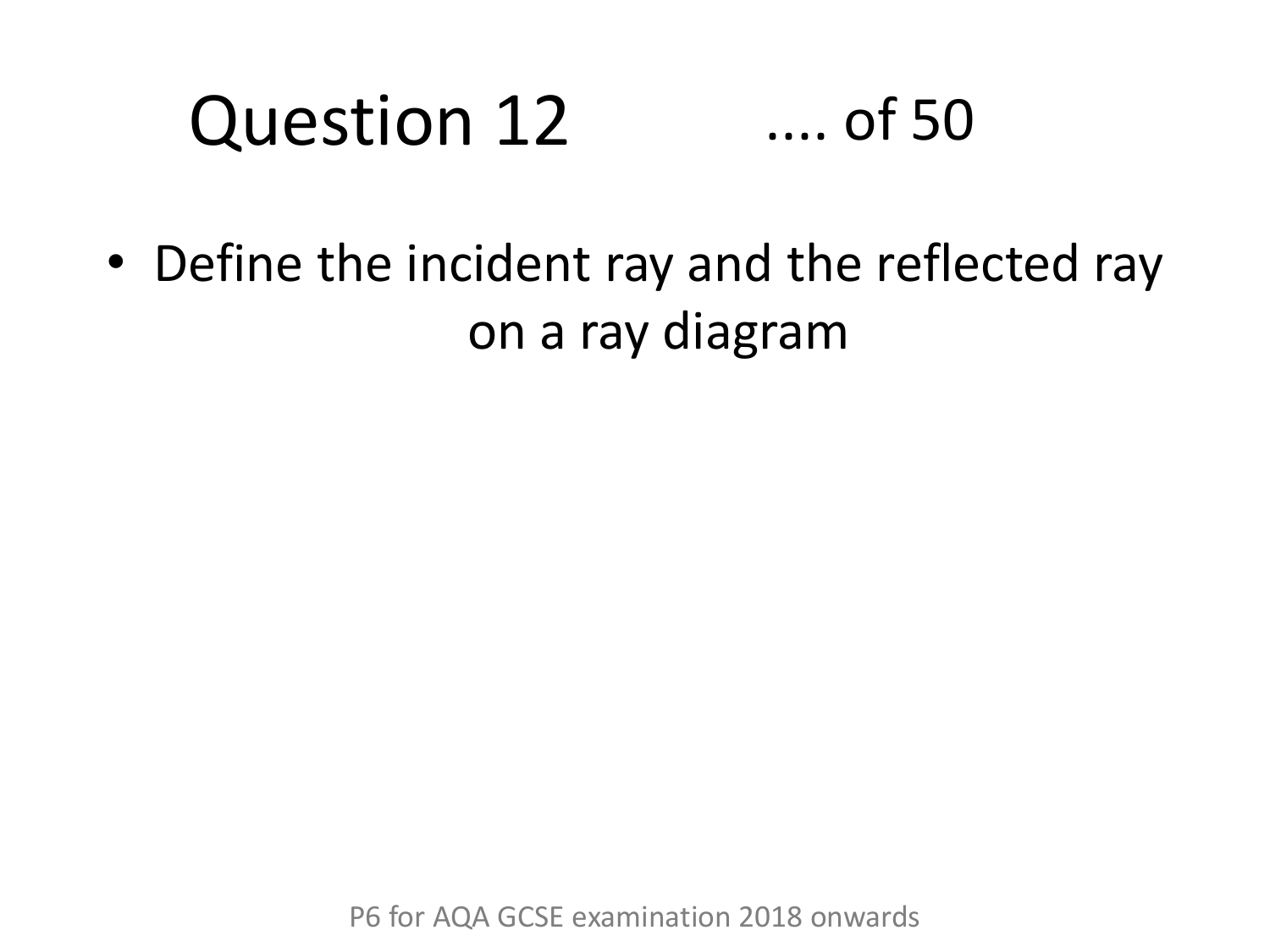# Question 12 .... of 50

- Define the incident ray and the reflected ray on a ray diagram

P6 for AQA GCSE examination 2018 onwards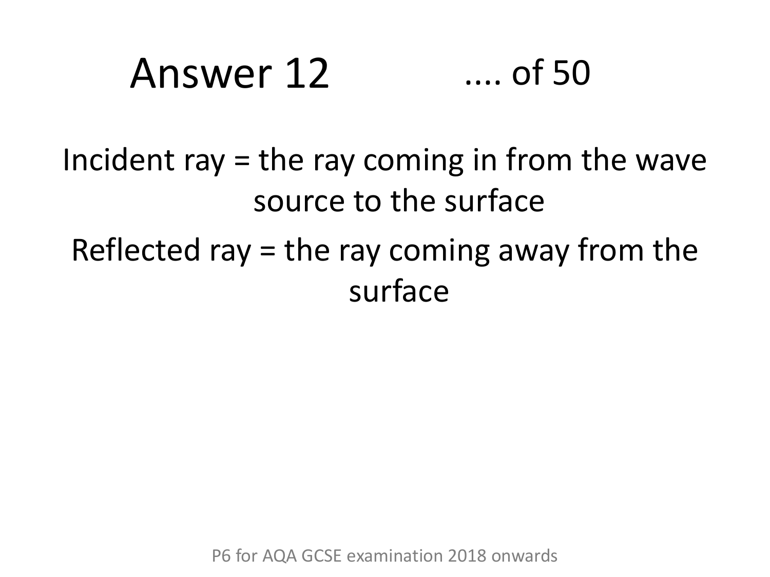# Answer 12 .... of 50

Incident ray = the ray coming in from the wave source to the surface

Reflected ray = the ray coming away from the surface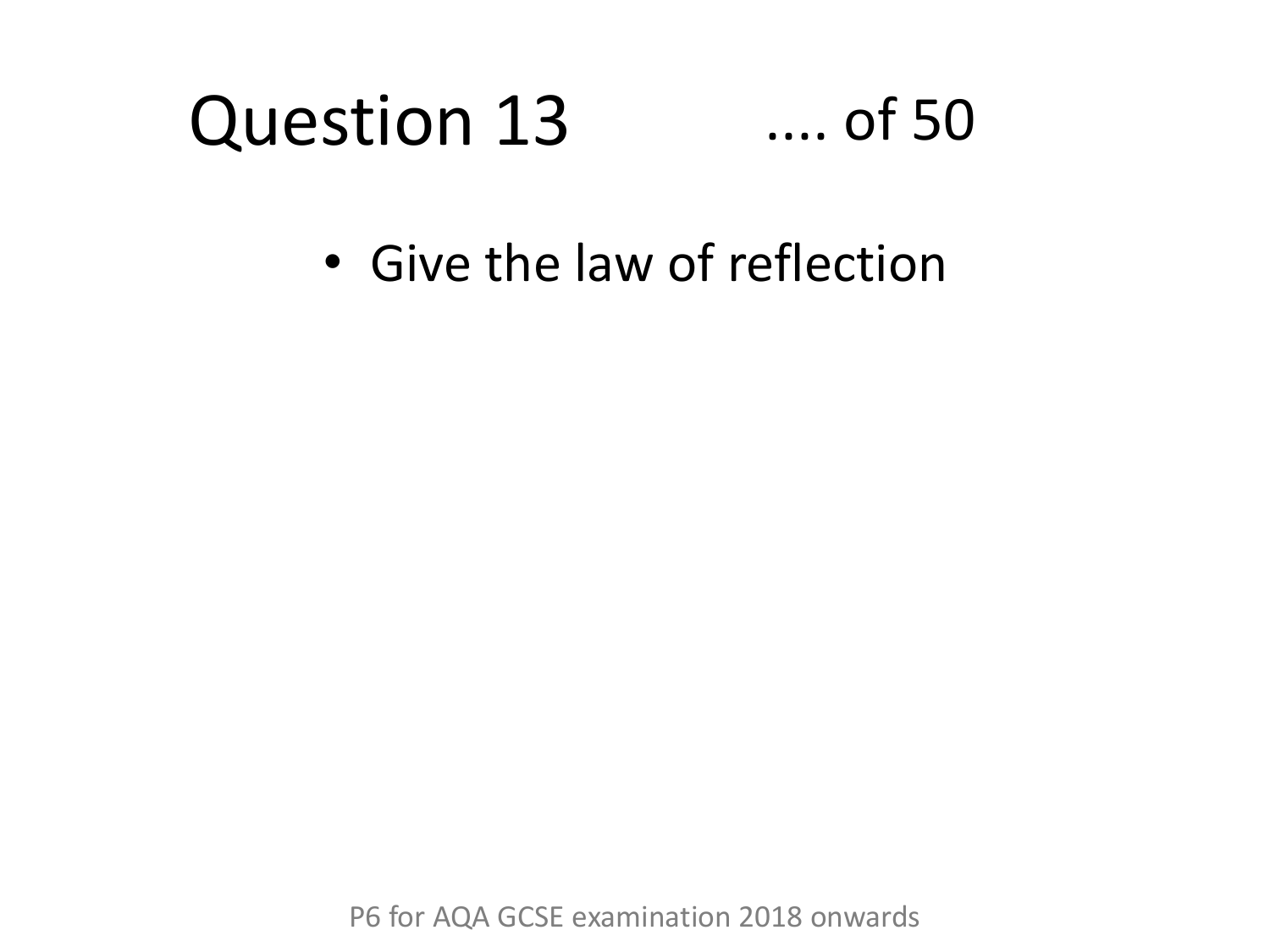# Question 13 .... of 50

- Give the law of reflection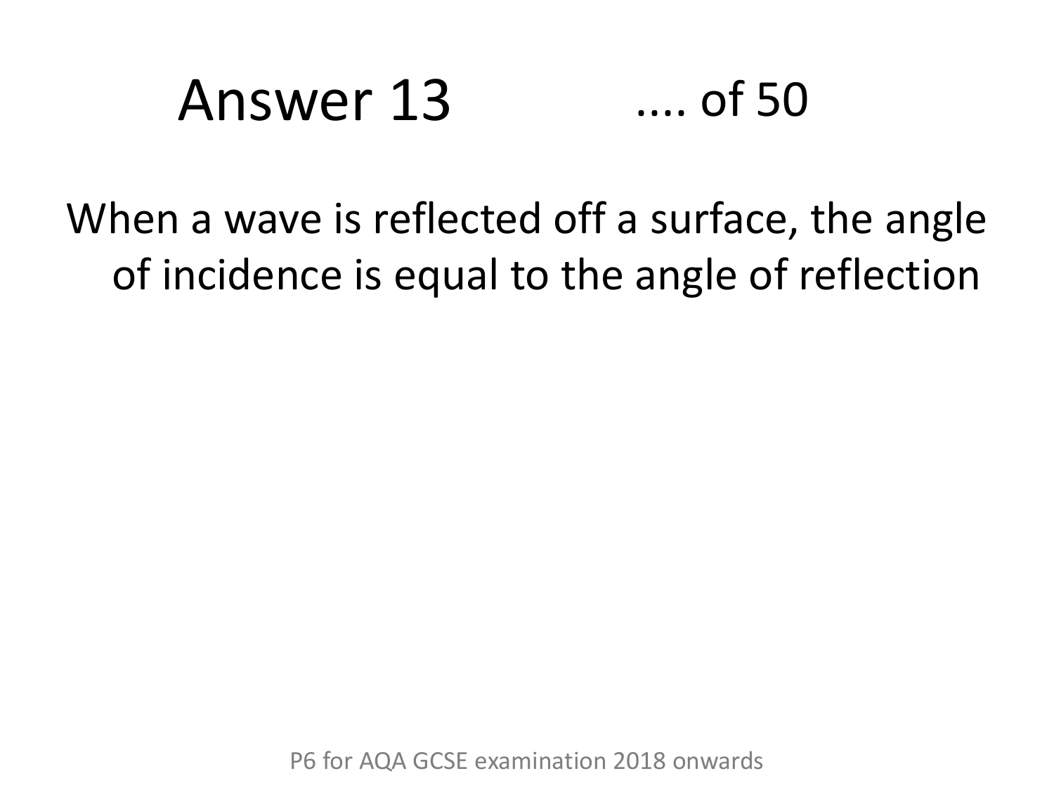# Answer 13 .... of 50

When a wave is reflected off a surface, the angle of incidence is equal to the angle of reflection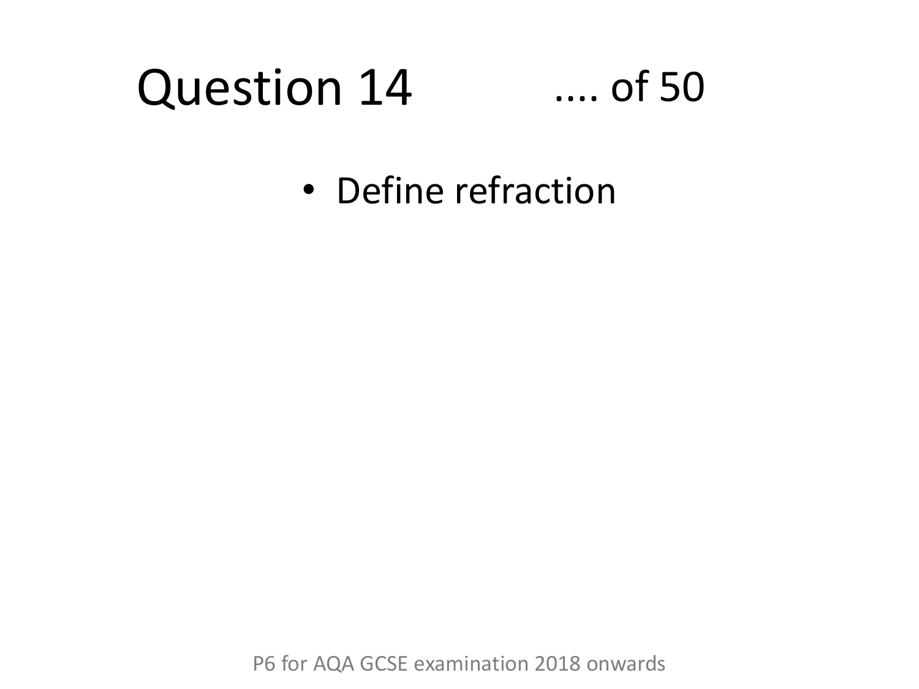# Question 14 .... of 50

- Define refraction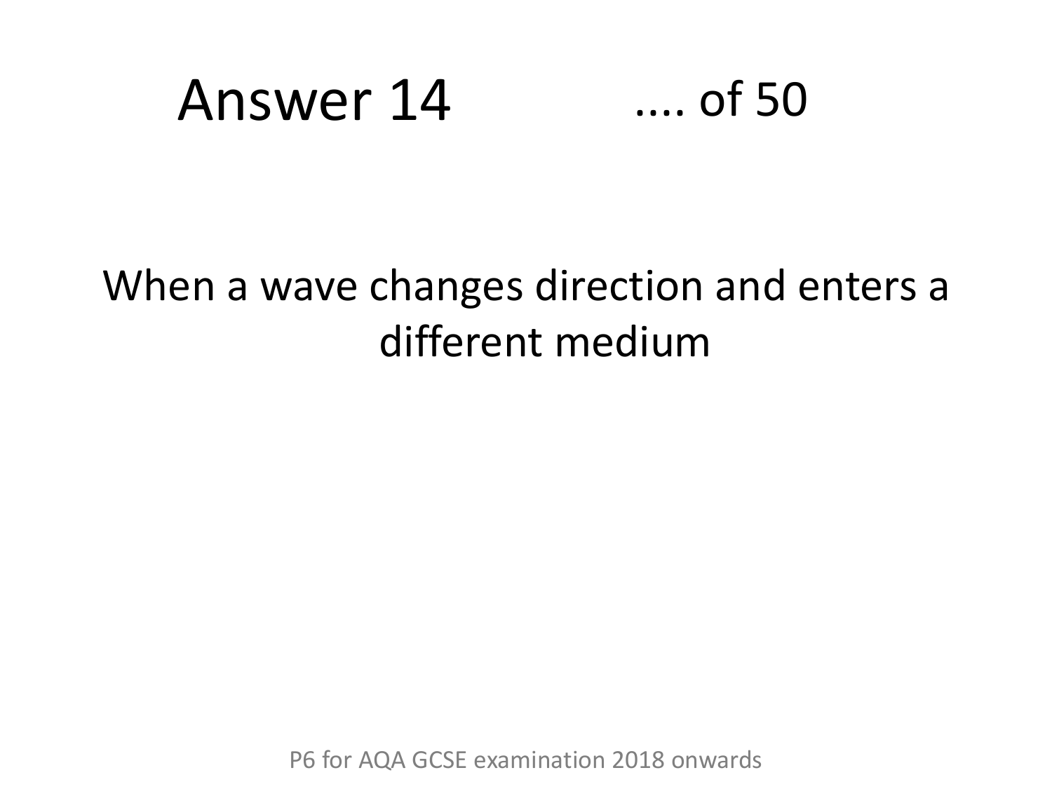# Answer 14

.... of 50

When a wave changes direction and enters a different medium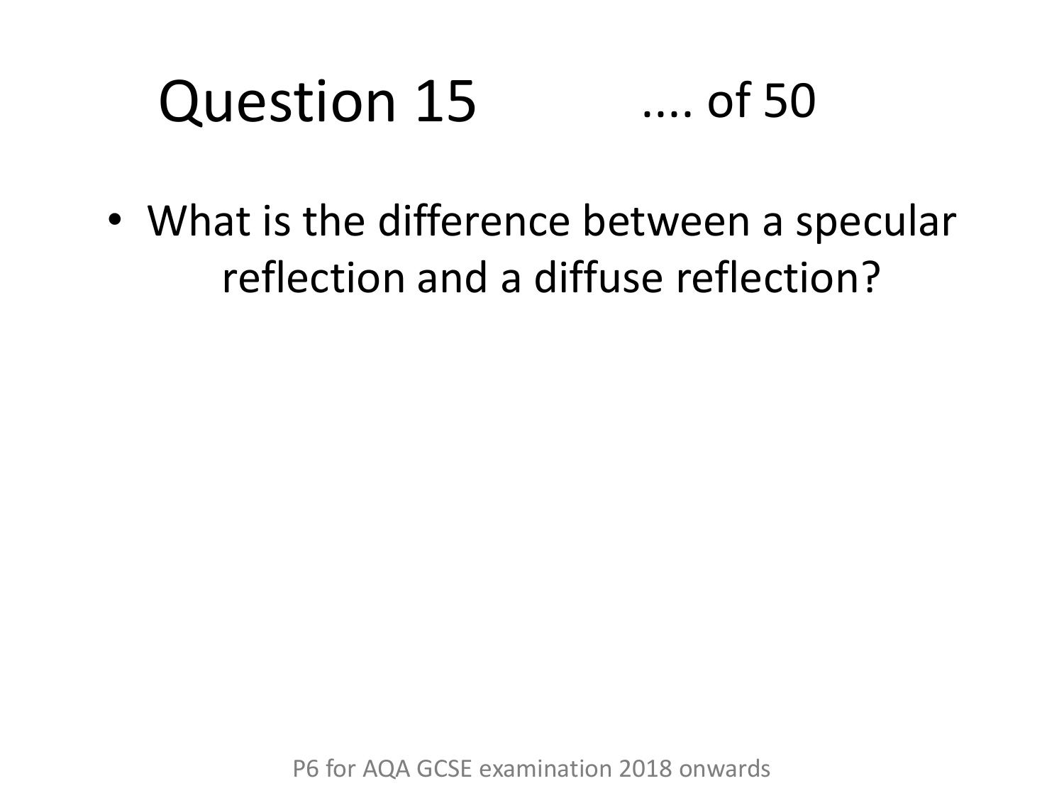# Question 15 .... of 50

- What is the difference between a specular reflection and a diffuse reflection?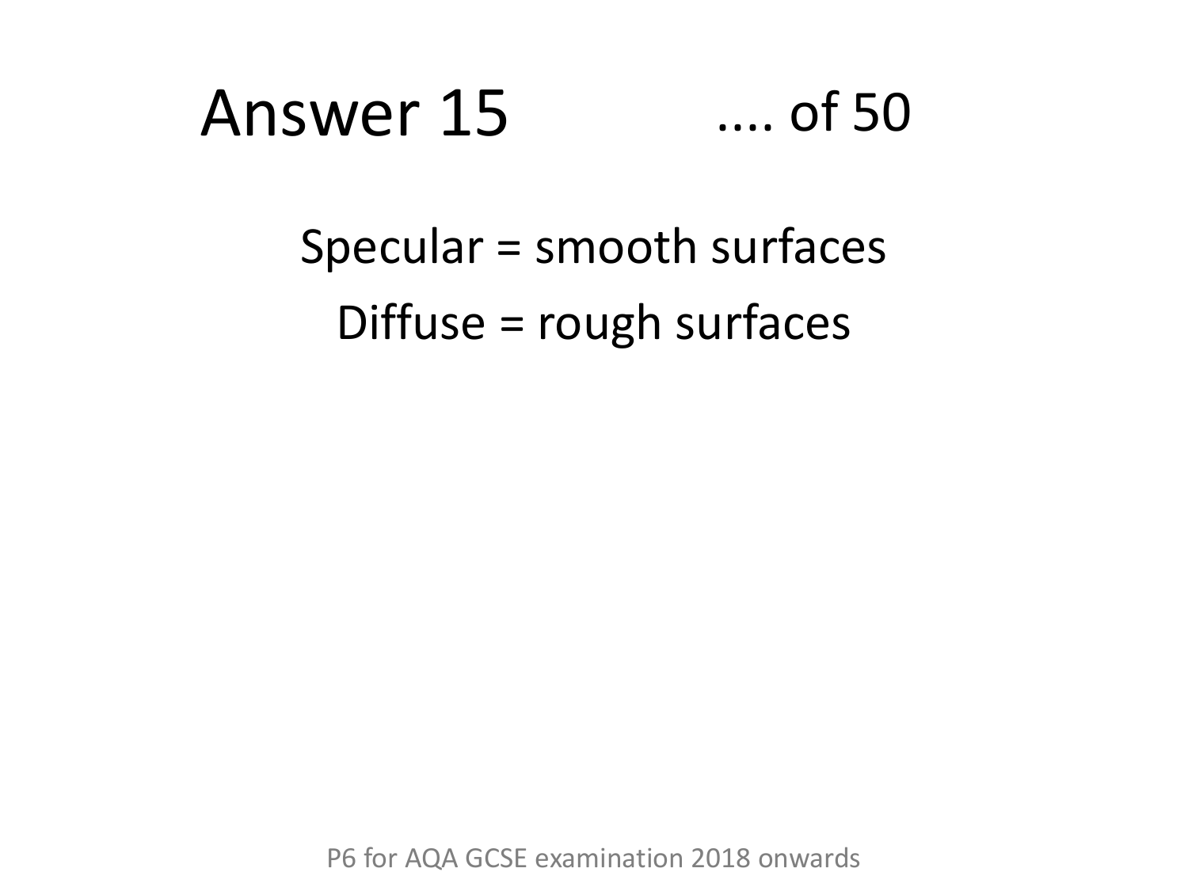# Answer 15

.... of 50

Specular = smooth surfaces

Diffuse = rough surfaces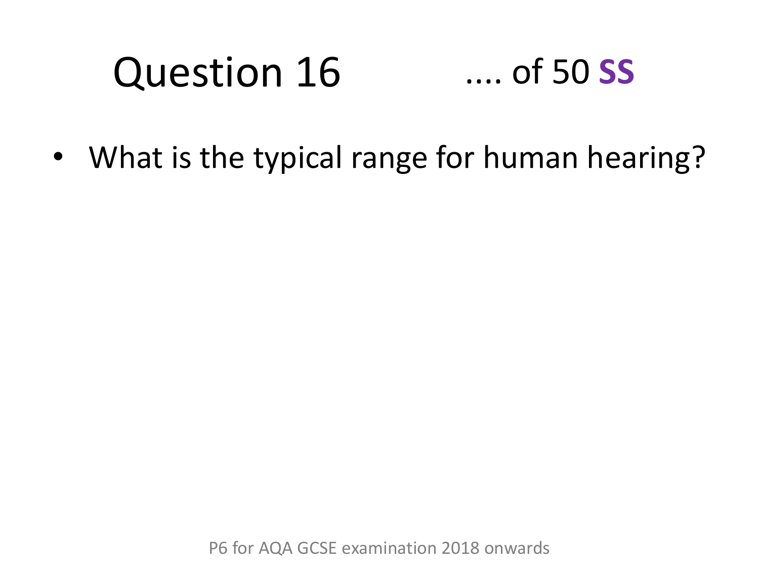# Question 16 .... of 50 **SS**

- What is the typical range for human hearing?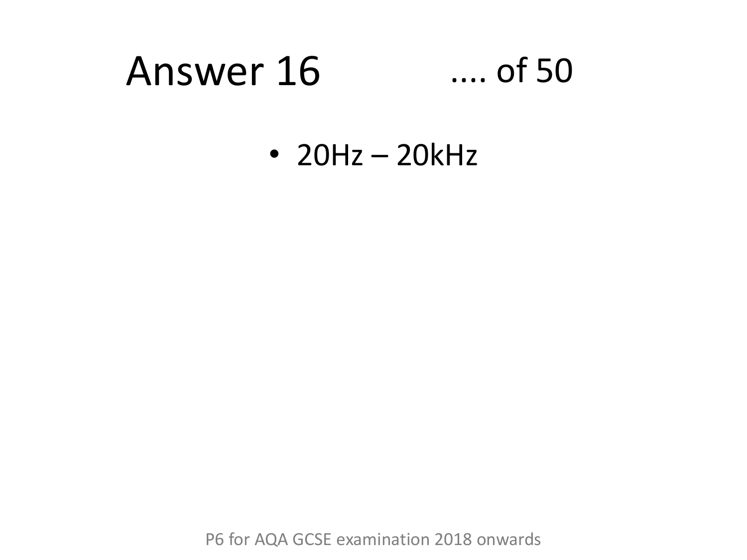# Answer 16

- 20Hz – 20kHz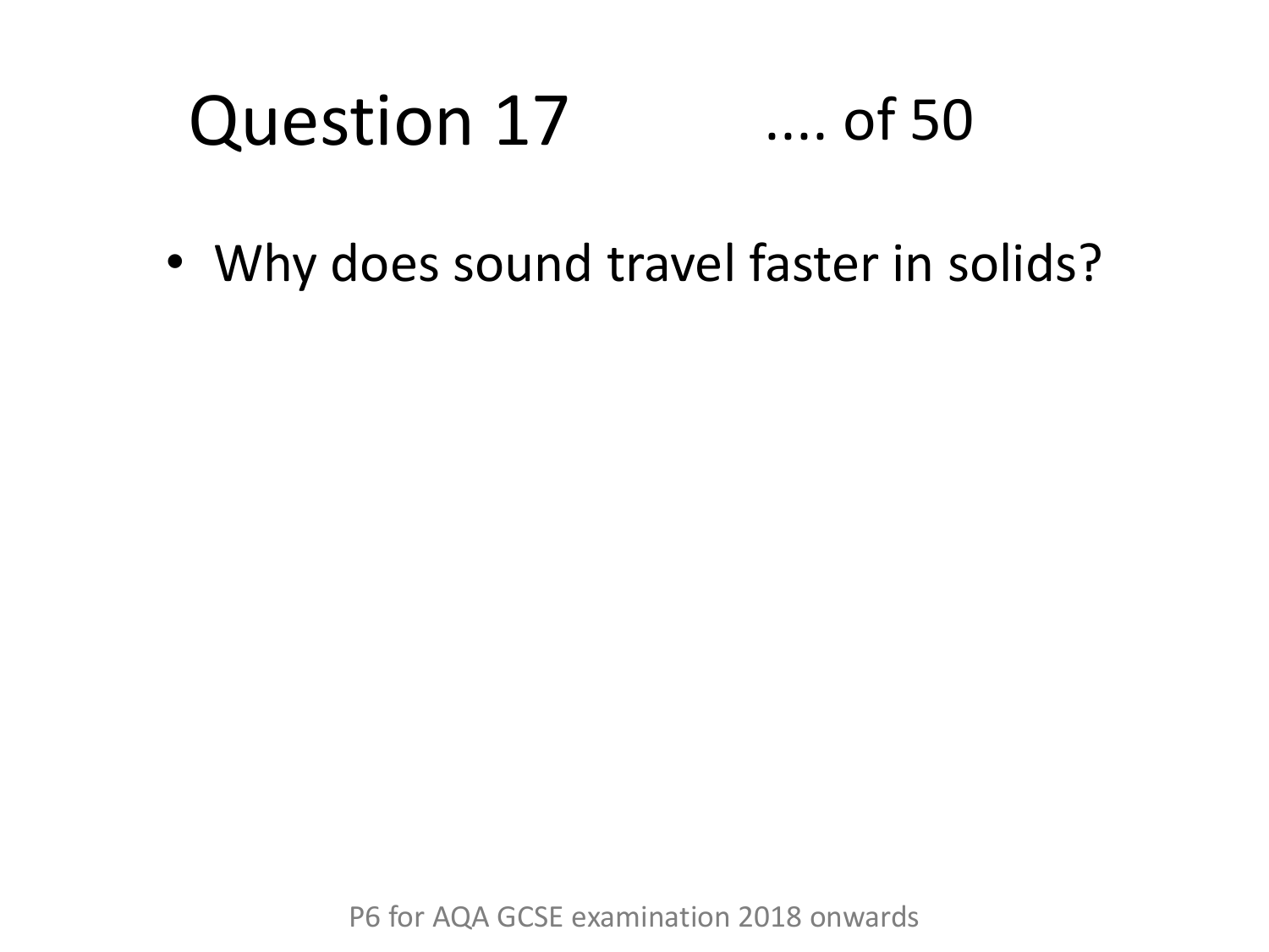# Question 17 .... of 50

- Why does sound travel faster in solids?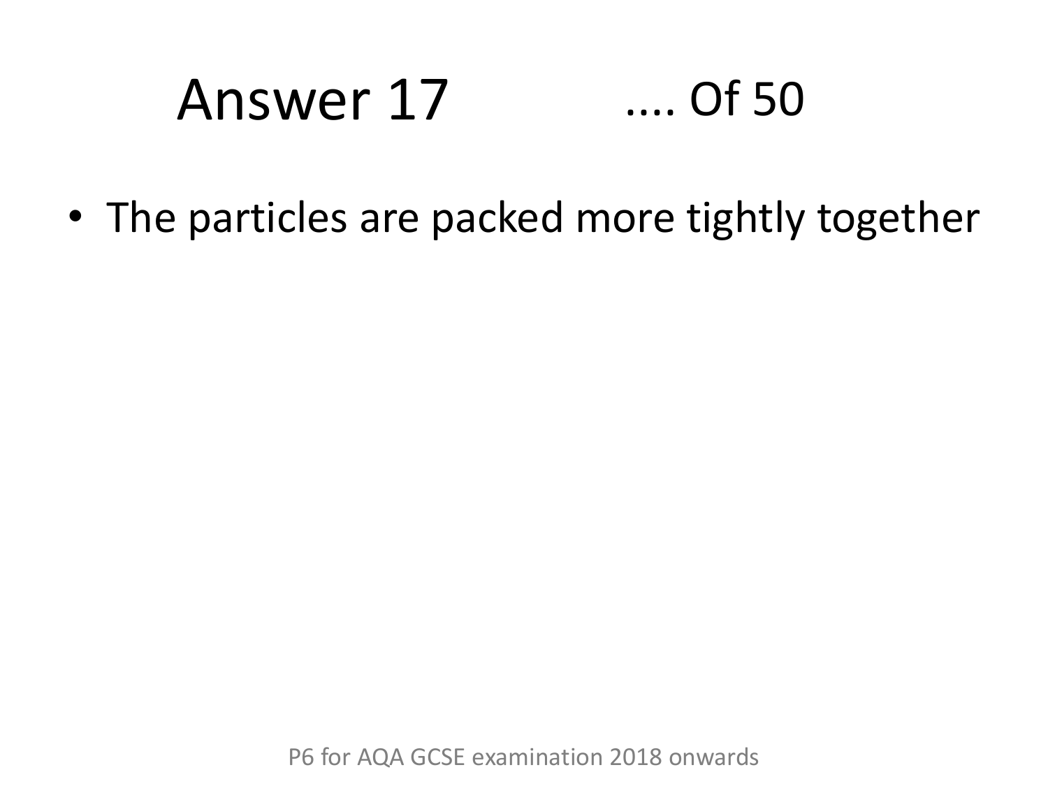# Answer 17 .... Of 50

- The particles are packed more tightly together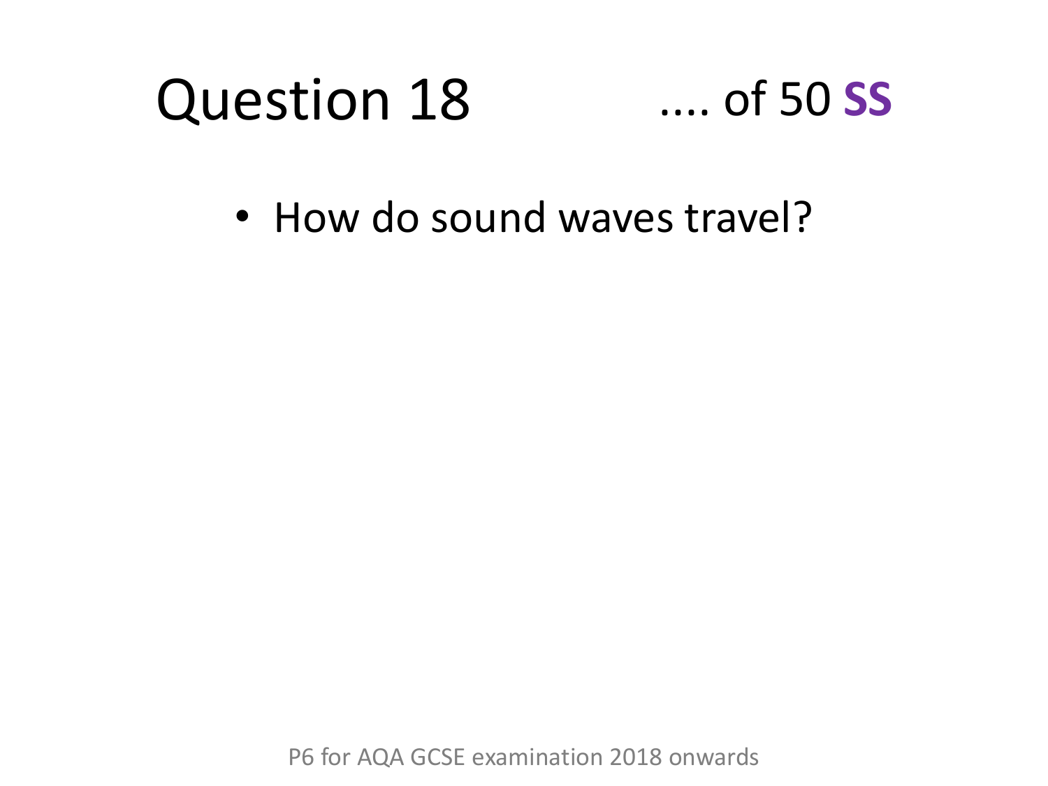# Question 18

.... of 50 **SS**

- How do sound waves travel?

P6 for AQA GCSE examination 2018 onwards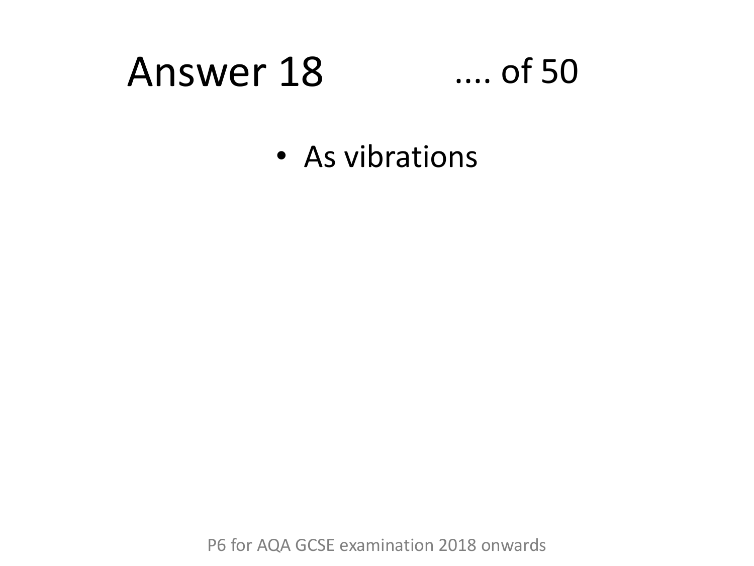# Answer 18 .... of 50

- As vibrations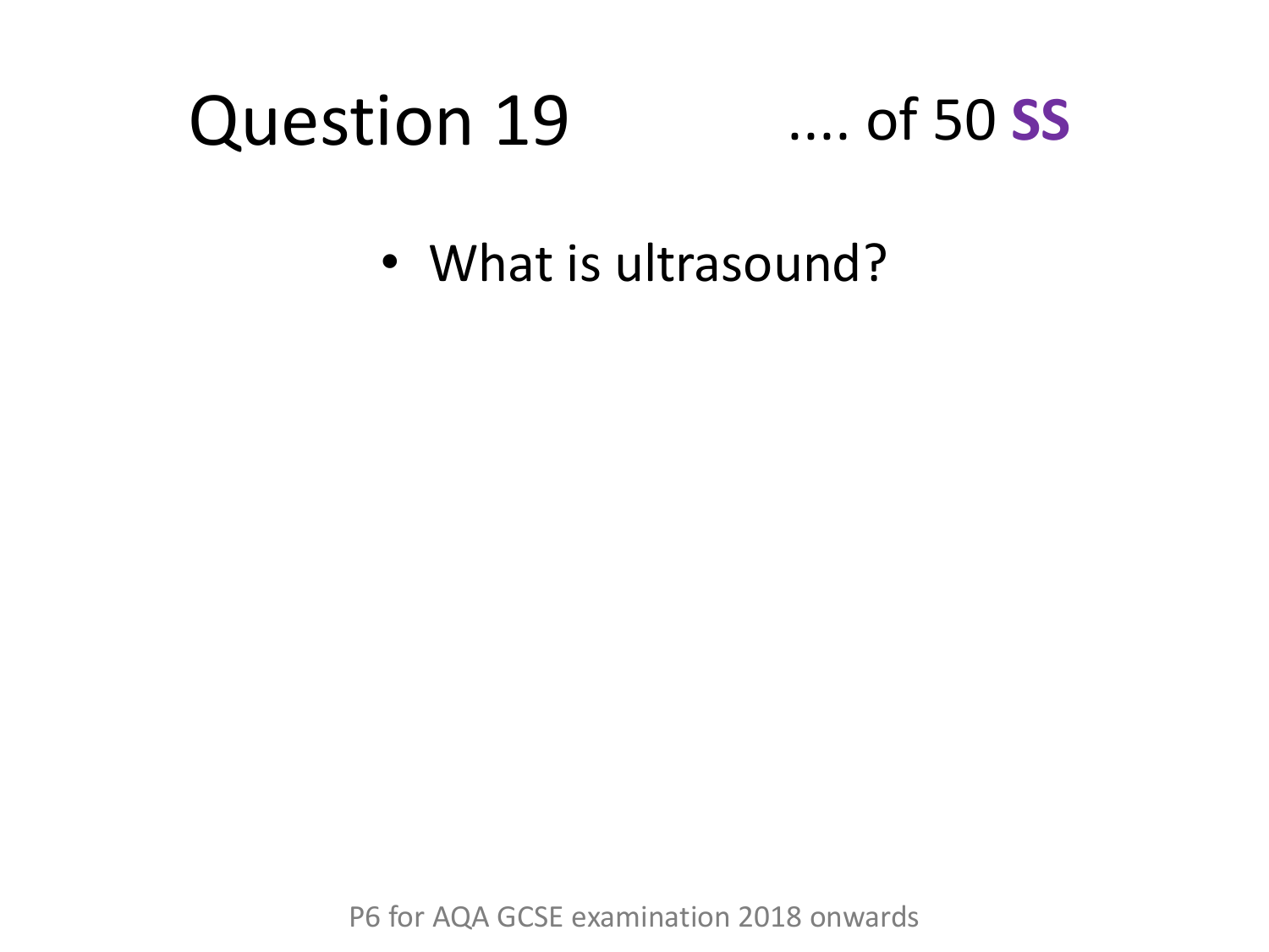# Question 19 .... of 50 **SS**

- What is ultrasound?

P6 for AQA GCSE examination 2018 onwards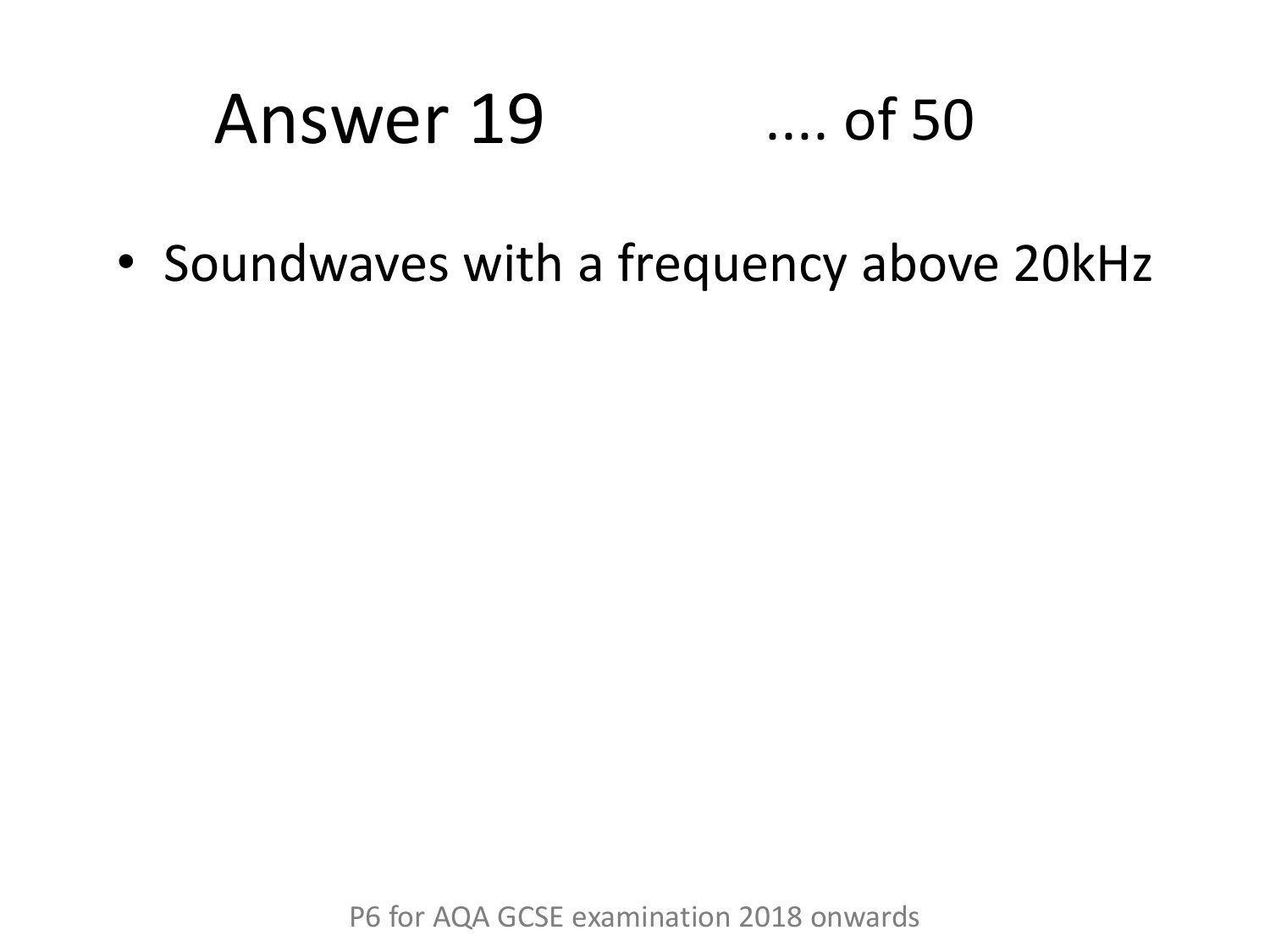# Answer 19 .... of 50

- Soundwaves with a frequency above 20kHz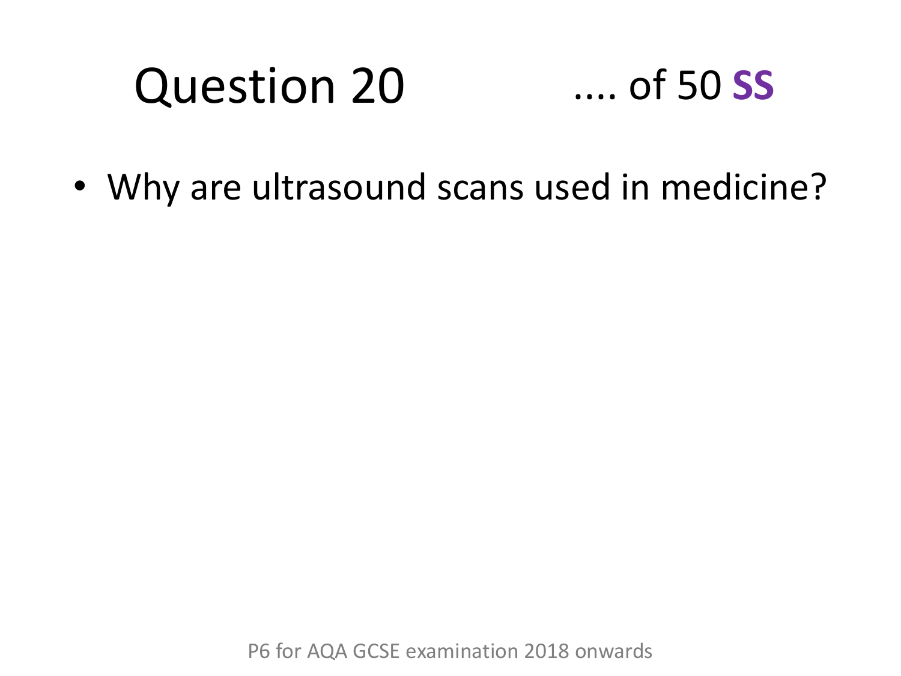# Question 20

.... of 50 **SS**

- Why are ultrasound scans used in medicine?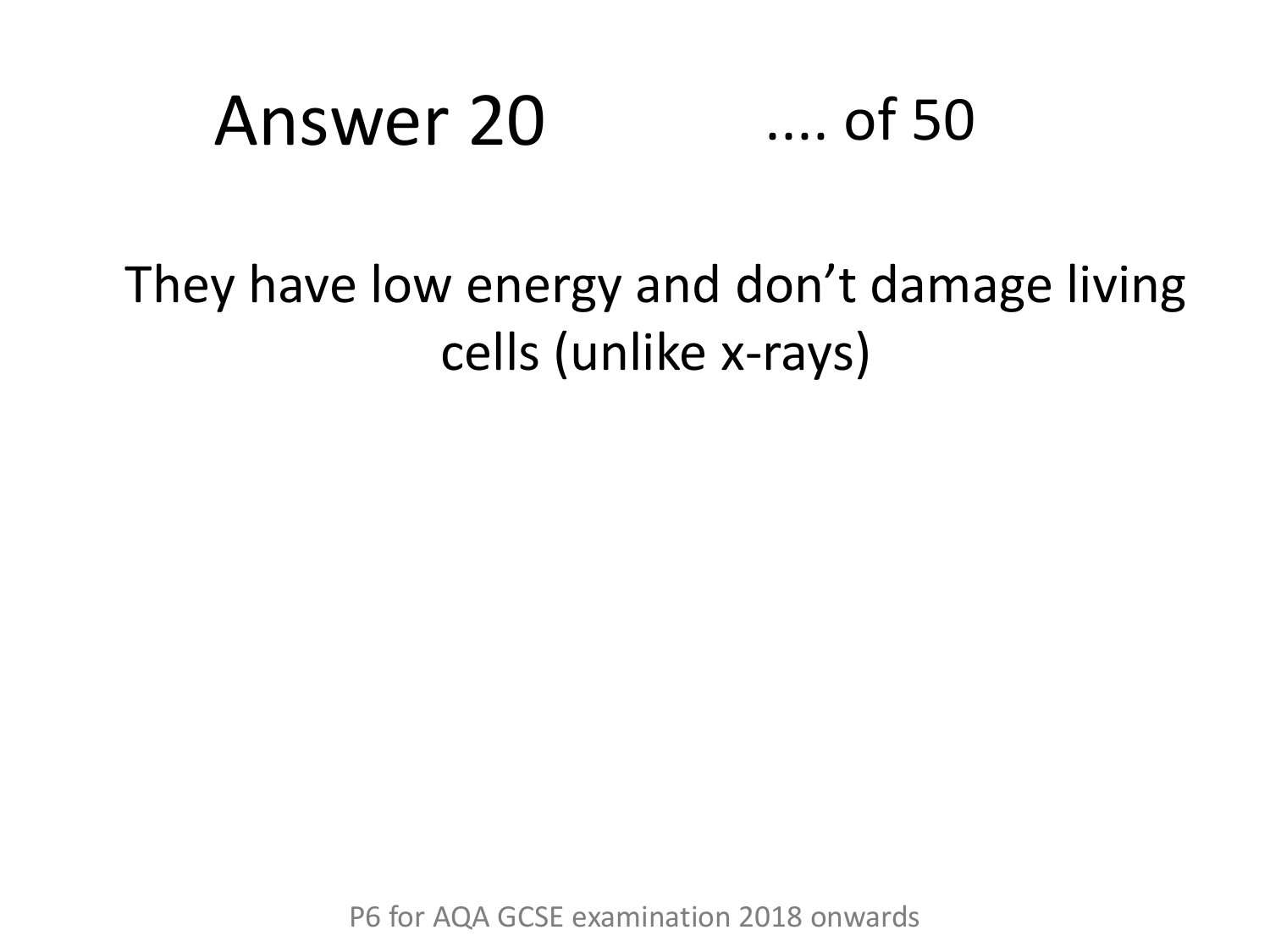# Answer 20 .... of 50

They have low energy and don’t damage living cells (unlike x-rays)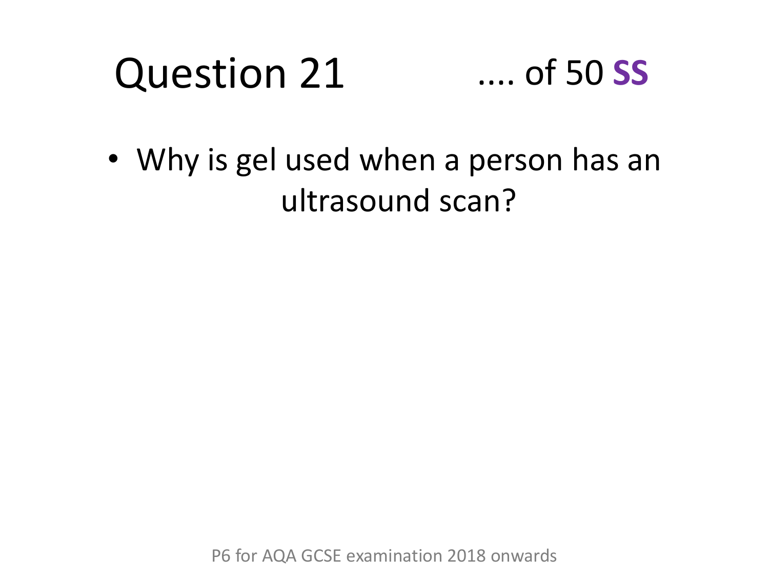# Question 21

.... of 50 **SS**

- Why is gel used when a person has an ultrasound scan?

P6 for AQA GCSE examination 2018 onwards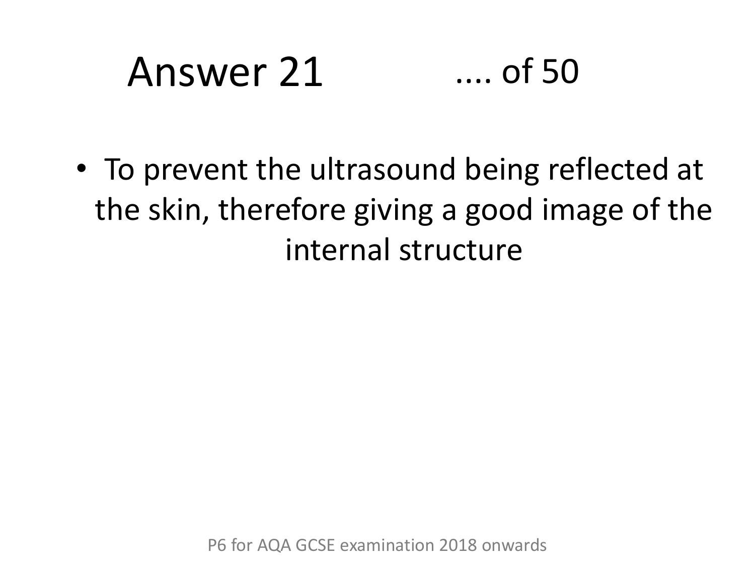# Answer 21 .... of 50

- To prevent the ultrasound being reflected at the skin, therefore giving a good image of the internal structure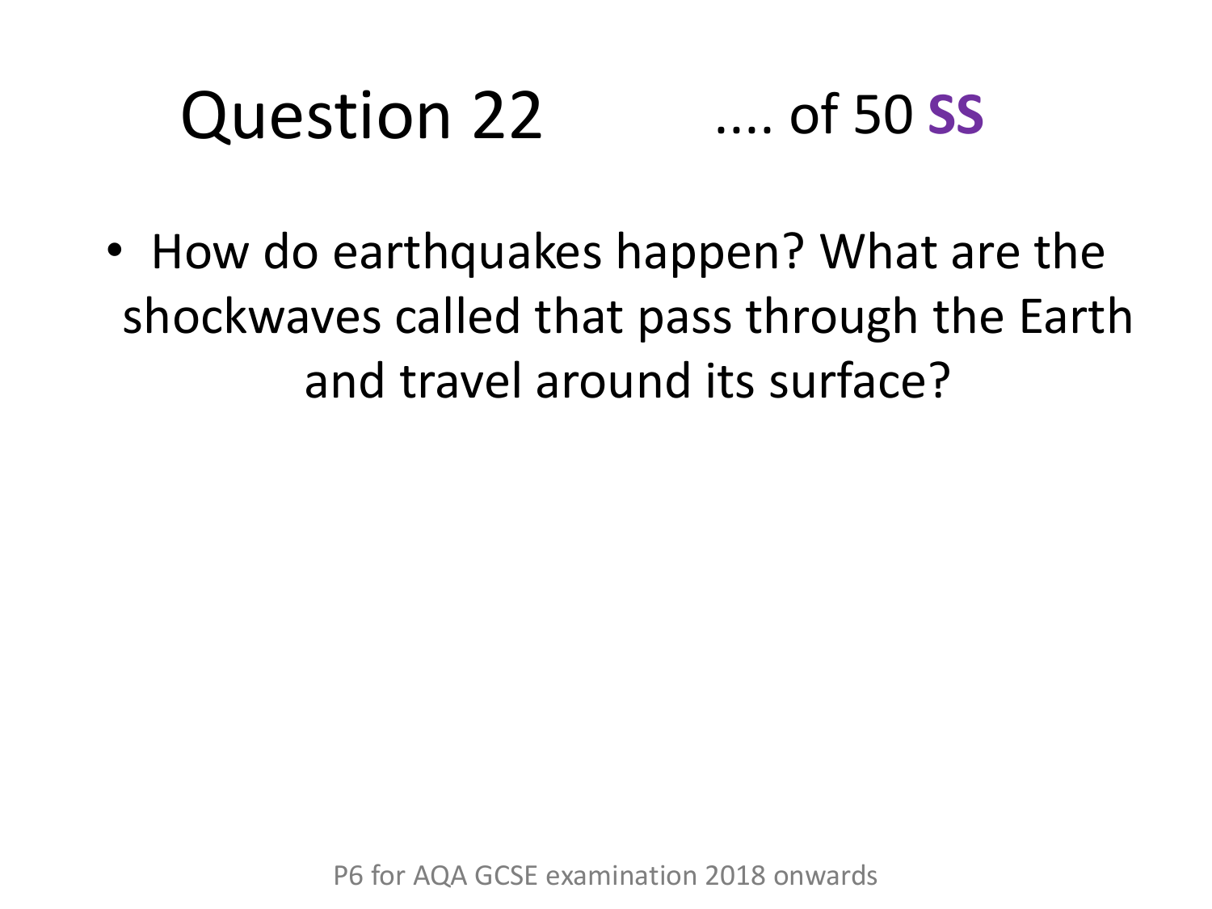# Question 22 .... of 50 **SS**

- How do earthquakes happen? What are the shockwaves called that pass through the Earth and travel around its surface?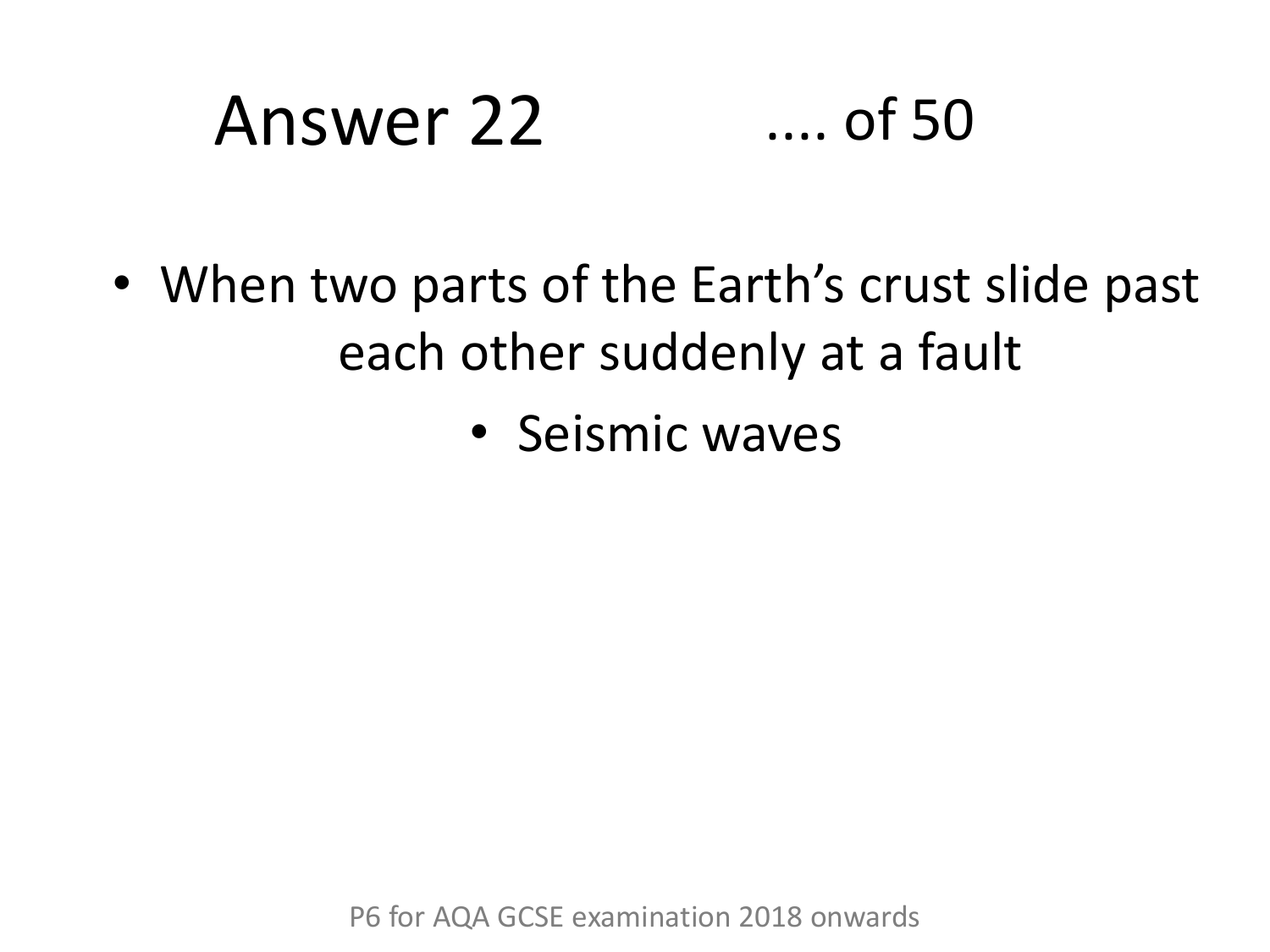# Answer 22 .... of 50

- When two parts of the Earth's crust slide past each other suddenly at a fault
- Seismic waves

P6 for AQA GCSE examination 2018 onwards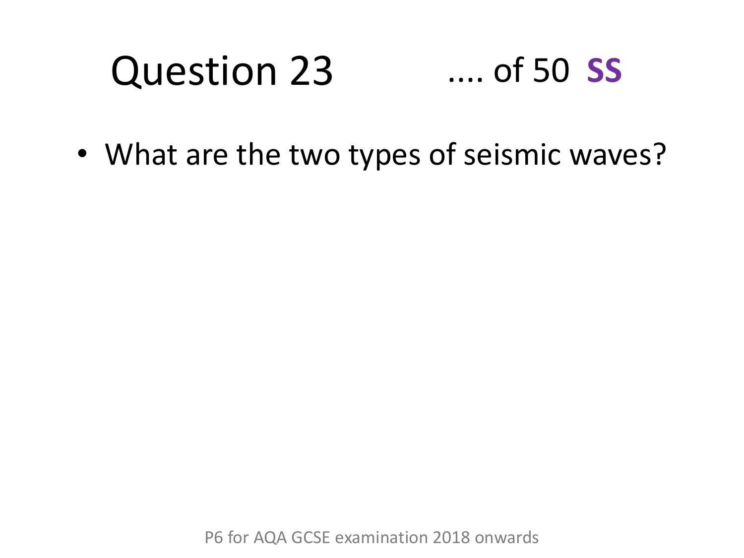# Question 23

.... of 50 **SS**

- What are the two types of seismic waves?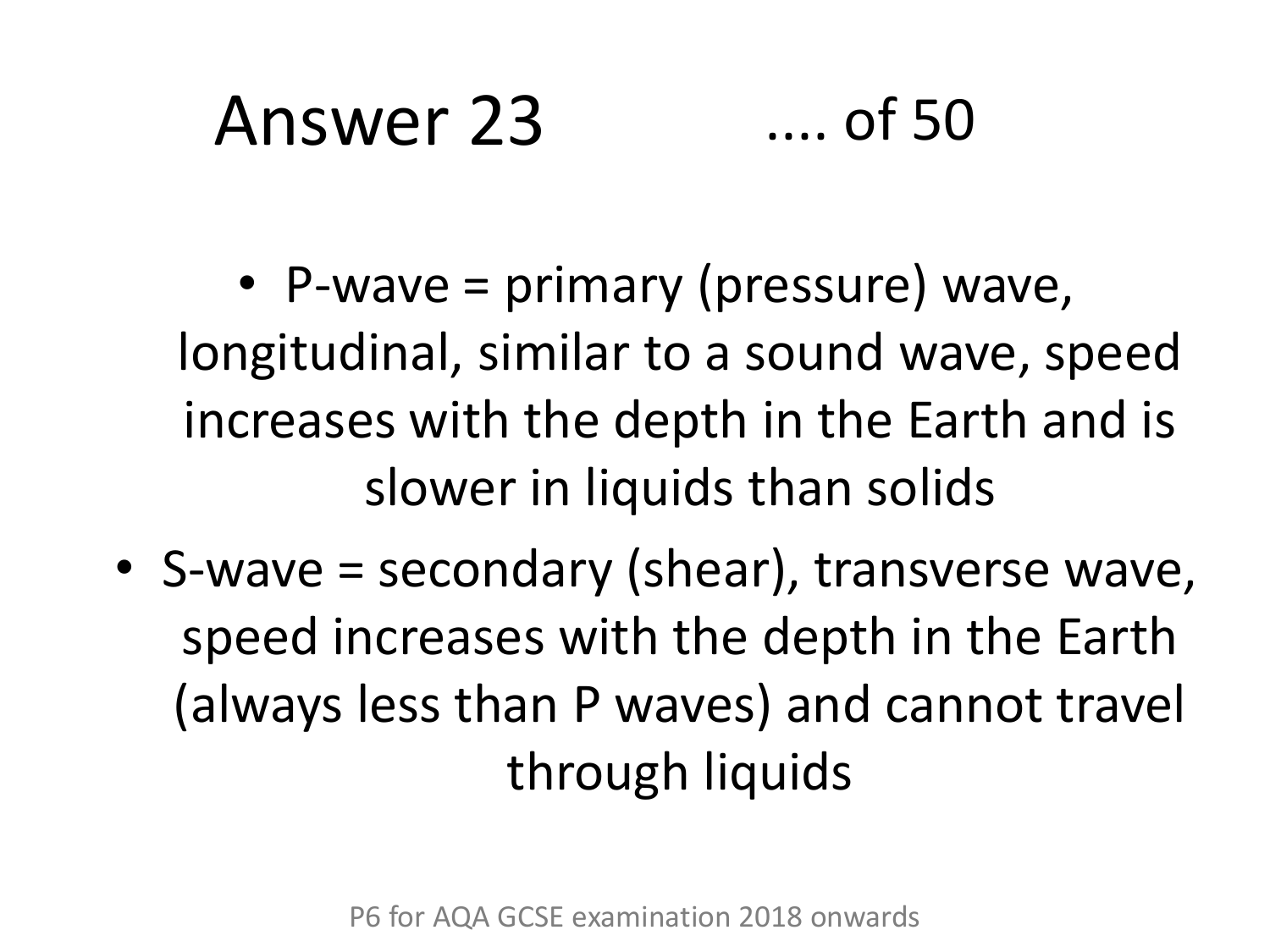# Answer 23 .... of 50

- P-wave = primary (pressure) wave, longitudinal, similar to a sound wave, speed increases with the depth in the Earth and is slower in liquids than solids
- S-wave = secondary (shear), transverse wave, speed increases with the depth in the Earth (always less than P waves) and cannot travel through liquids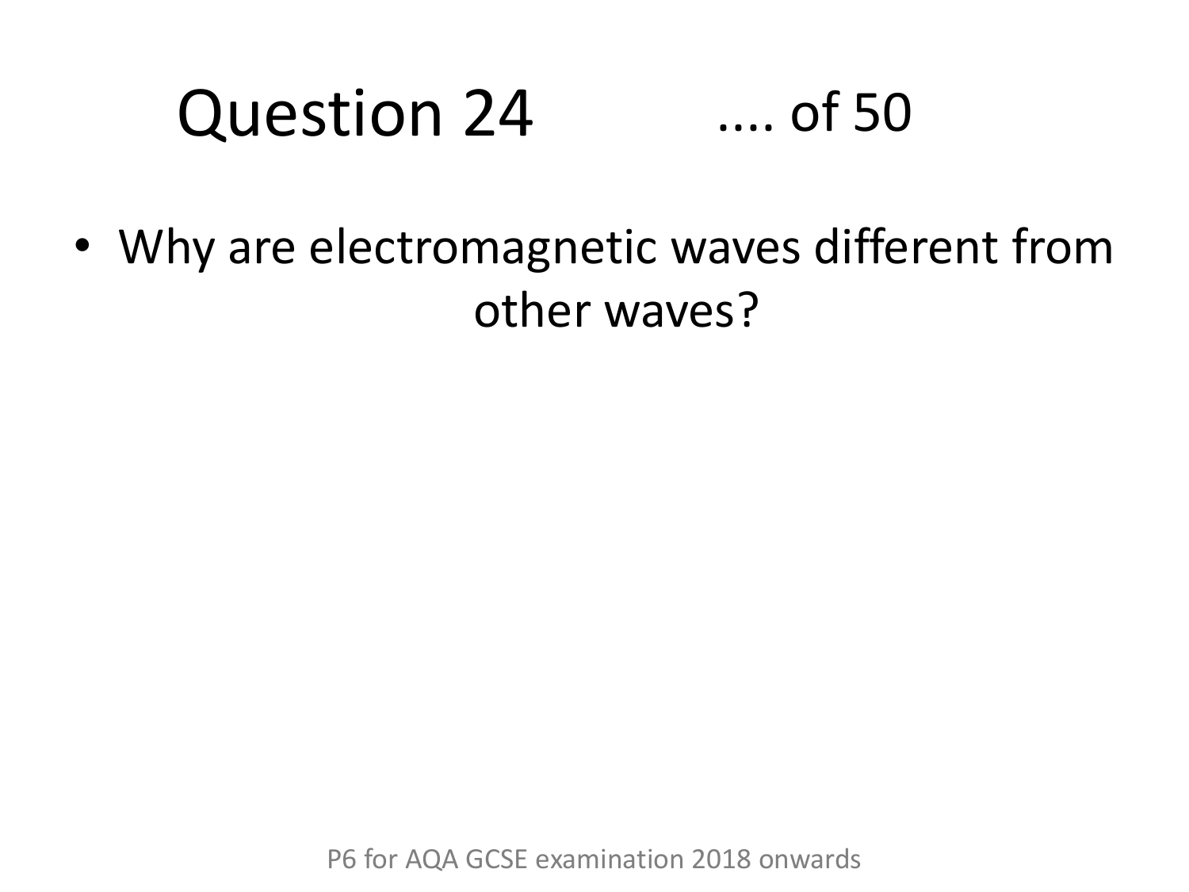# Question 24 .... of 50

- Why are electromagnetic waves different from other waves?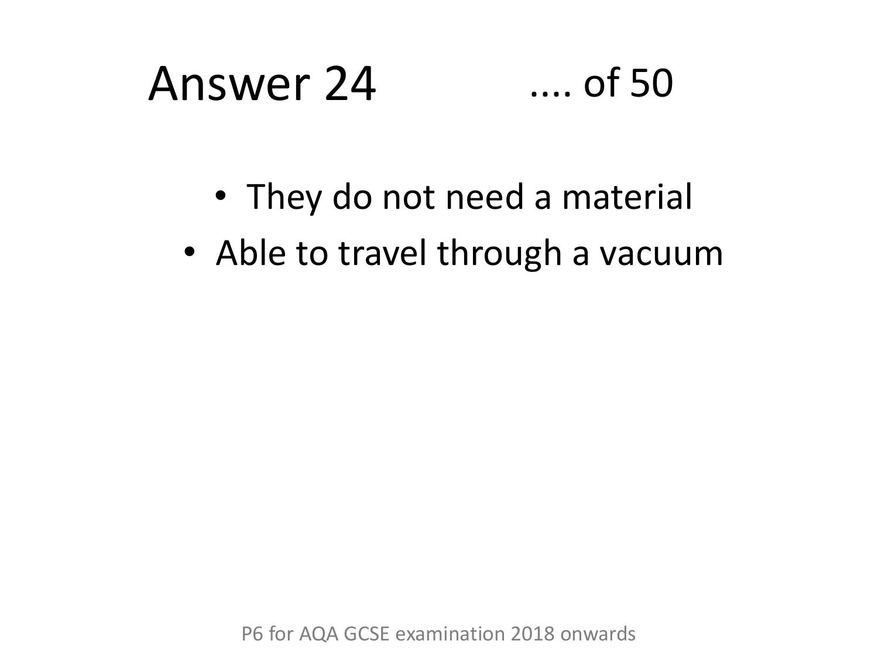# Answer 24 .... of 50

- They do not need a material
- Able to travel through a vacuum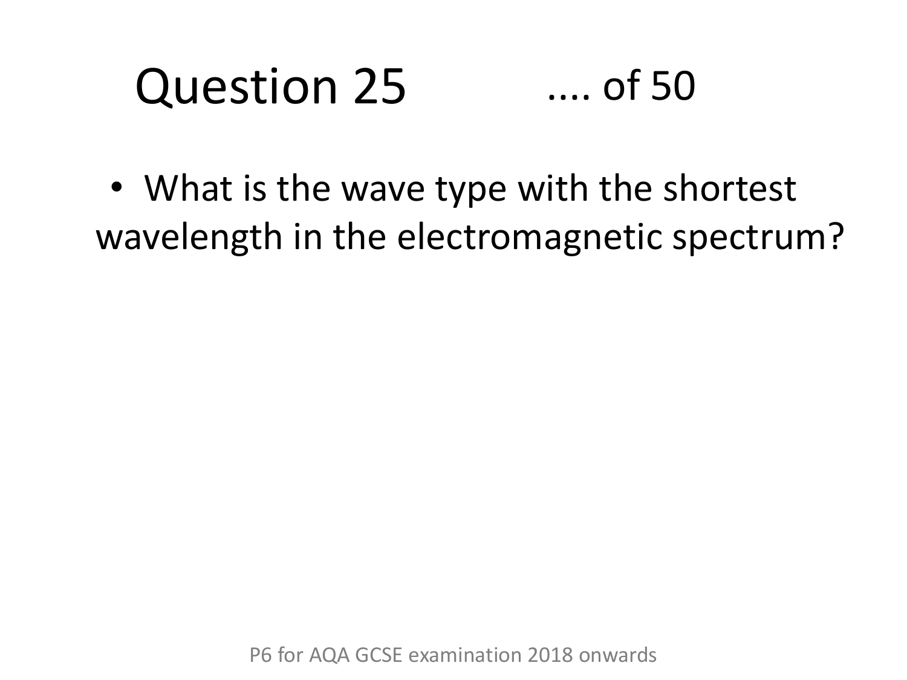# Question 25 .... of 50

- What is the wave type with the shortest wavelength in the electromagnetic spectrum?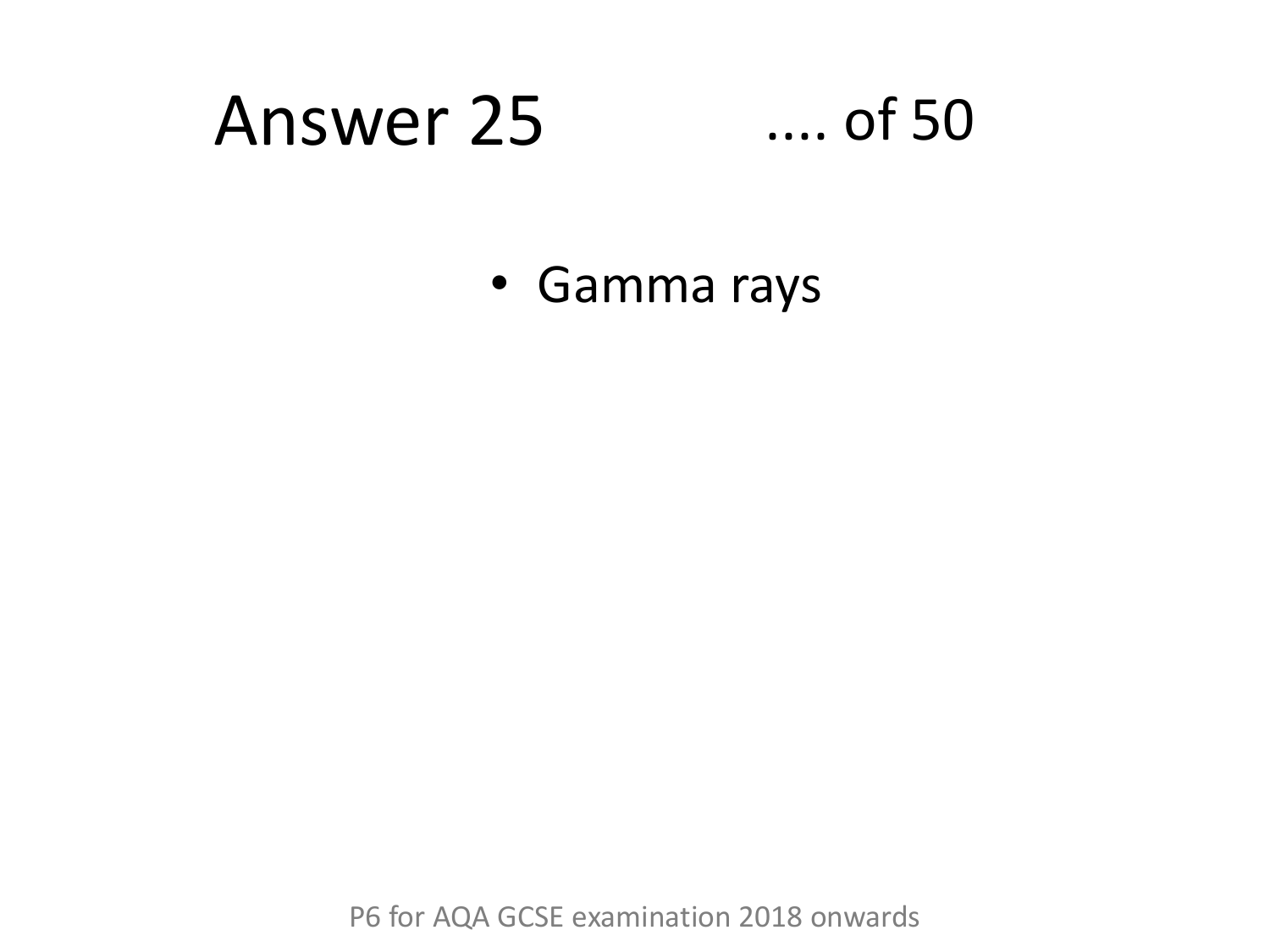# Answer 25

.... of 50

- Gamma rays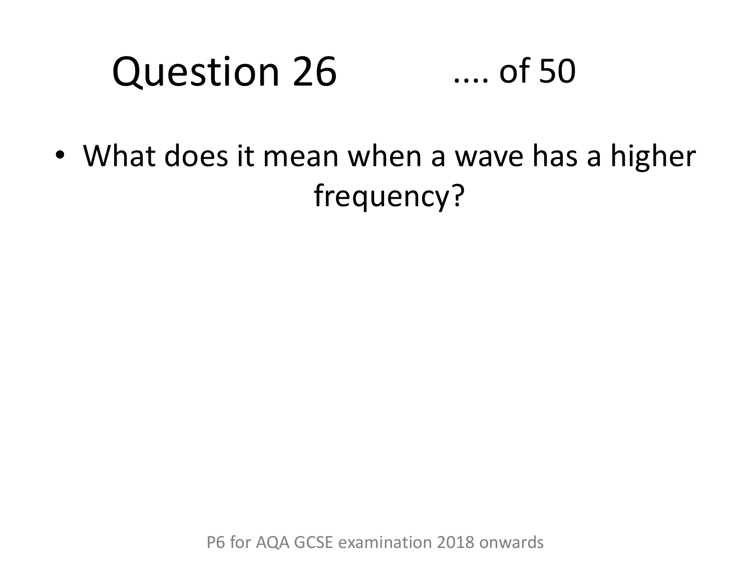# Question 26 .... of 50

- What does it mean when a wave has a higher frequency?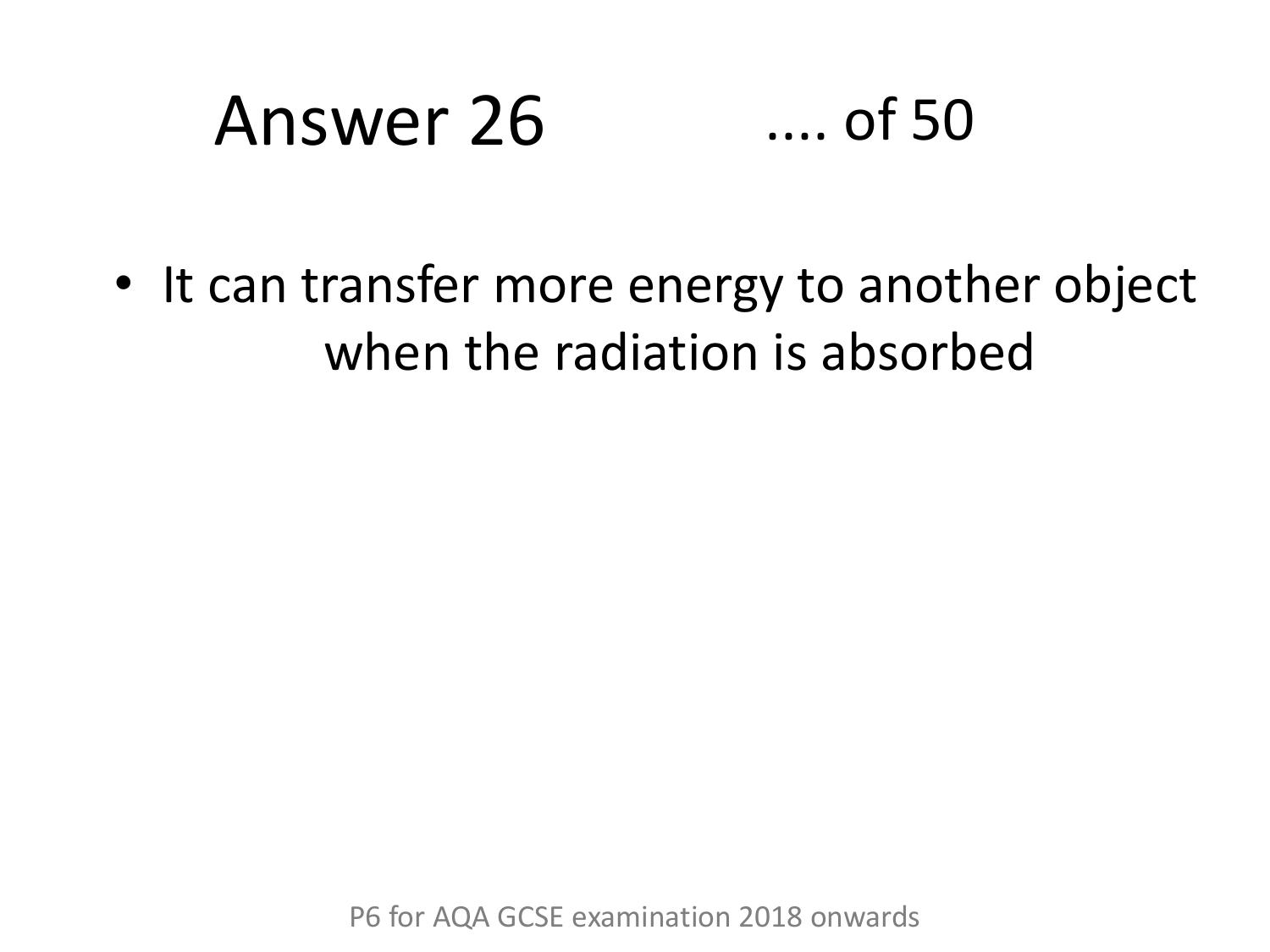# Answer 26 .... of 50

- It can transfer more energy to another object when the radiation is absorbed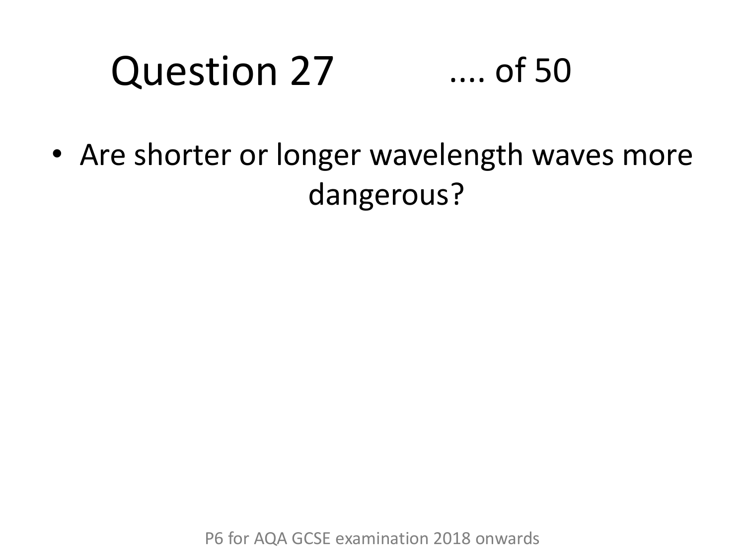# Question 27 .... of 50

- Are shorter or longer wavelength waves more dangerous?

P6 for AQA GCSE examination 2018 onwards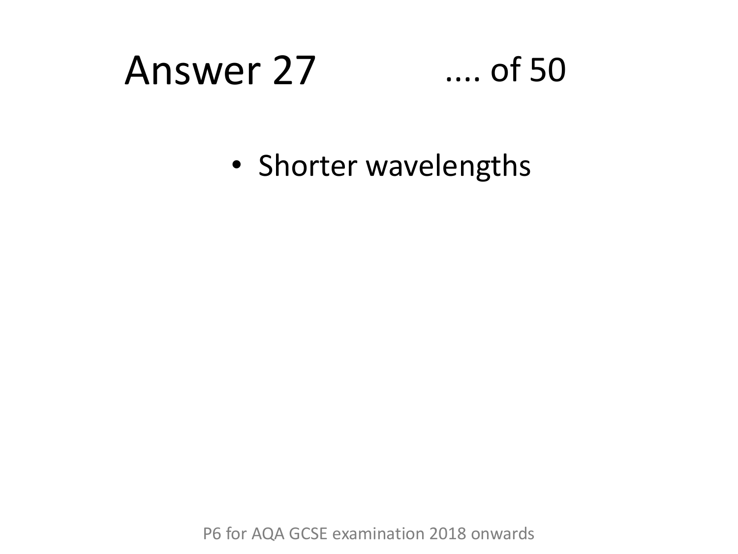# Answer 27 .... of 50

- Shorter wavelengths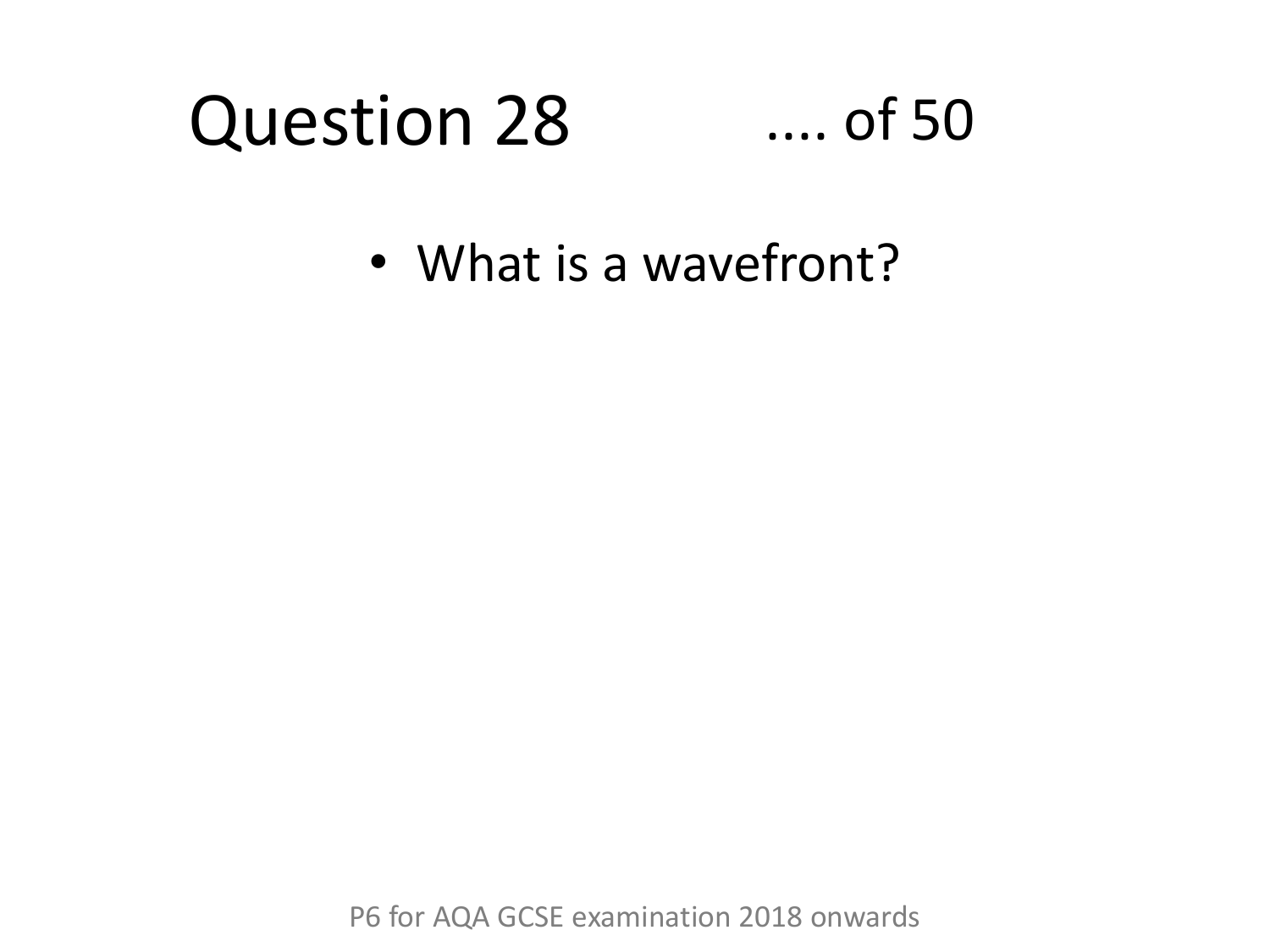# Question 28 .... of 50

- What is a wavefront?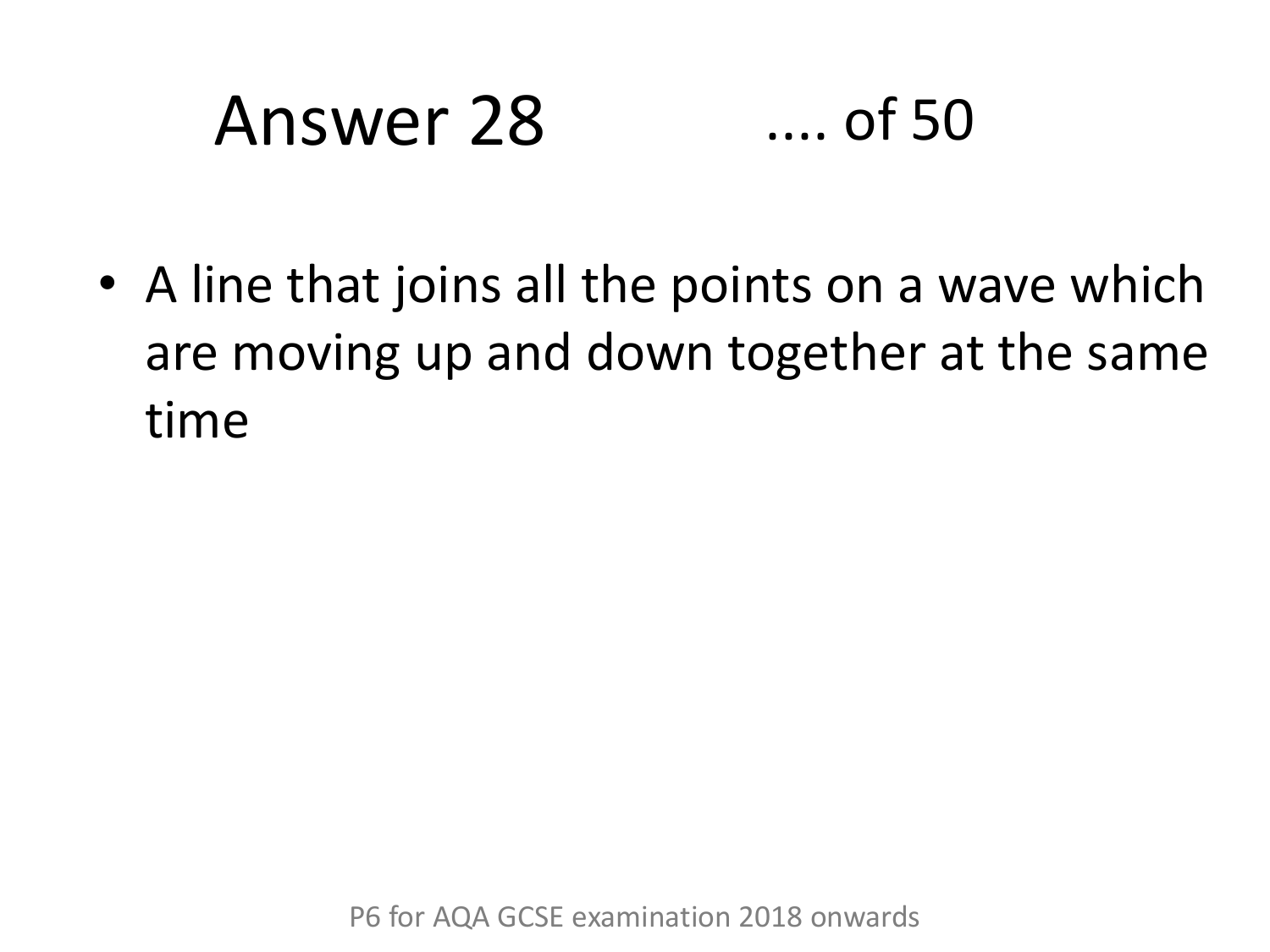# Answer 28 .... of 50

- A line that joins all the points on a wave which are moving up and down together at the same time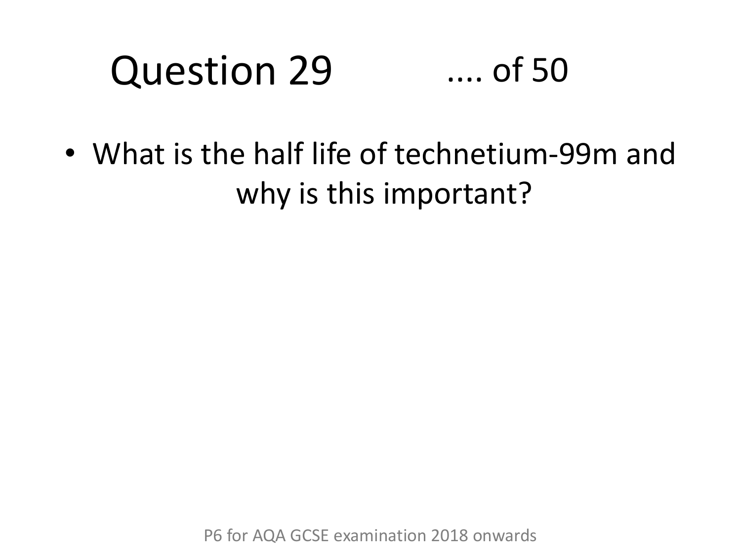# Question 29 .... of 50

- What is the half life of technetium-99m and why is this important?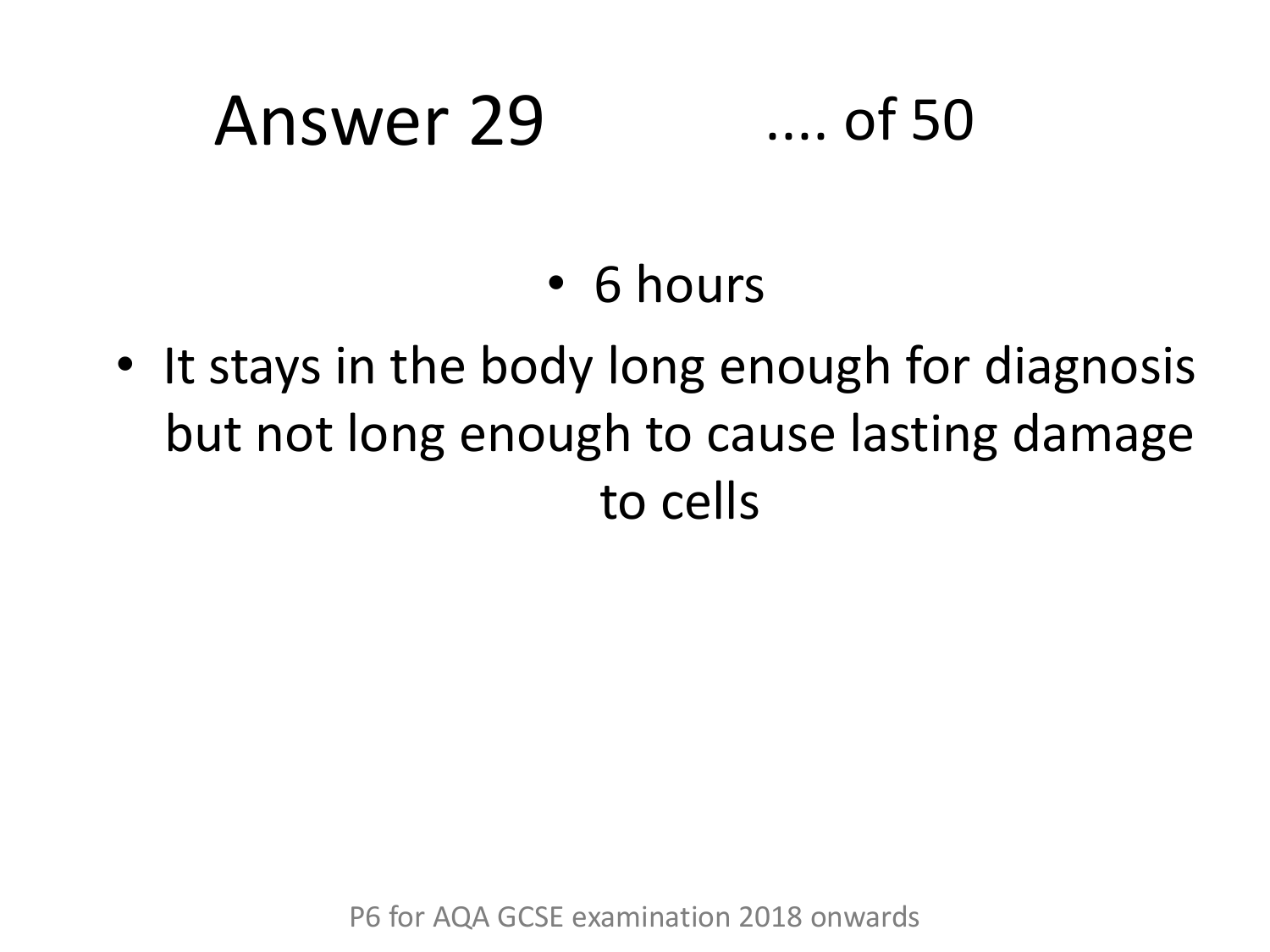# Answer 29

.... of 50

- 6 hours
- It stays in the body long enough for diagnosis but not long enough to cause lasting damage to cells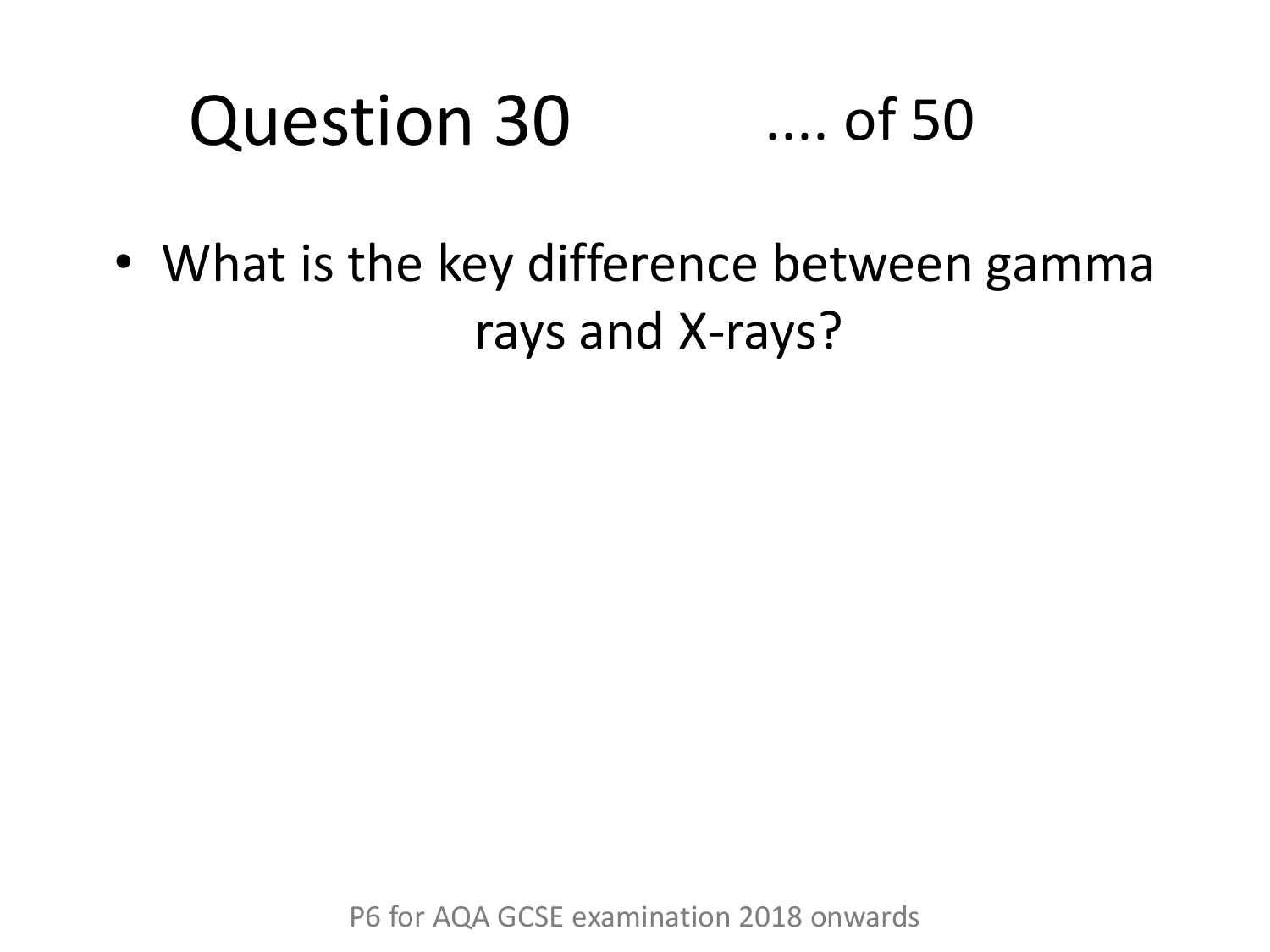# Question 30 .... of 50

- What is the key difference between gamma rays and X-rays?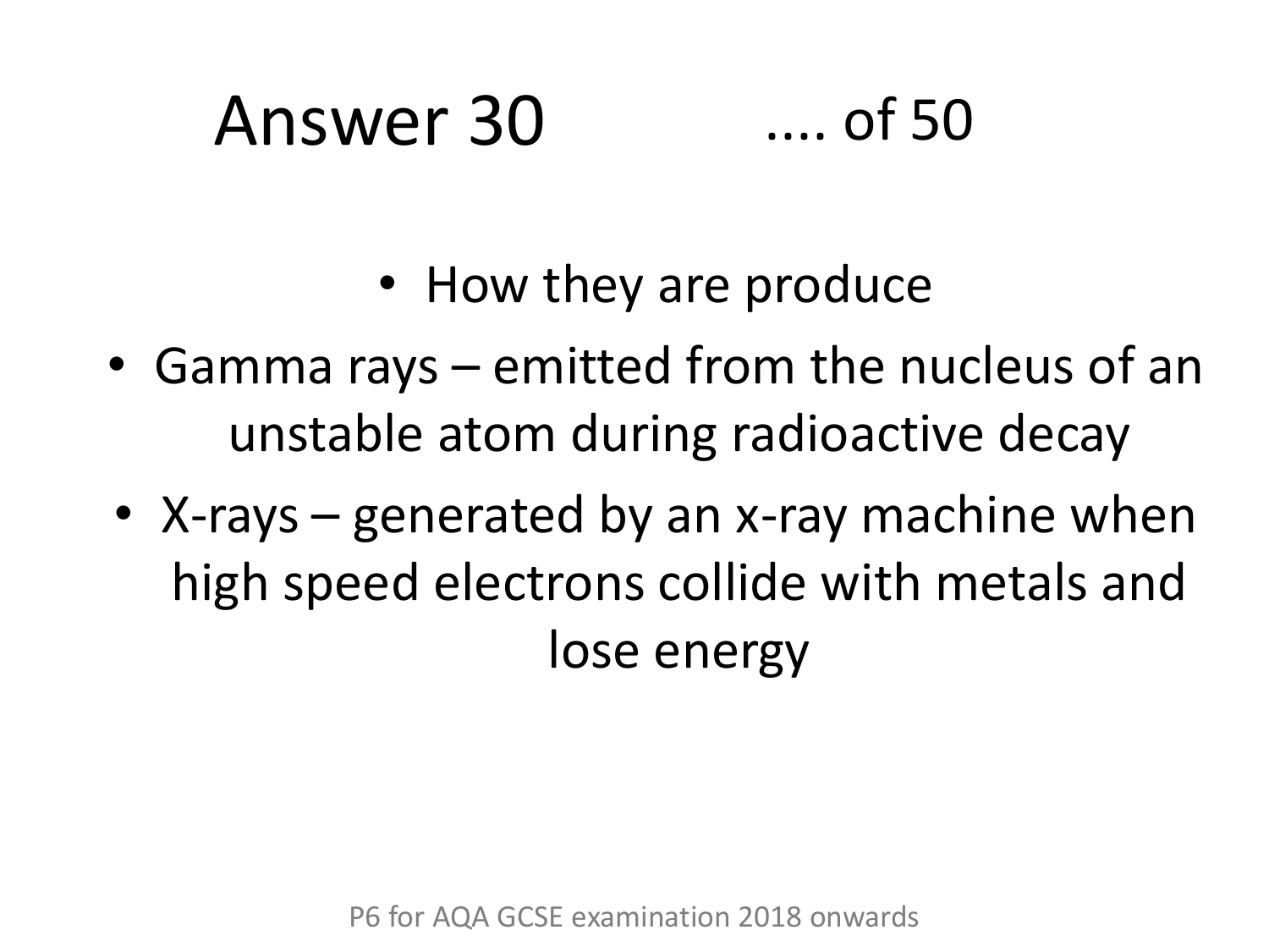# Answer 30 .... of 50

- How they are produce
- Gamma rays – emitted from the nucleus of an unstable atom during radioactive decay
- X-rays – generated by an x-ray machine when high speed electrons collide with metals and lose energy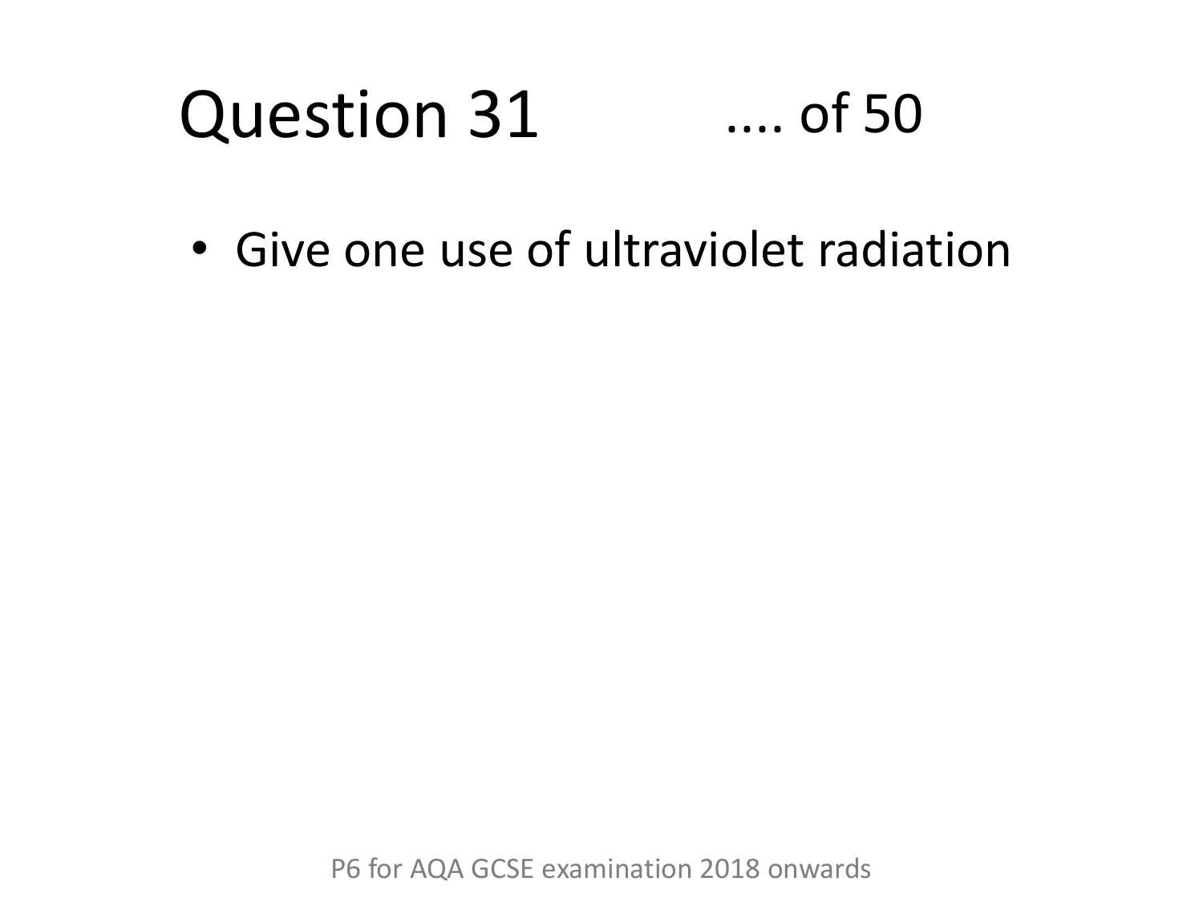# Question 31 .... of 50

- Give one use of ultraviolet radiation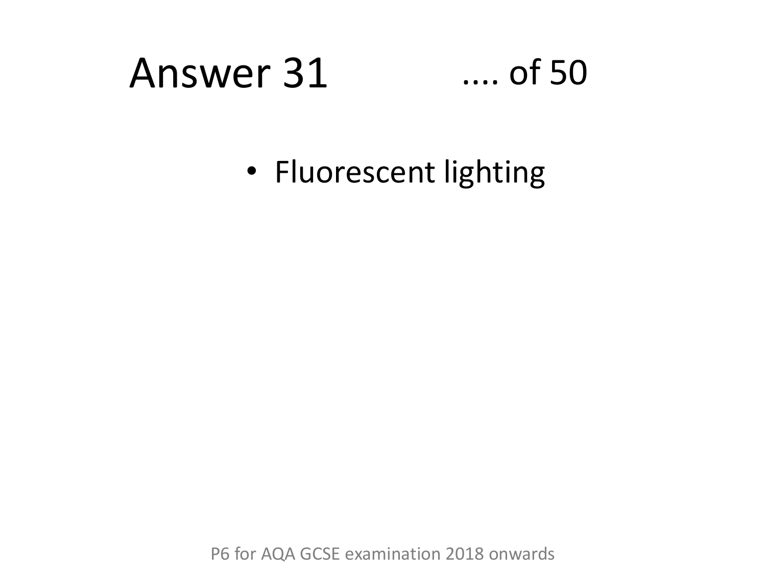# Answer 31 .... of 50

- Fluorescent lighting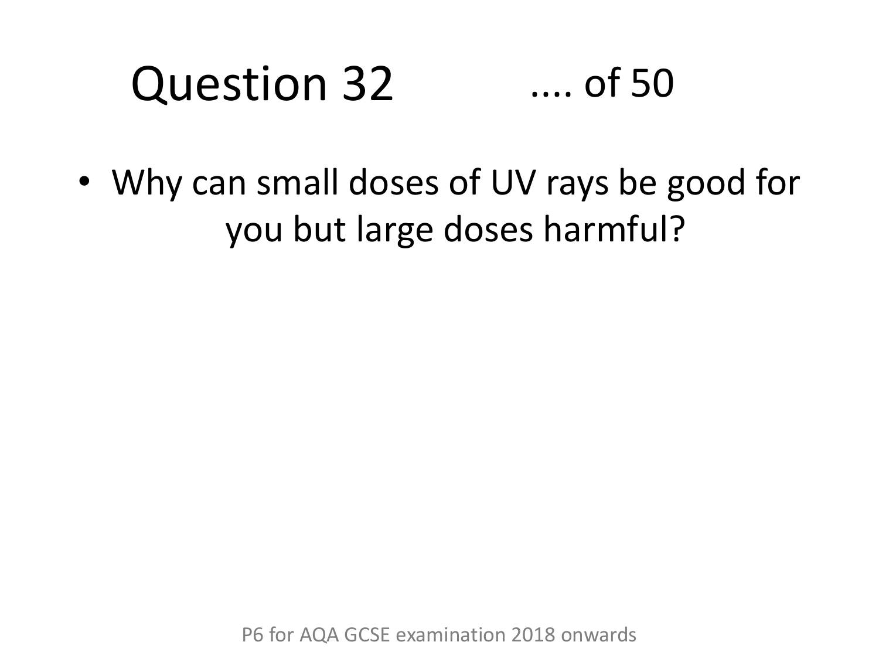# Question 32 .... of 50

- Why can small doses of UV rays be good for you but large doses harmful?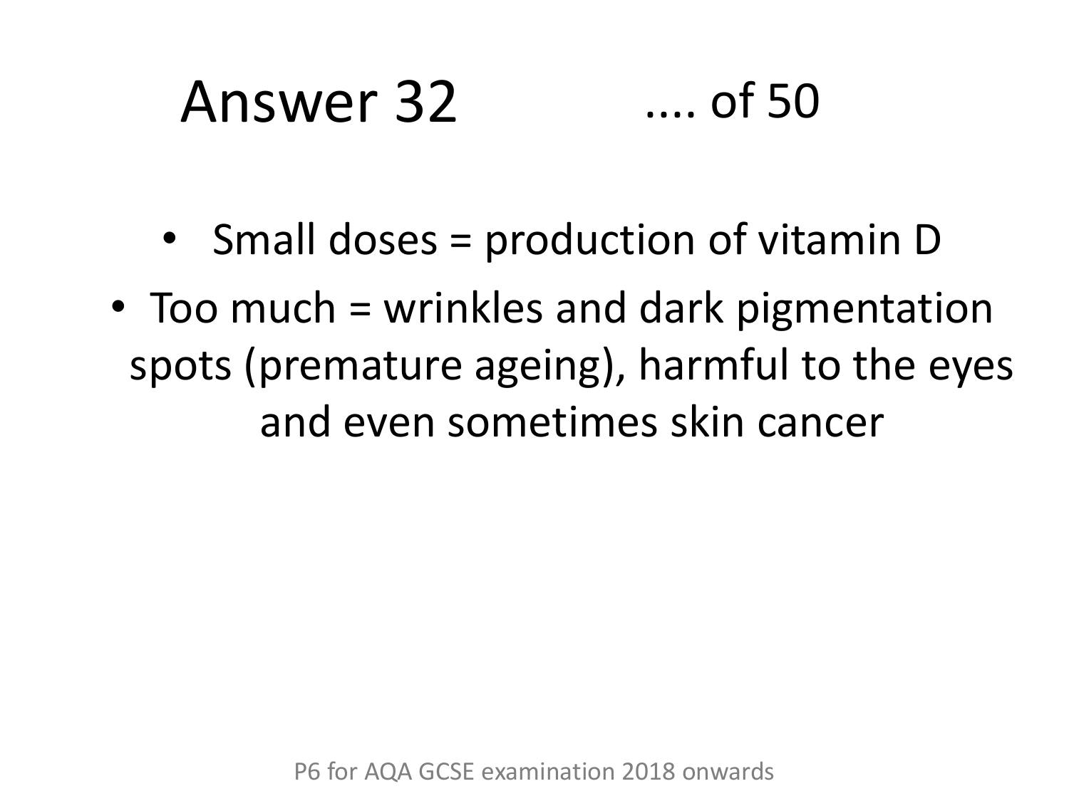# Answer 32 .... of 50

- Small doses = production of vitamin D
- Too much = wrinkles and dark pigmentation spots (premature ageing), harmful to the eyes and even sometimes skin cancer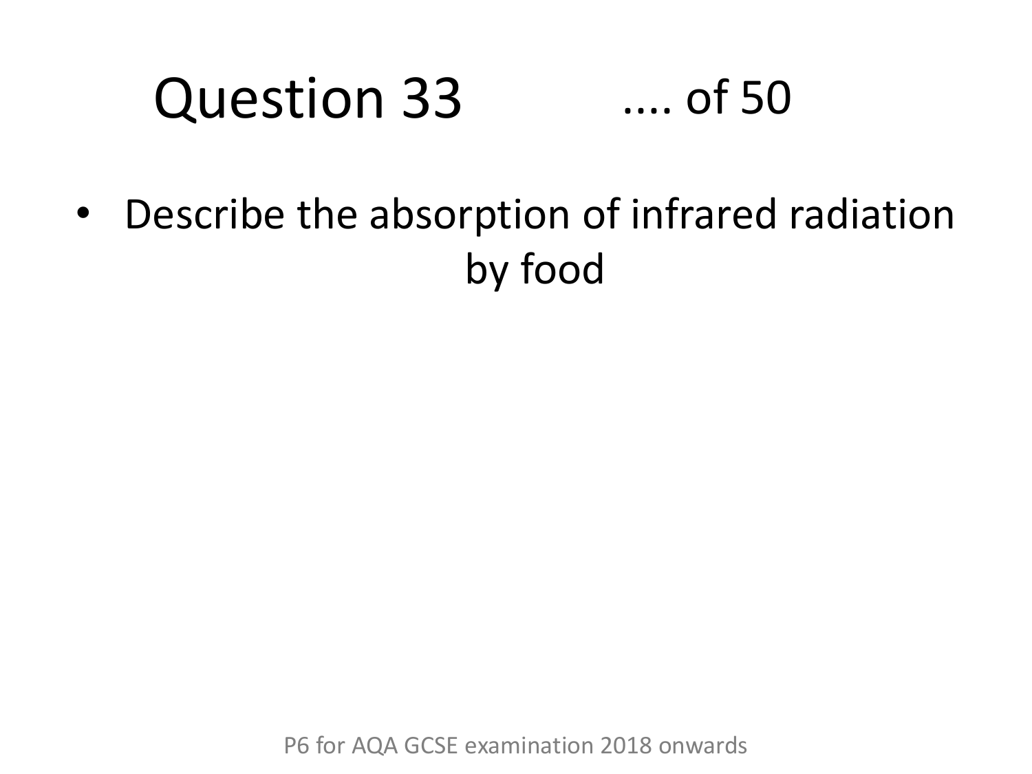# Question 33 .... of 50

- Describe the absorption of infrared radiation by food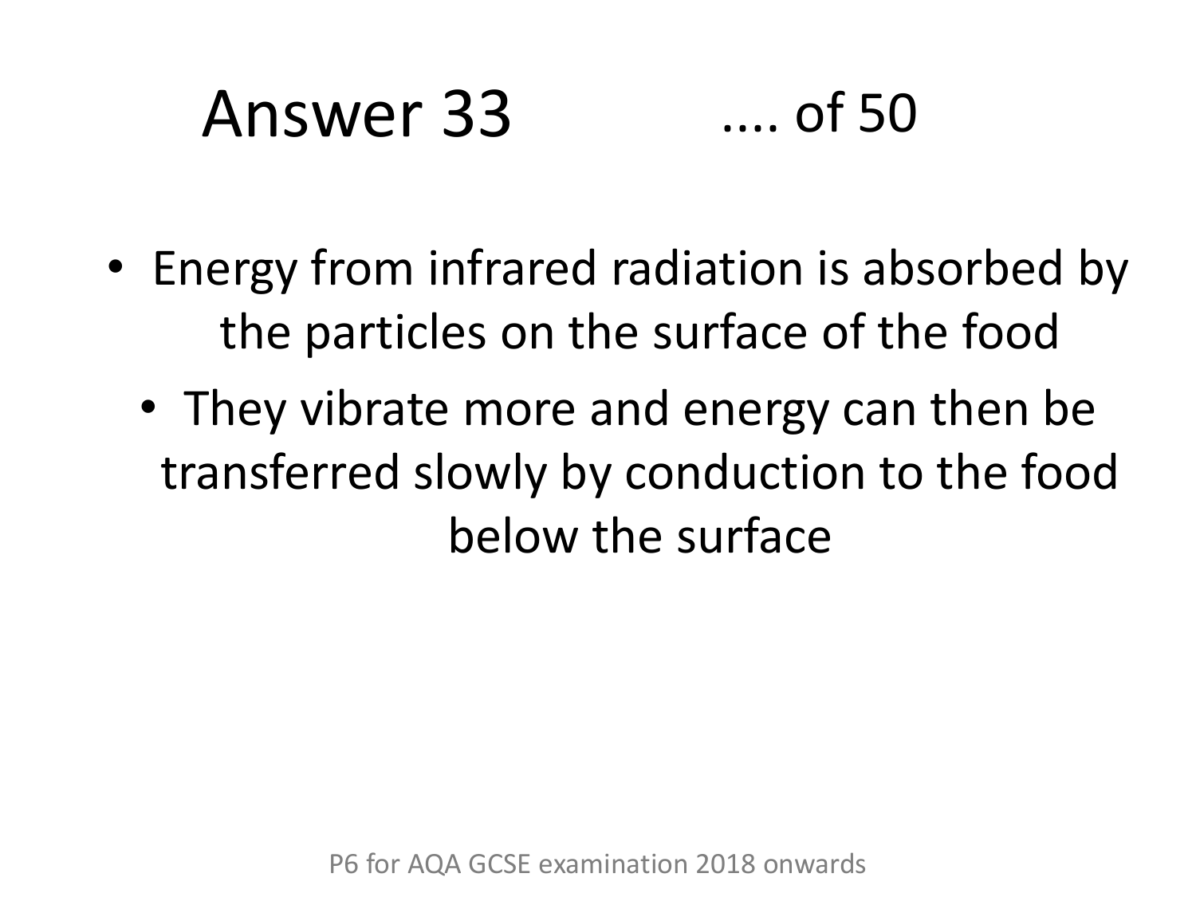# Answer 33 .... of 50

- Energy from infrared radiation is absorbed by the particles on the surface of the food
- They vibrate more and energy can then be transferred slowly by conduction to the food below the surface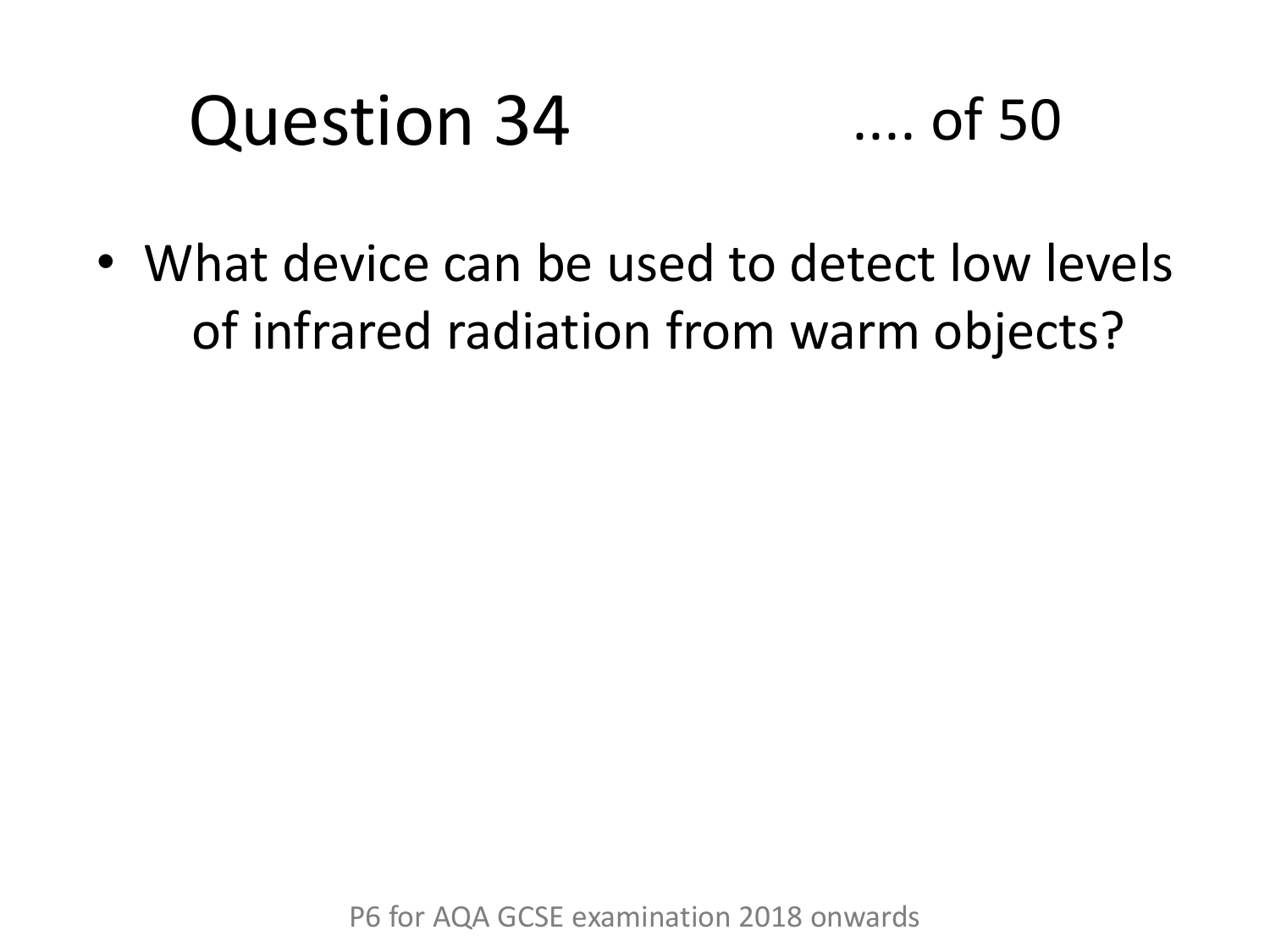# Question 34 .... of 50

- What device can be used to detect low levels of infrared radiation from warm objects?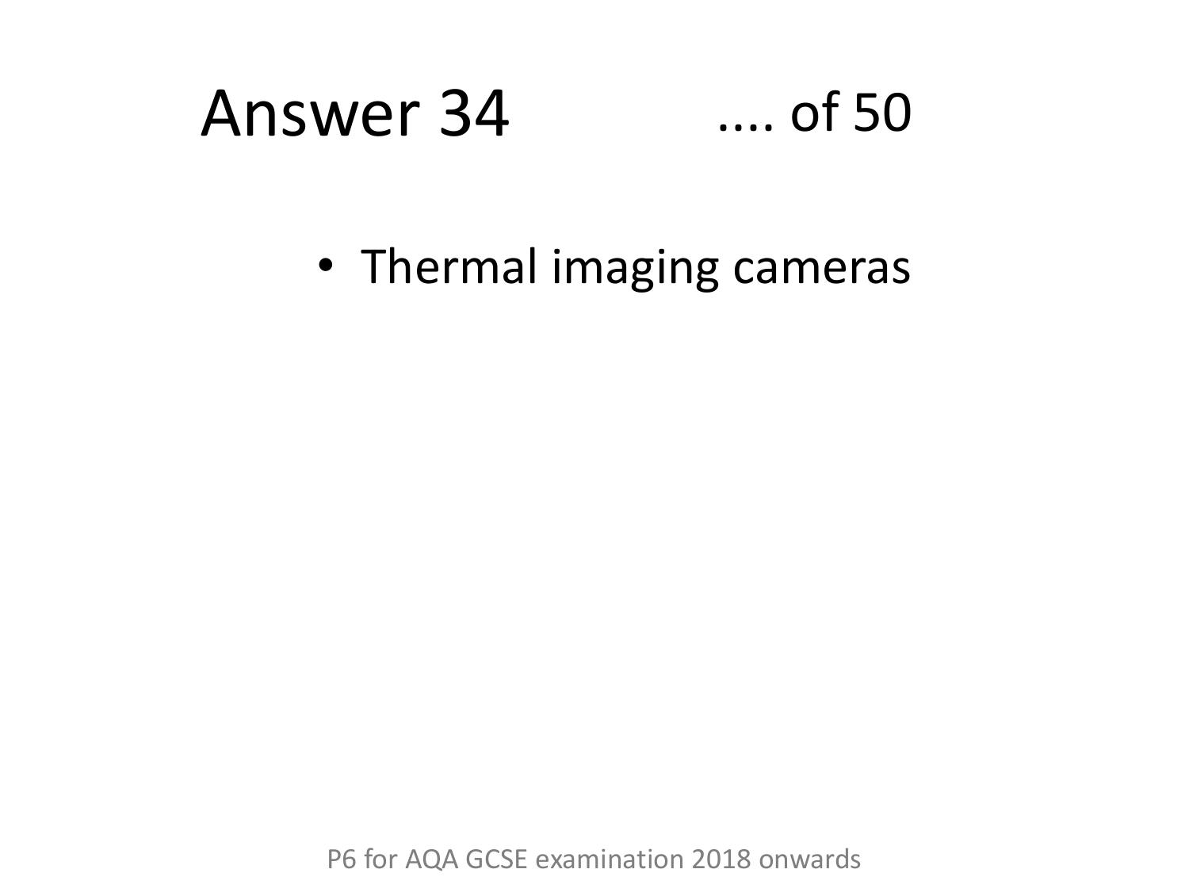# Answer 34

- Thermal imaging cameras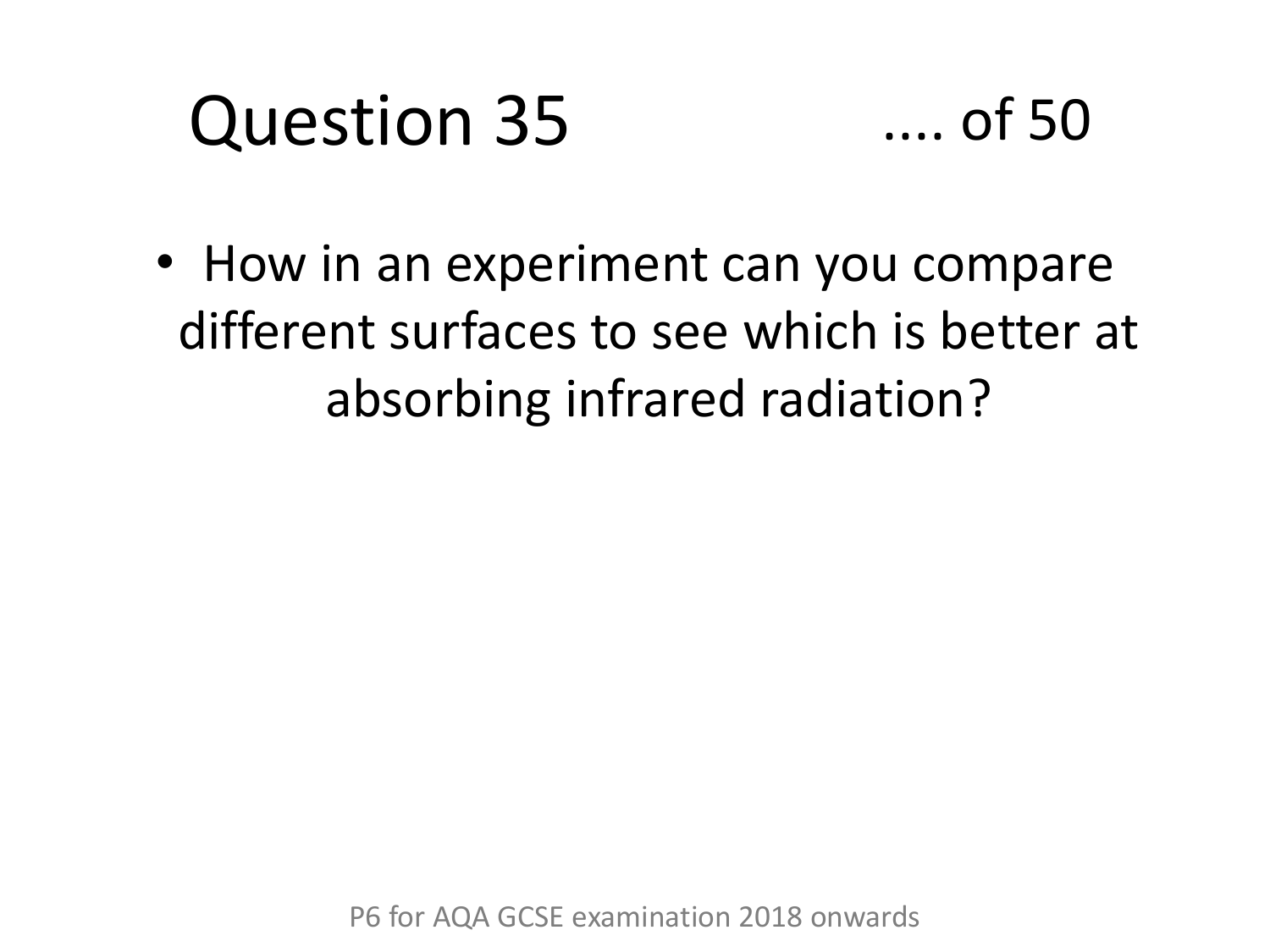# Question 35

.... of 50

- How in an experiment can you compare different surfaces to see which is better at absorbing infrared radiation?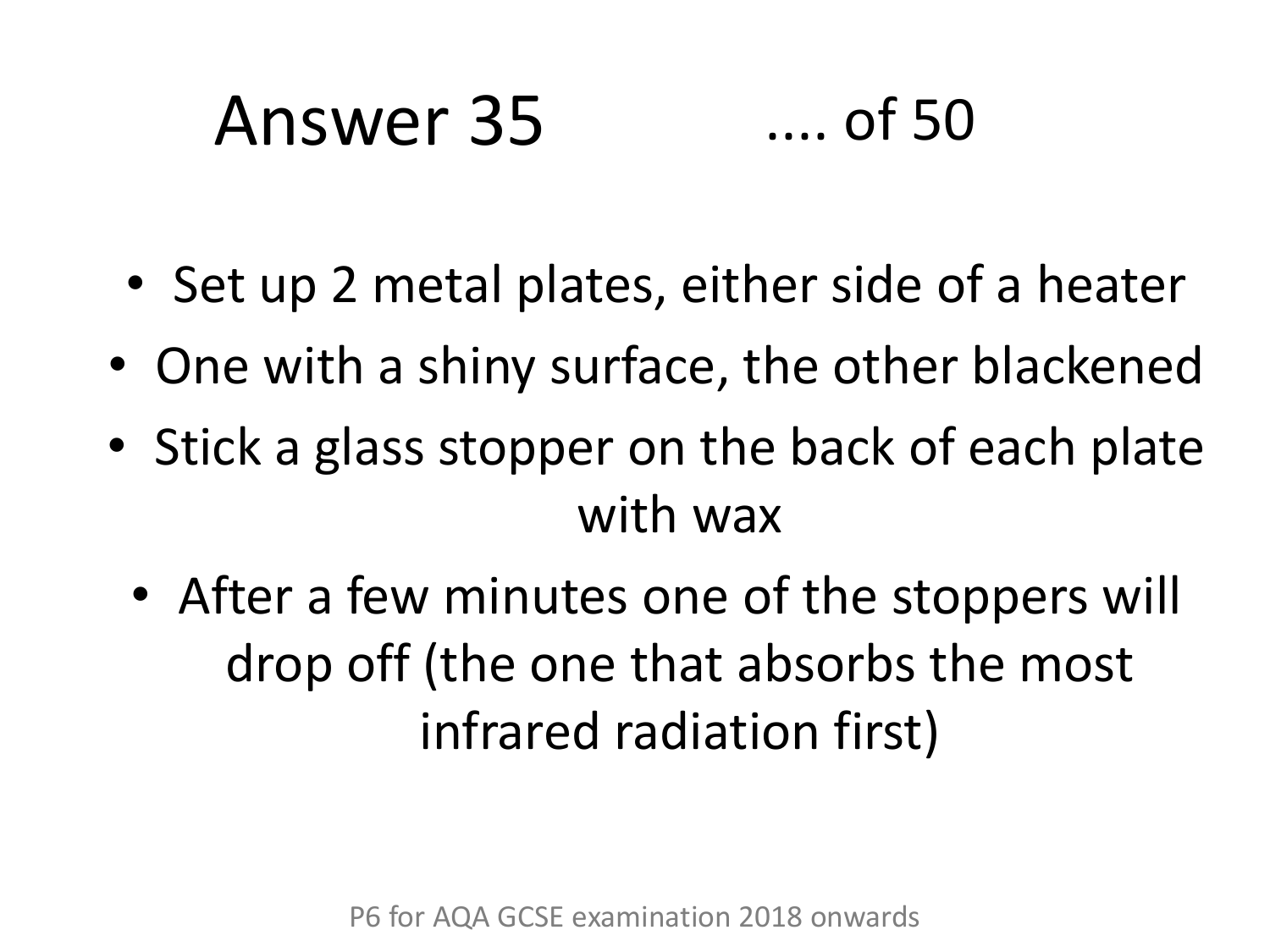# Answer 35 .... of 50

- Set up 2 metal plates, either side of a heater
- One with a shiny surface, the other blackened
- Stick a glass stopper on the back of each plate with wax
- After a few minutes one of the stoppers will drop off (the one that absorbs the most infrared radiation first)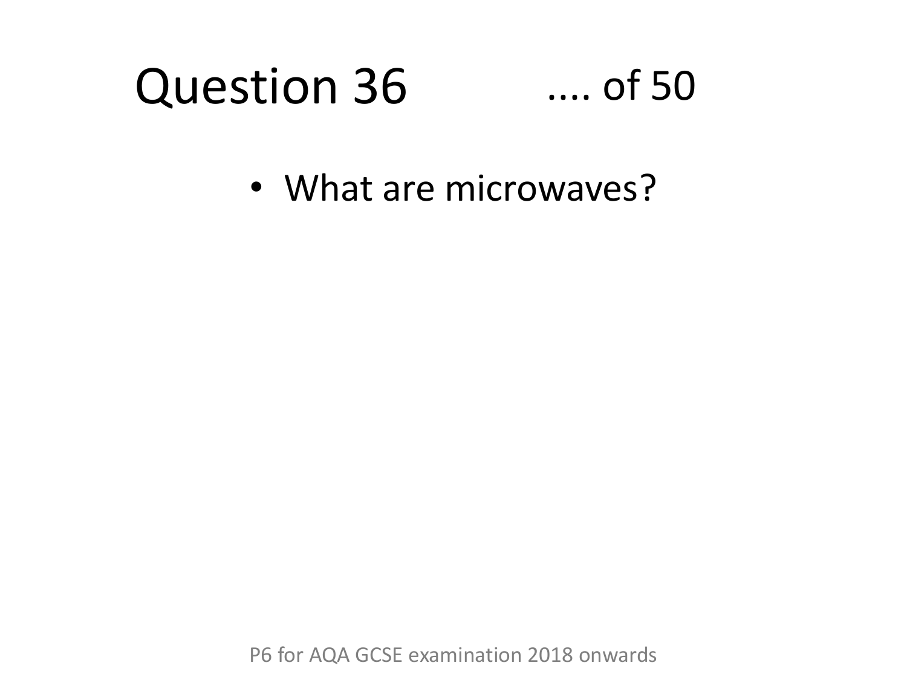# Question 36 .... of 50

- What are microwaves?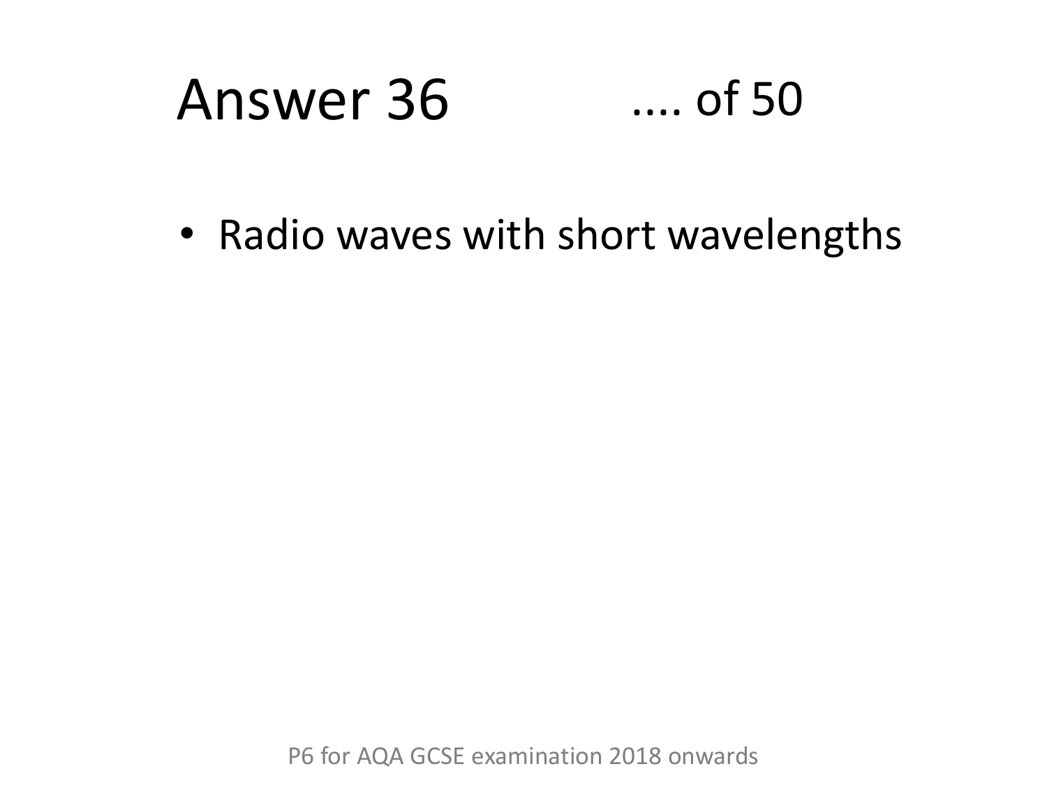# Answer 36 .... of 50

- Radio waves with short wavelengths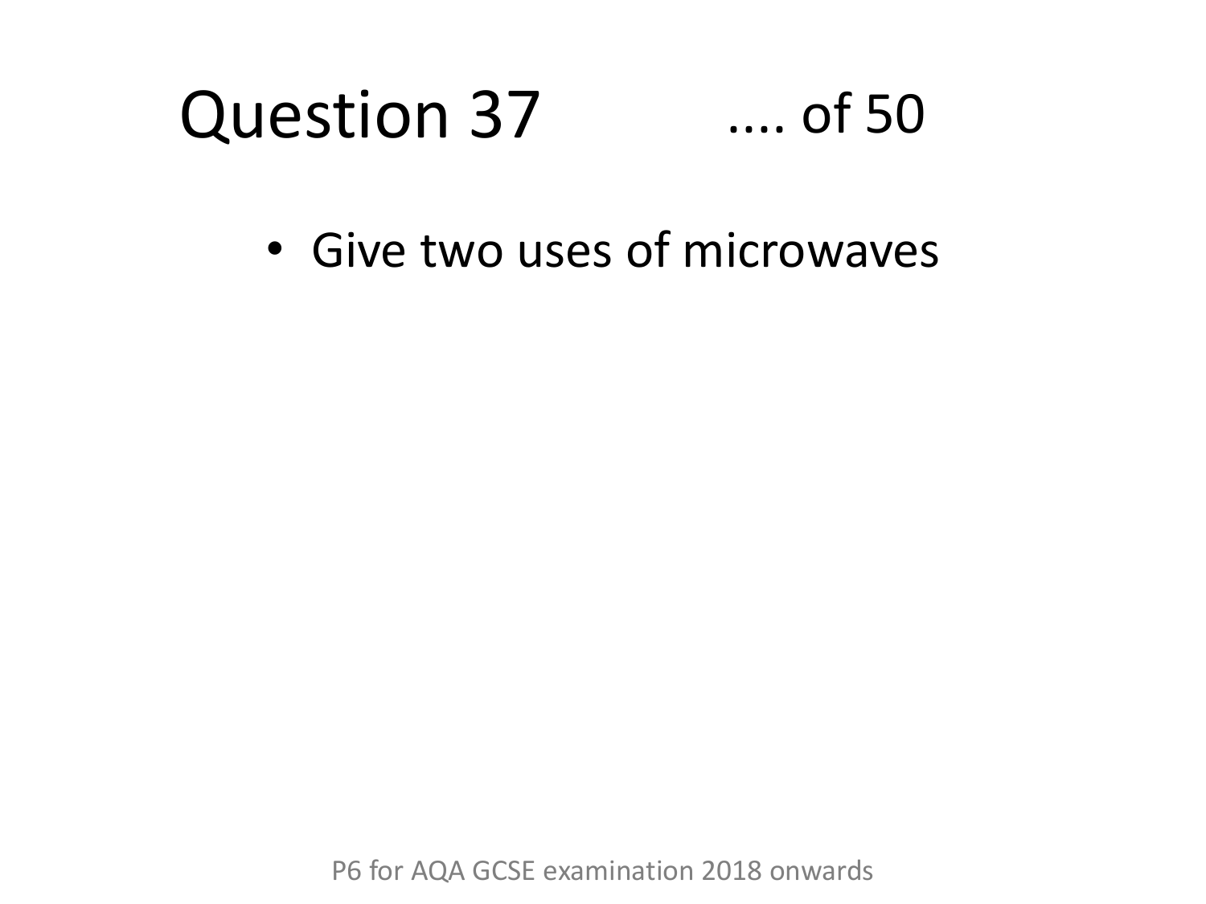# Question 37 .... of 50

- Give two uses of microwaves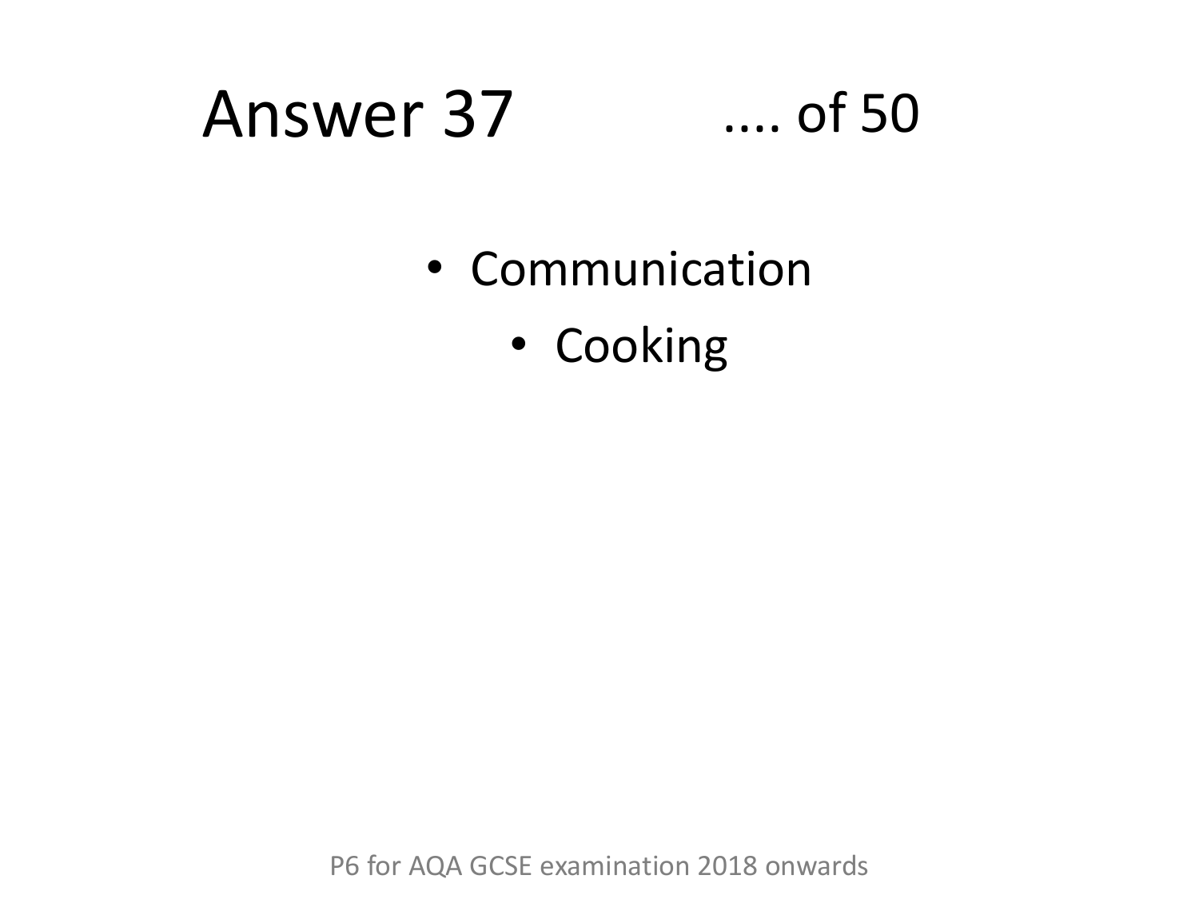# Answer 37 .... of 50

- Communication
- Cooking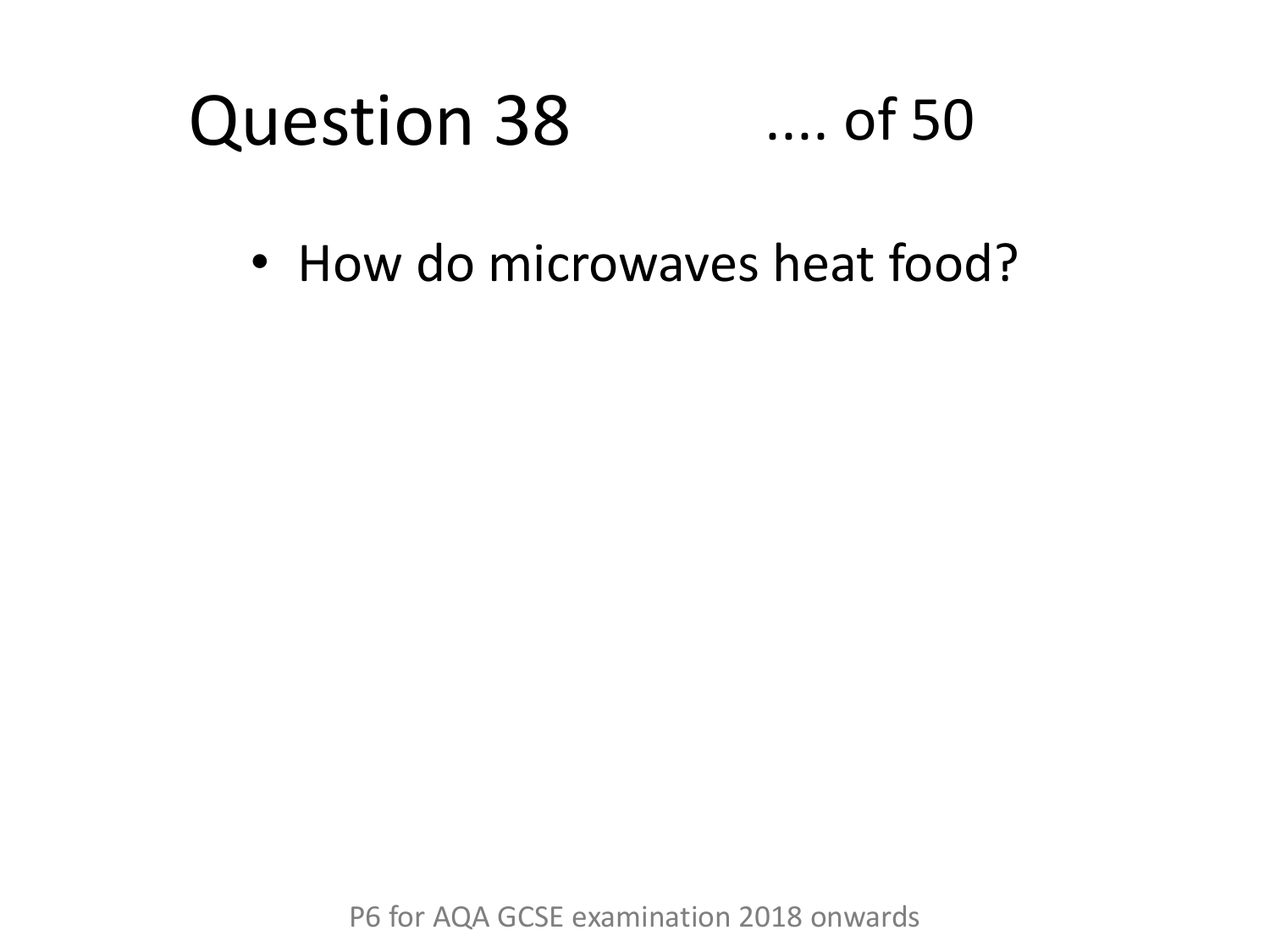# Question 38 .... of 50

- How do microwaves heat food?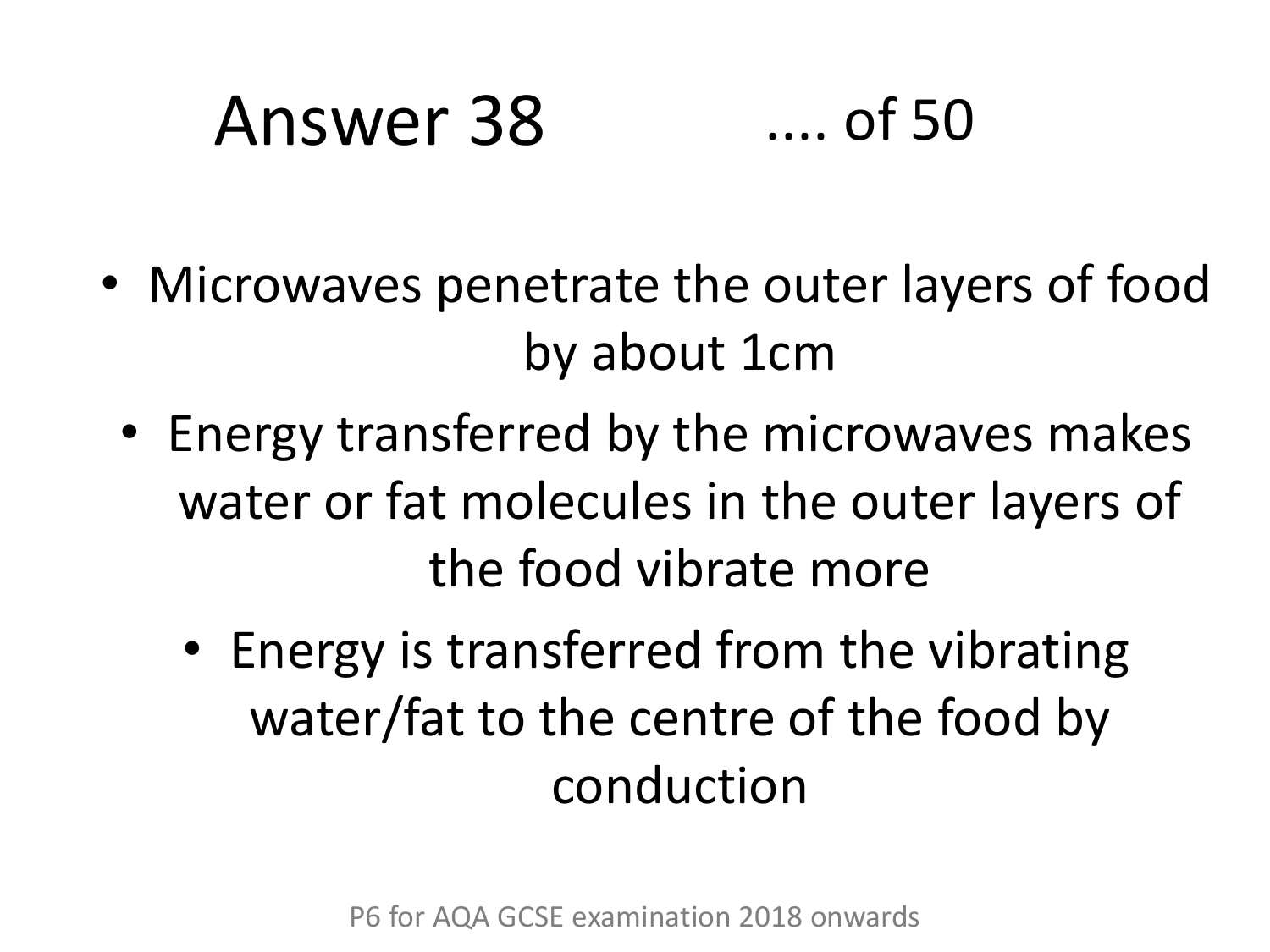# Answer 38

.... of 50

- Microwaves penetrate the outer layers of food by about 1cm
- Energy transferred by the microwaves makes water or fat molecules in the outer layers of the food vibrate more
- Energy is transferred from the vibrating water/fat to the centre of the food by conduction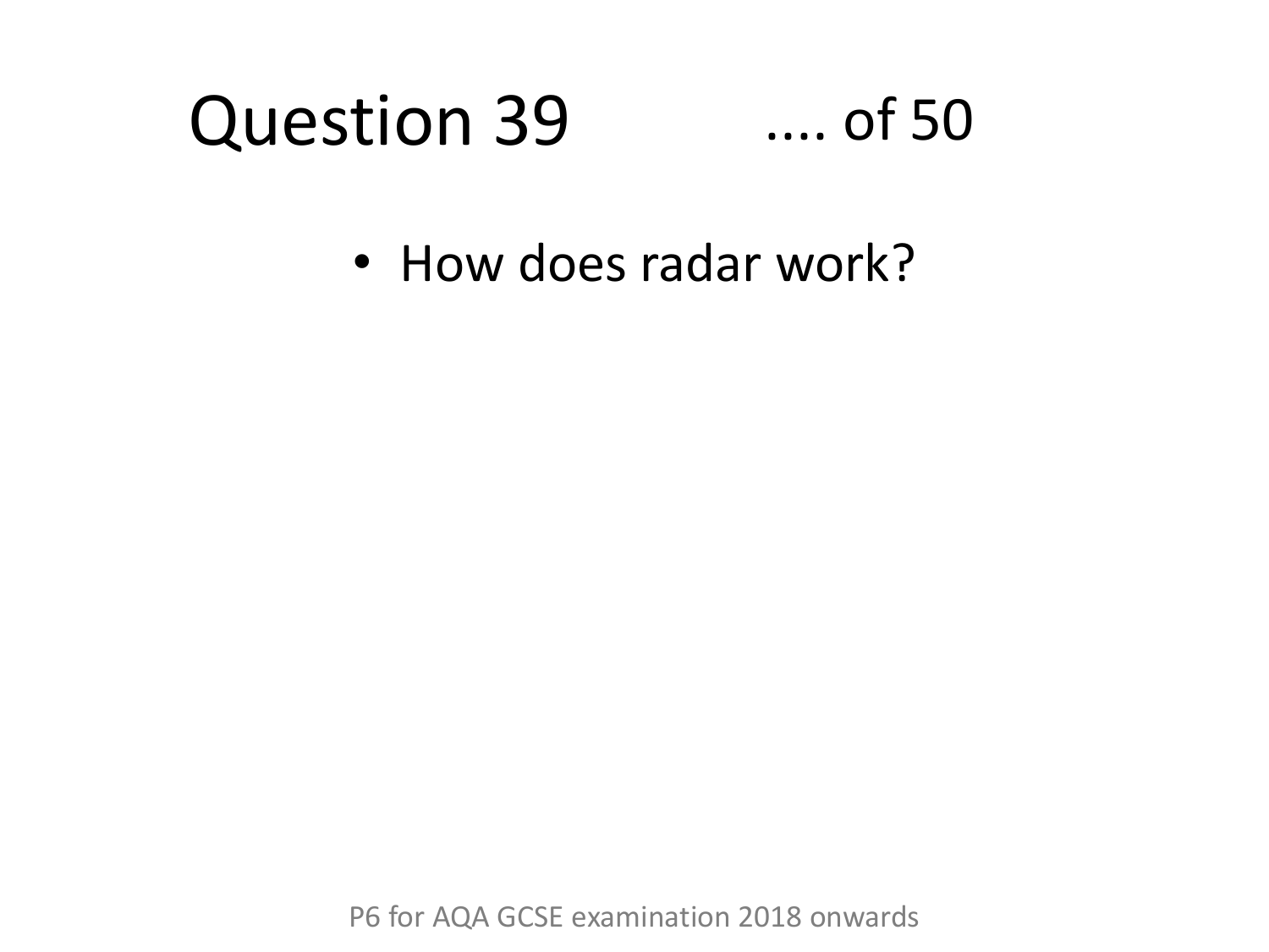# Question 39 .... of 50

- How does radar work?

P6 for AQA GCSE examination 2018 onwards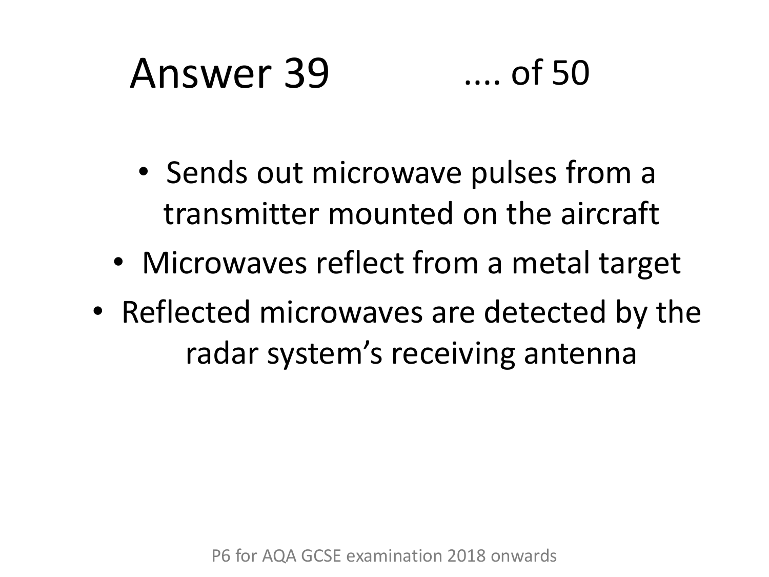# Answer 39

- Sends out microwave pulses from a transmitter mounted on the aircraft
- Microwaves reflect from a metal target
- Reflected microwaves are detected by the radar system's receiving antenna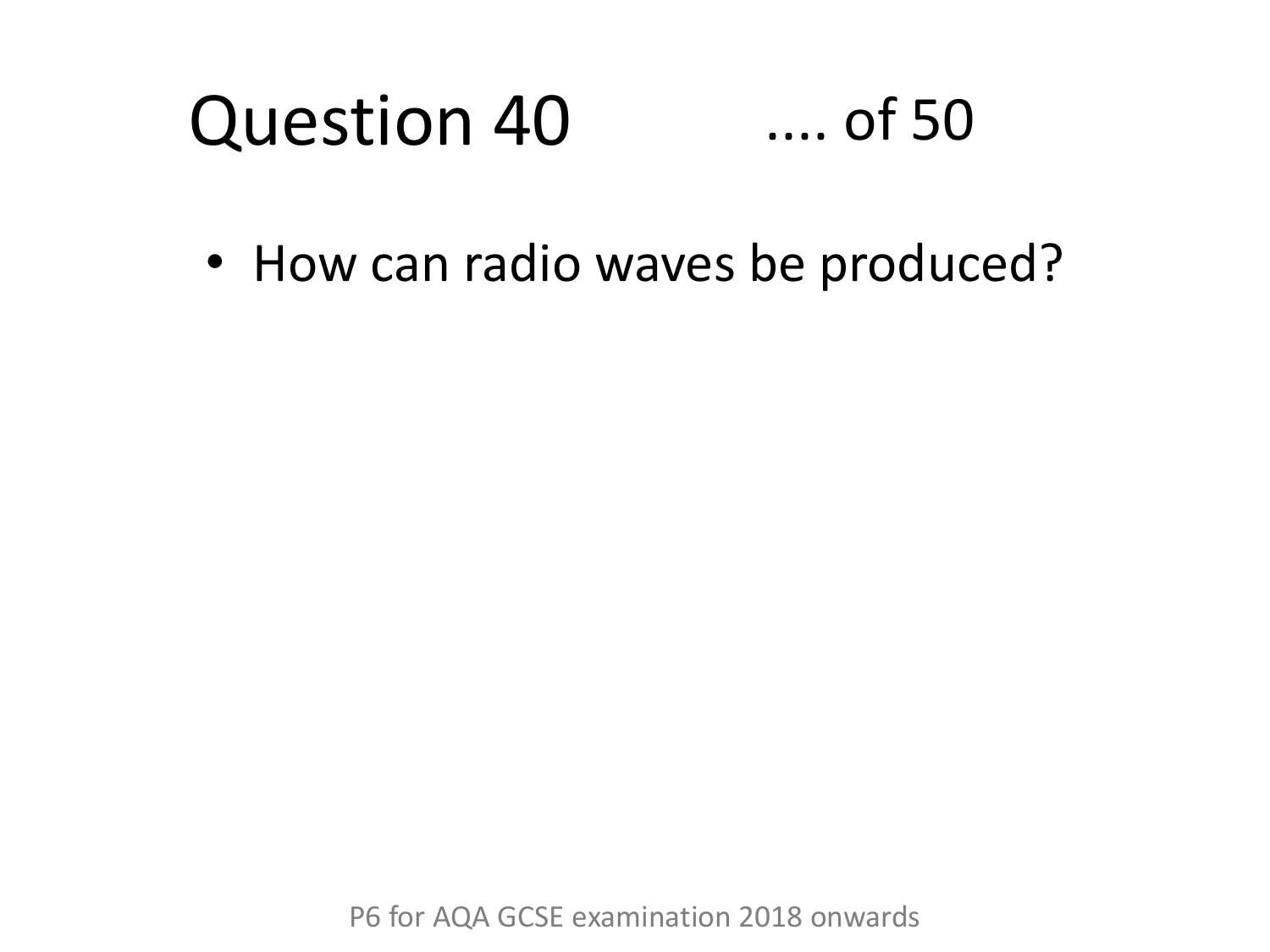# Question 40 .... of 50

- How can radio waves be produced?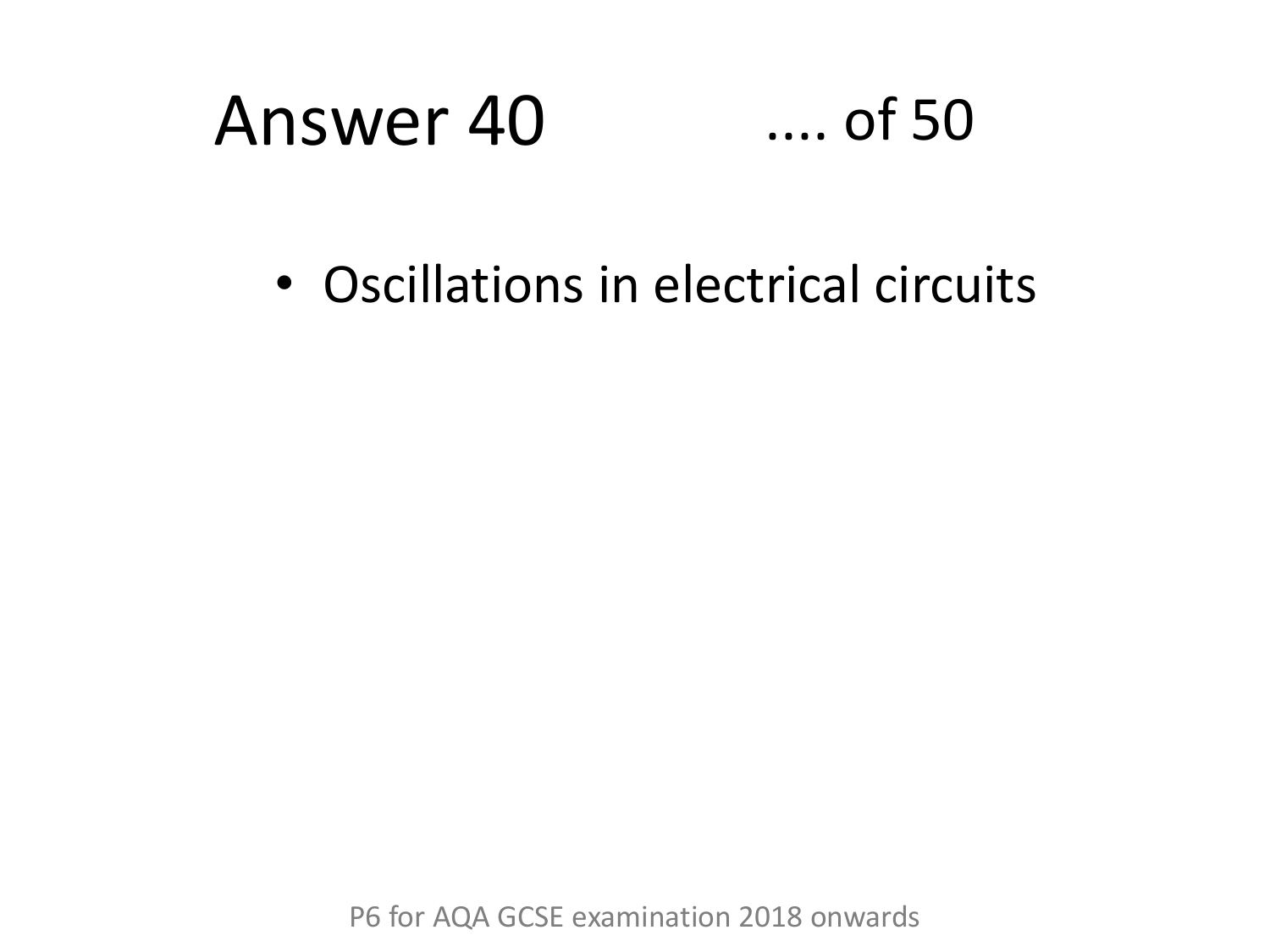# Answer 40

.... of 50

- Oscillations in electrical circuits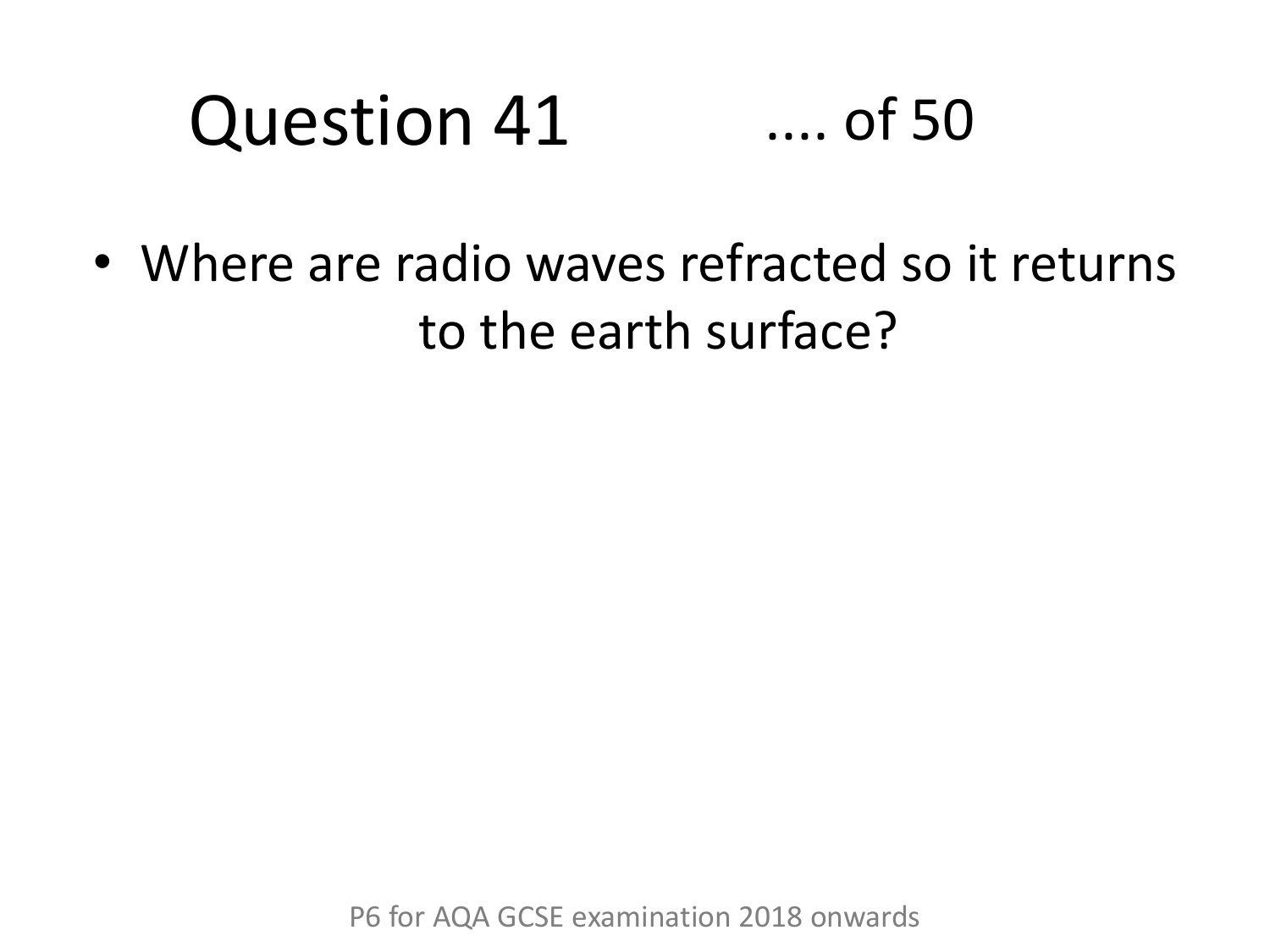# Question 41 .... of 50

- Where are radio waves refracted so it returns to the earth surface?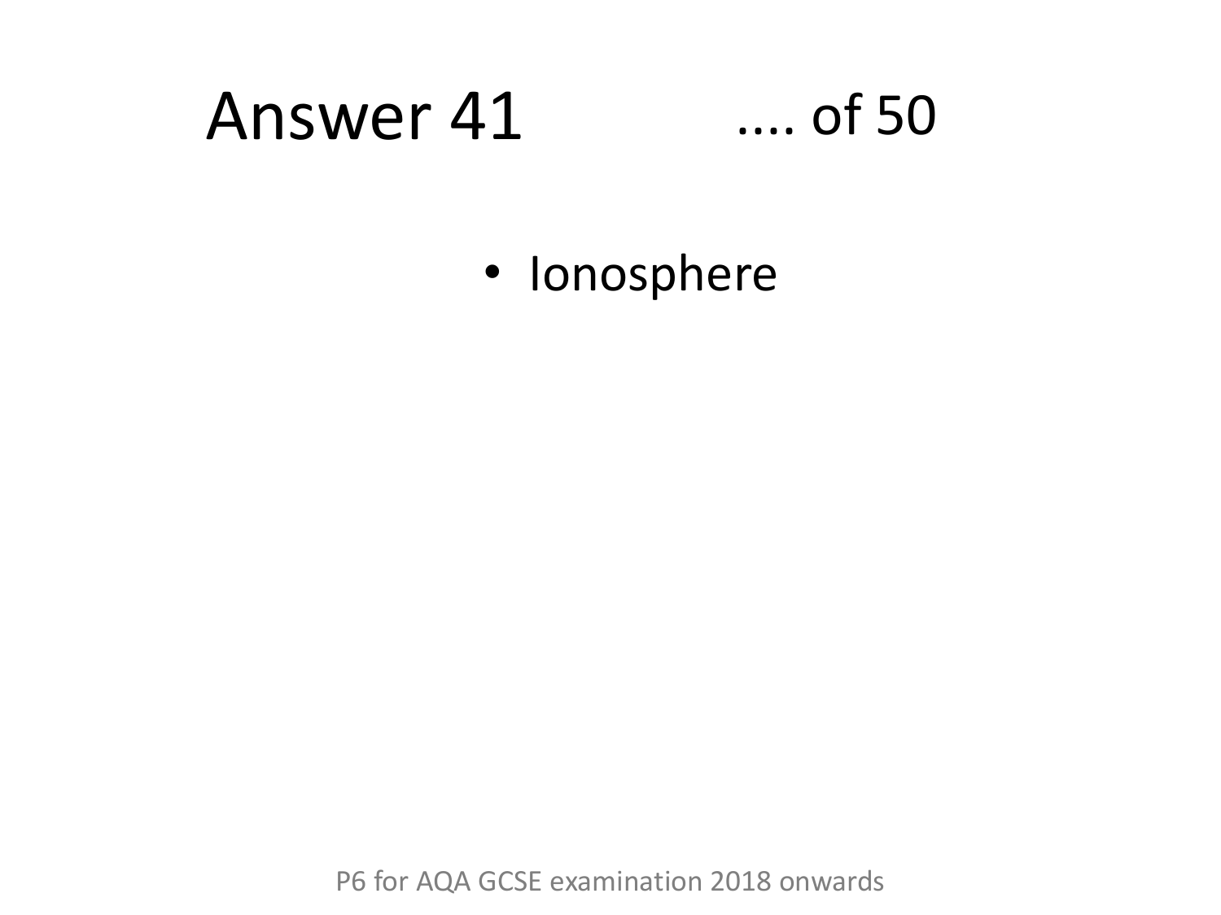# Answer 41

- Ionosphere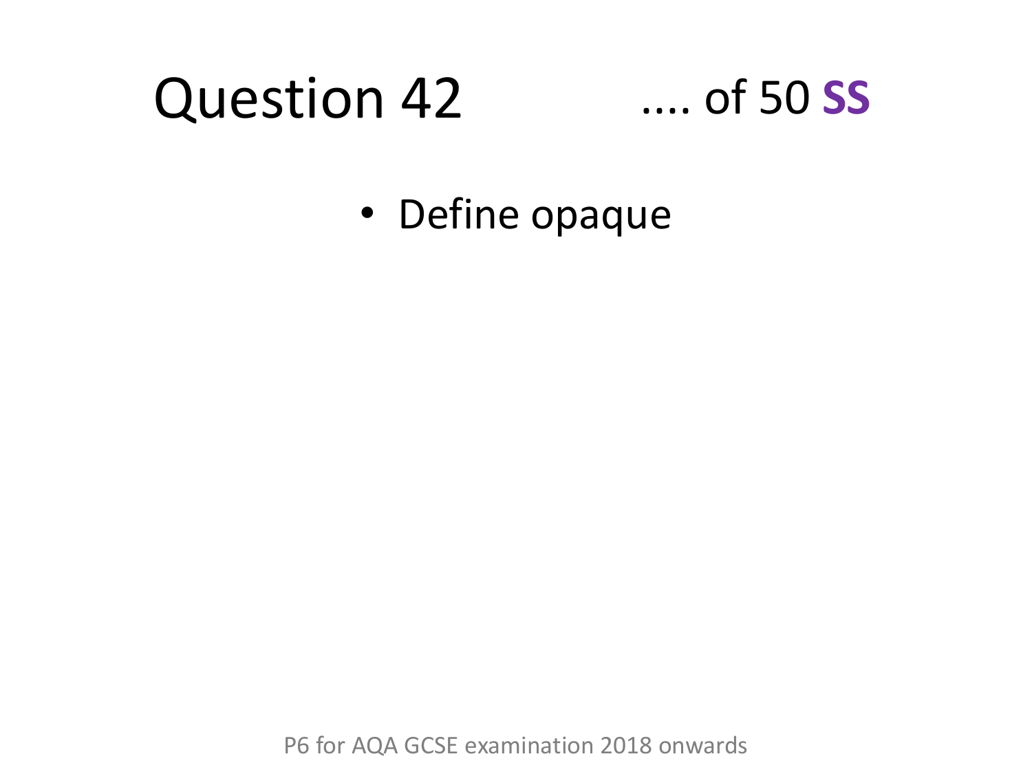# Question 42 .... of 50 **SS**

- Define opaque

P6 for AQA GCSE examination 2018 onwards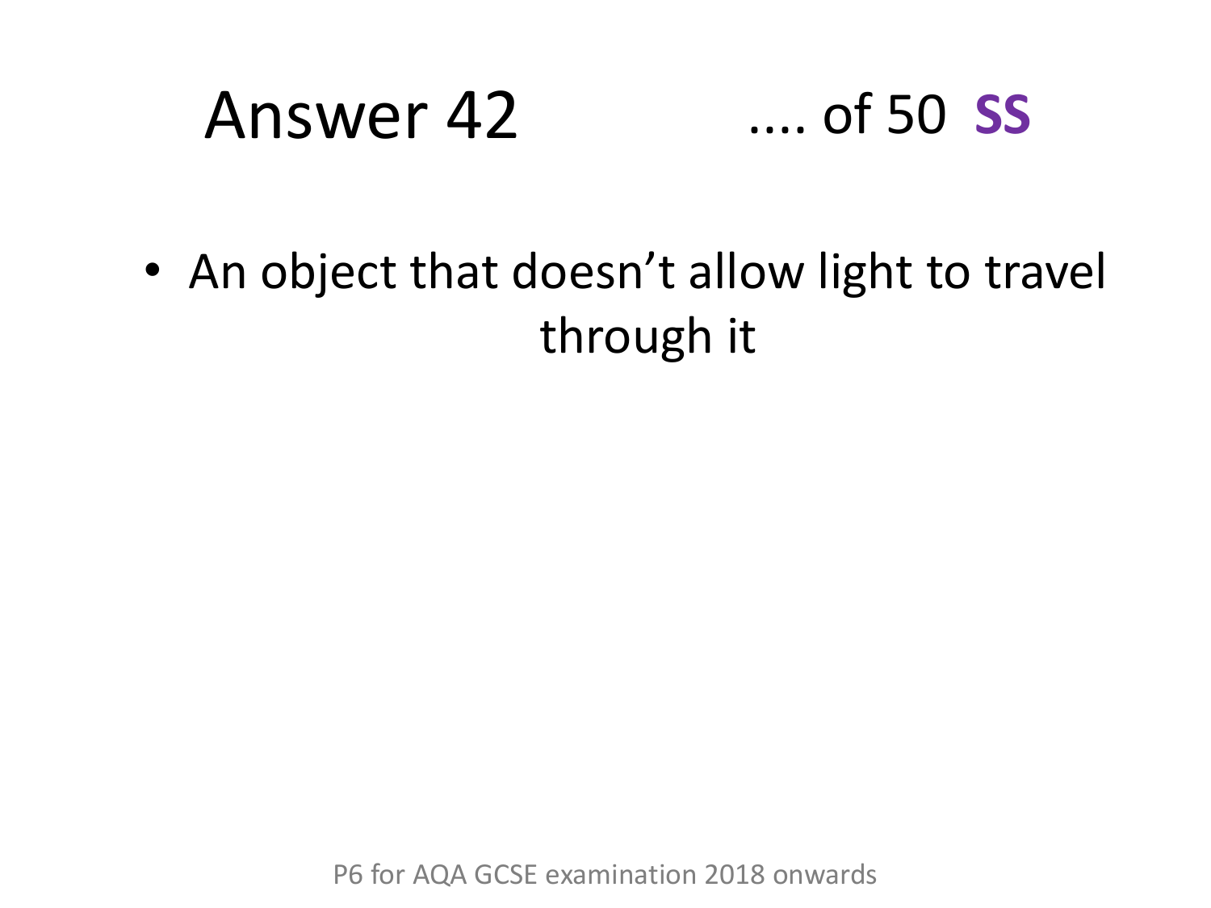# Answer 42 .... of 50 **SS**

- An object that doesn't allow light to travel through it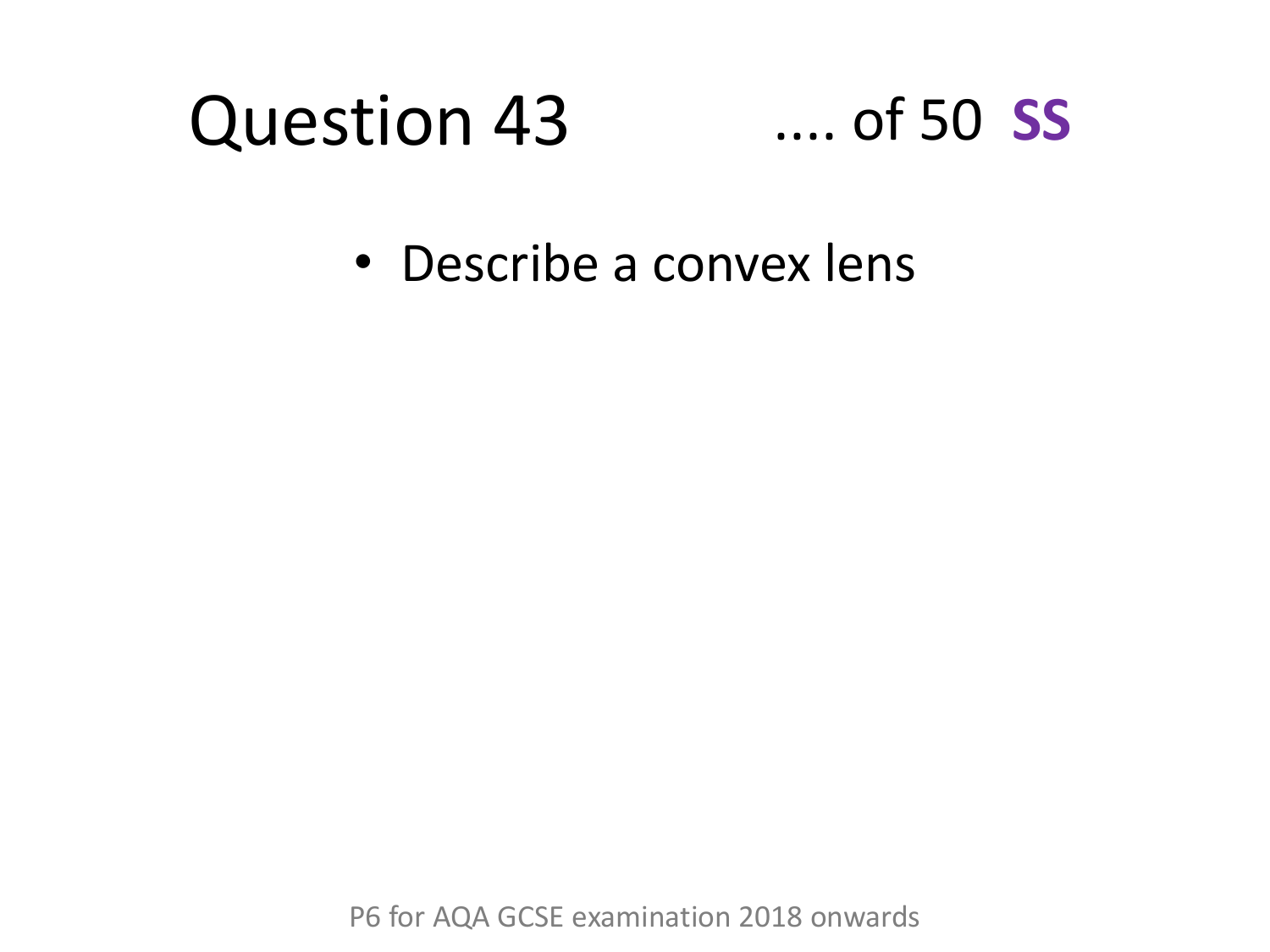# Question 43

.... of 50 **SS**

- Describe a convex lens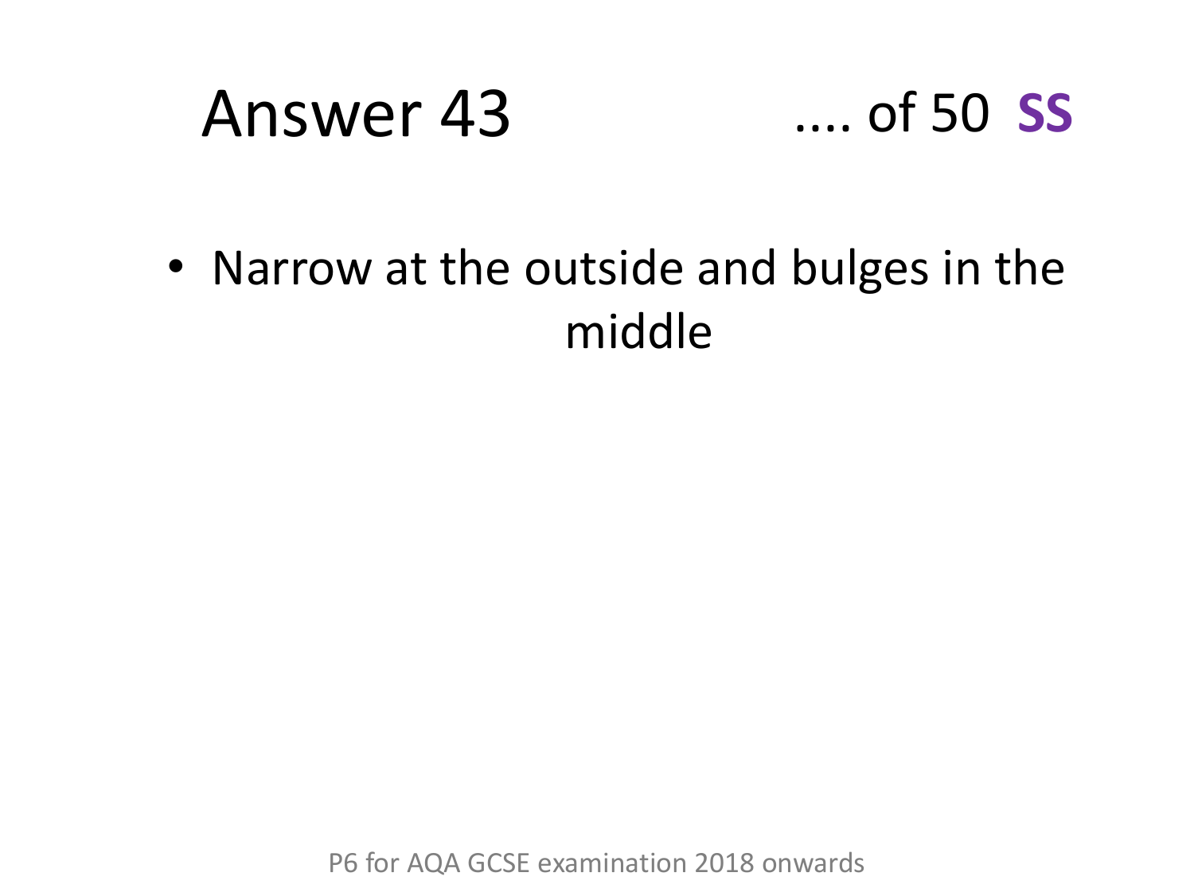# Answer 43

.... of 50 **SS**

- Narrow at the outside and bulges in the middle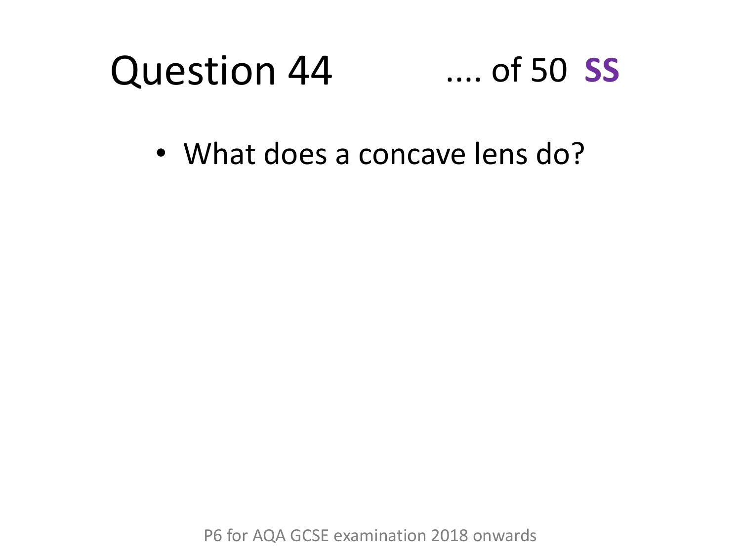# Question 44 .... of 50 **SS**

- What does a concave lens do?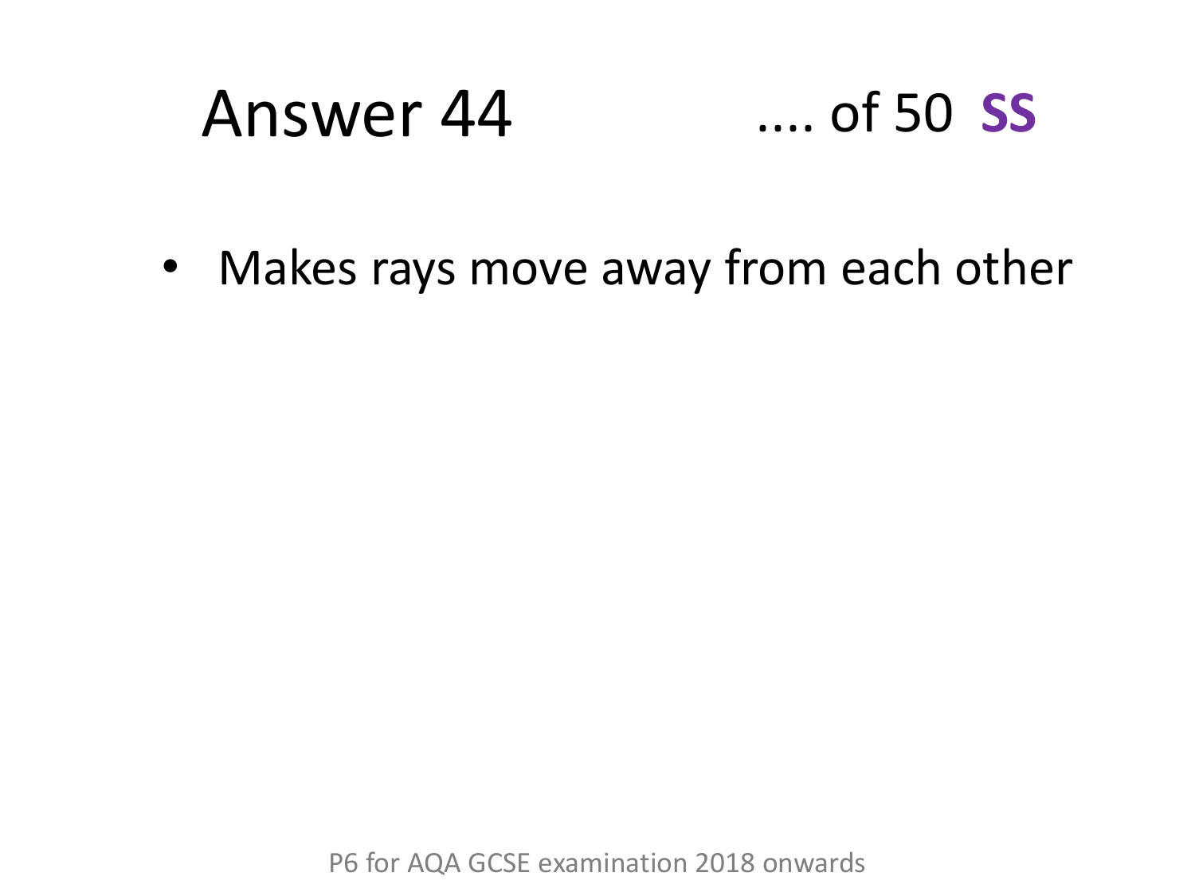# Answer 44

.... of 50 **SS**

- Makes rays move away from each other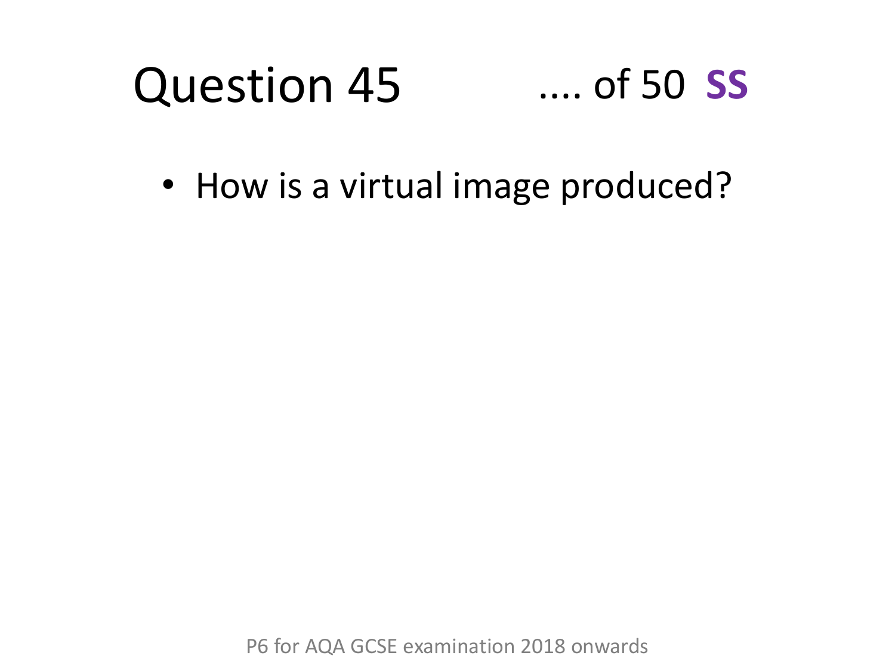# Question 45 .... of 50 **SS**

- How is a virtual image produced?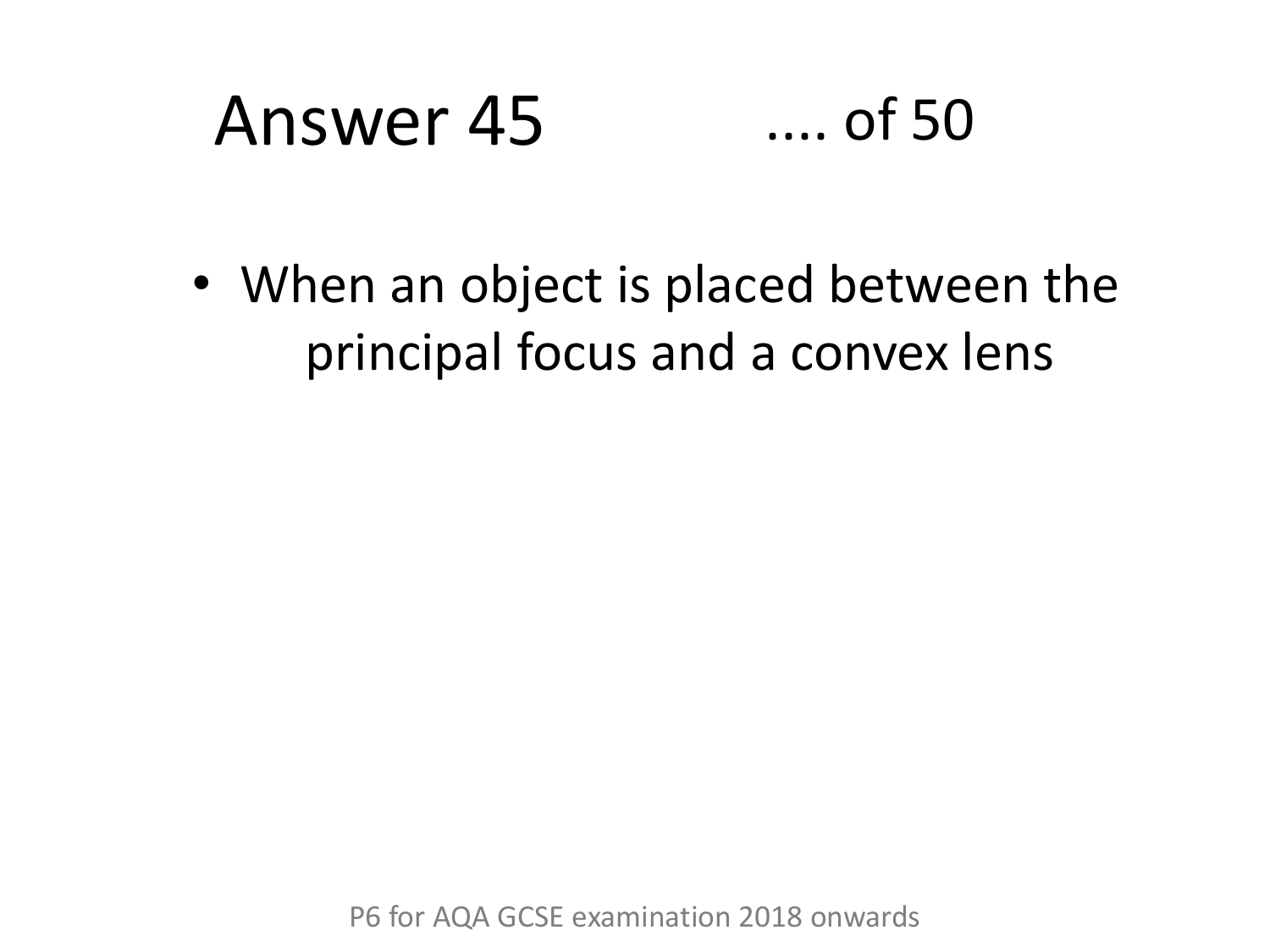# Answer 45 .... of 50

- When an object is placed between the principal focus and a convex lens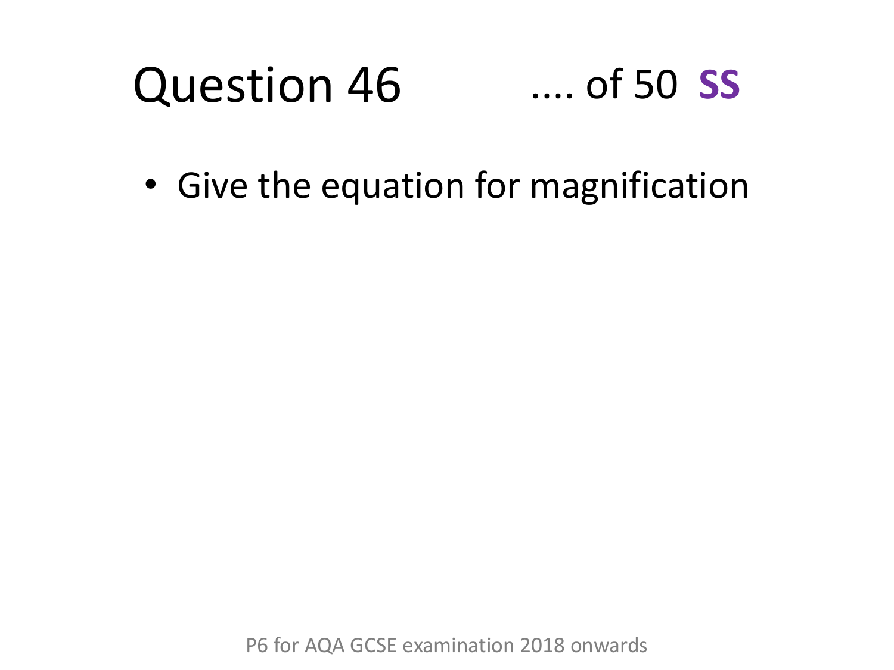# Question 46 .... of 50 **SS**

- Give the equation for magnification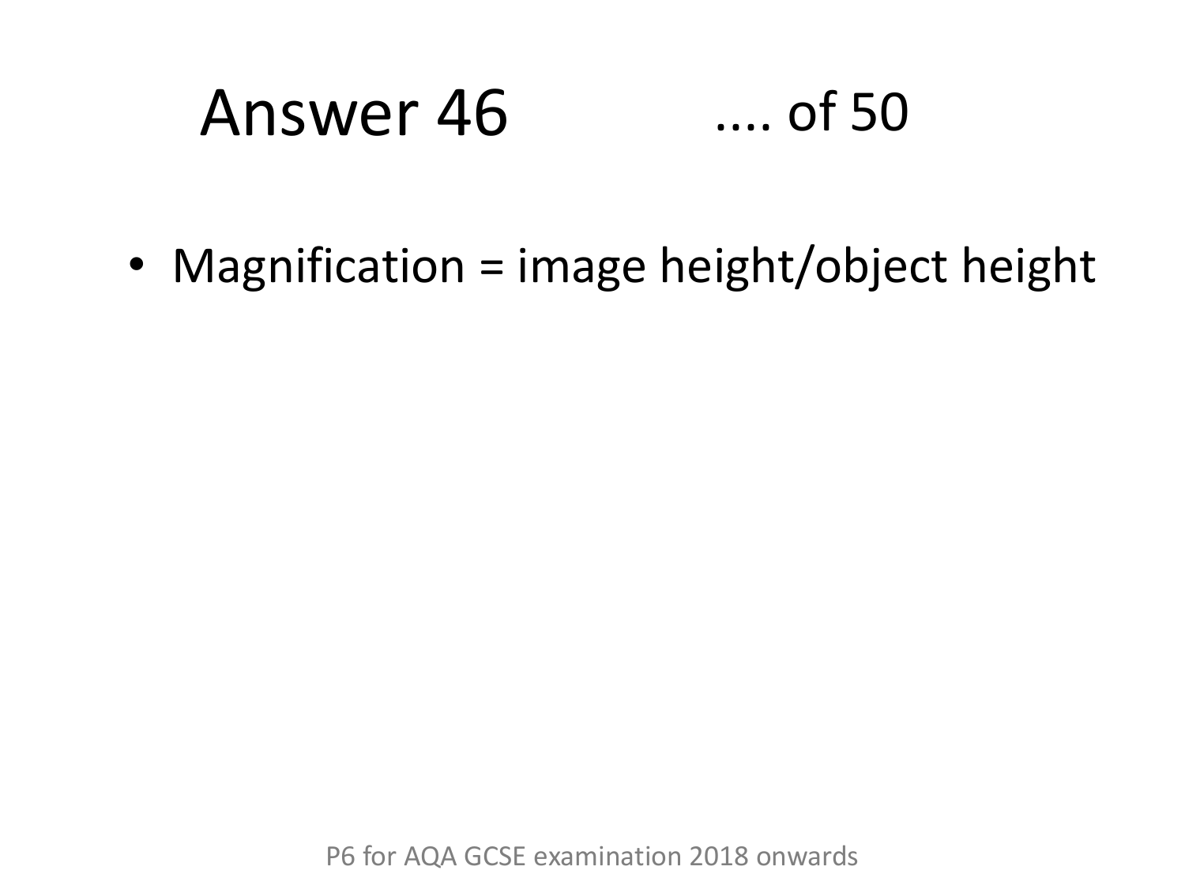# Answer 46 .... of 50

- Magnification = image height/object height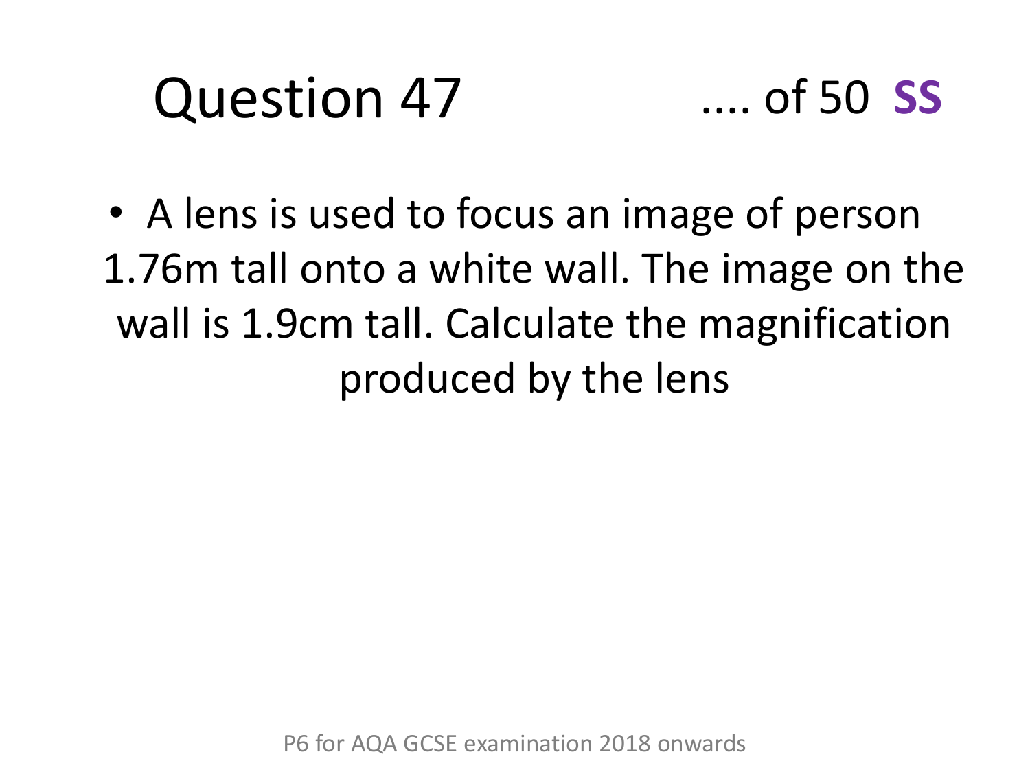# Question 47

.... of 50 **SS**

- A lens is used to focus an image of person 1.76m tall onto a white wall. The image on the wall is 1.9cm tall. Calculate the magnification produced by the lens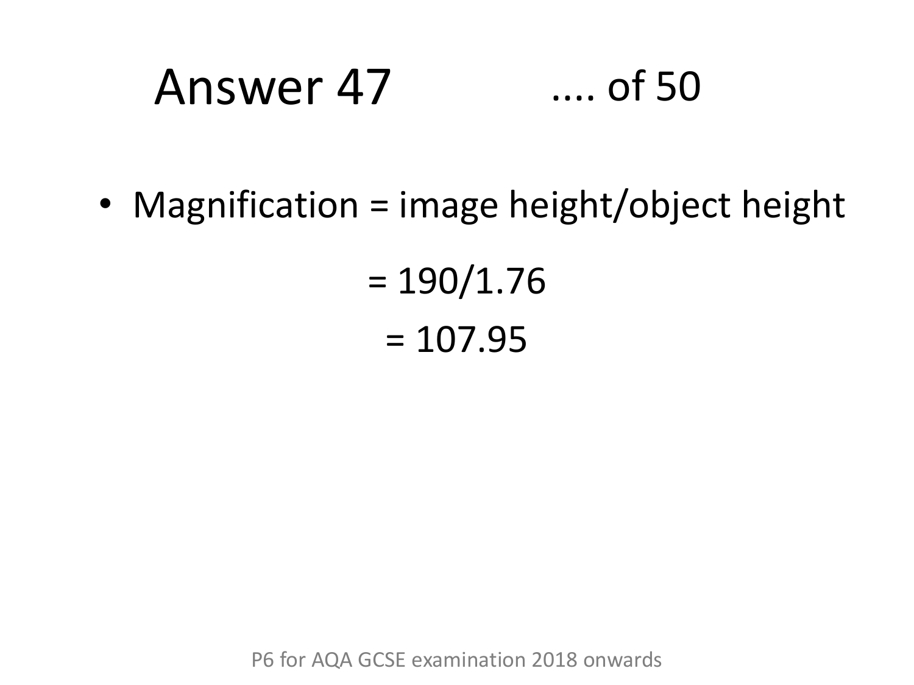# Answer 47 .... of 50

- Magnification = image height/object height

= 190/1.76

= 107.95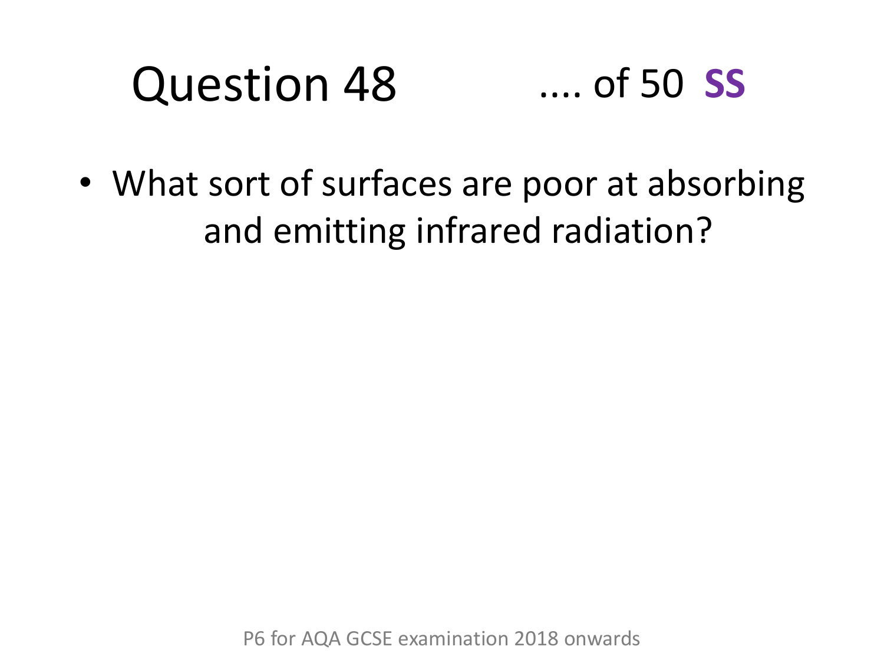# Question 48 .... of 50 **SS**

- What sort of surfaces are poor at absorbing and emitting infrared radiation?

P6 for AQA GCSE examination 2018 onwards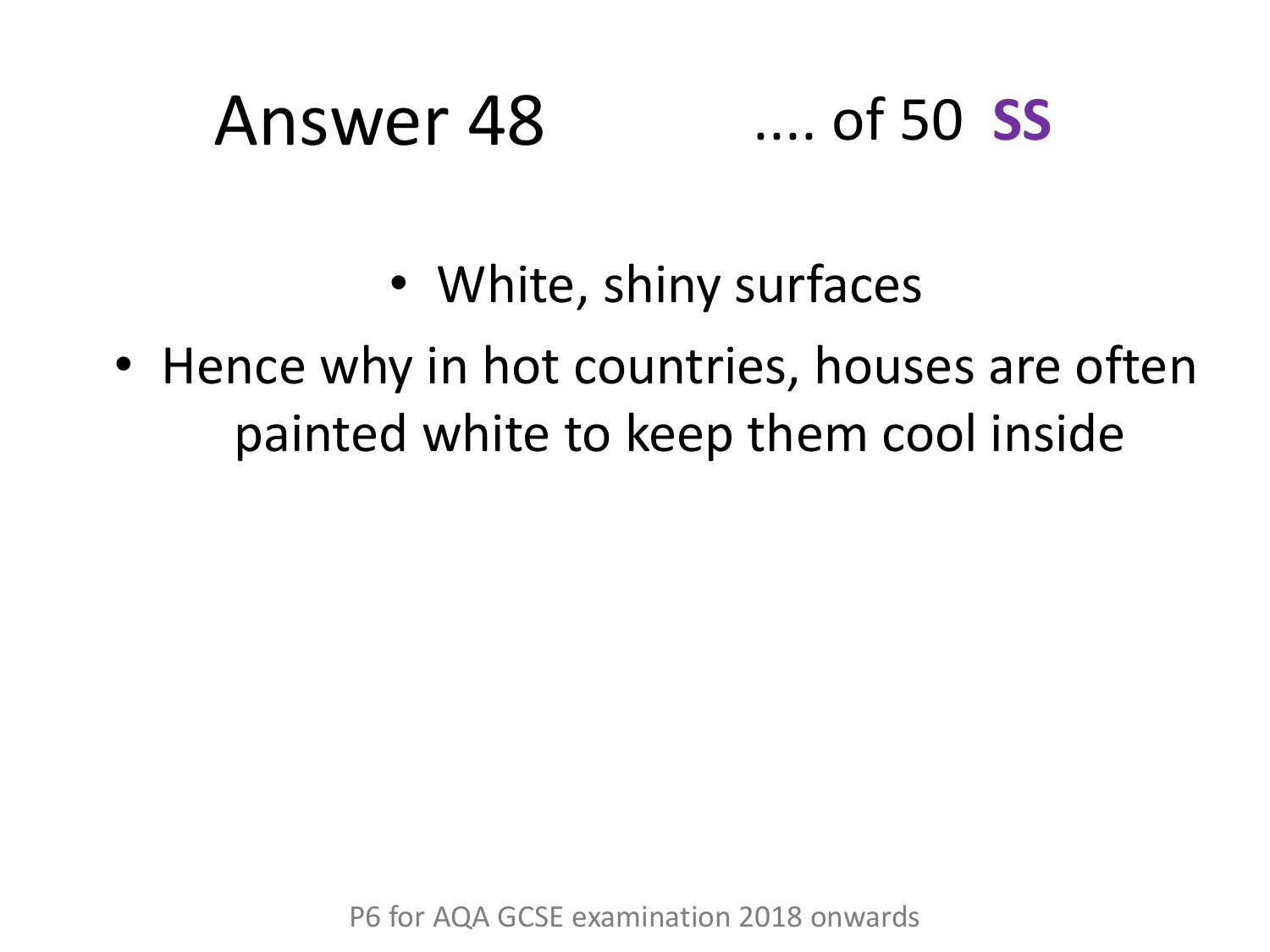# Answer 48 .... of 50 **SS**

- White, shiny surfaces
- Hence why in hot countries, houses are often painted white to keep them cool inside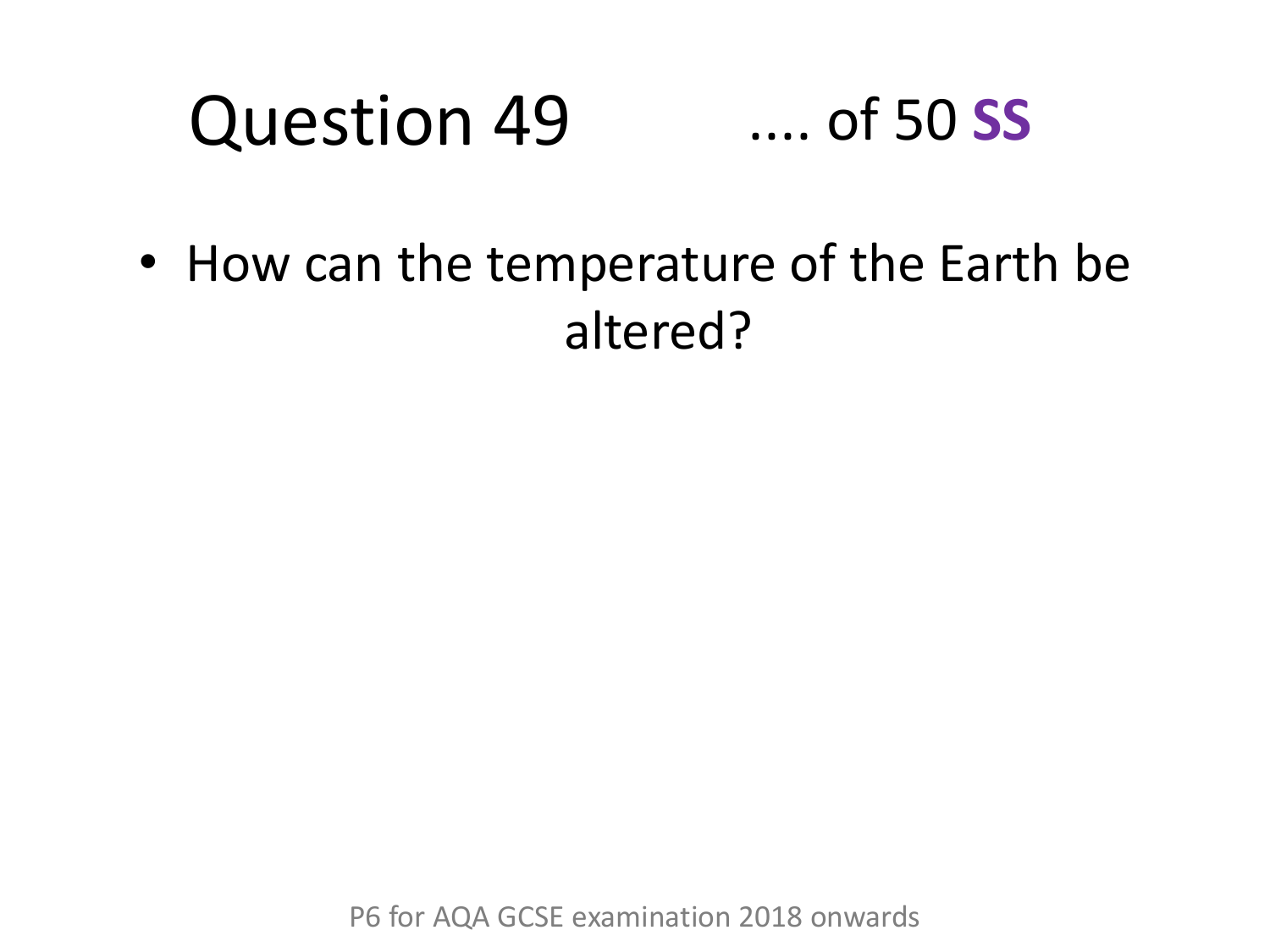# Question 49 .... of 50 **SS**

- How can the temperature of the Earth be altered?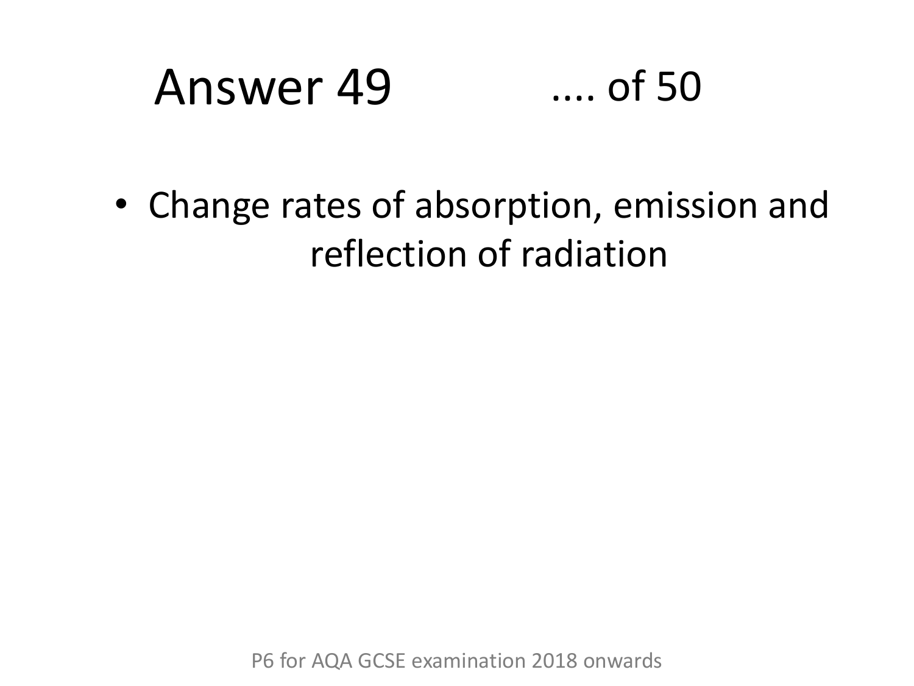# Answer 49 .... of 50

- Change rates of absorption, emission and reflection of radiation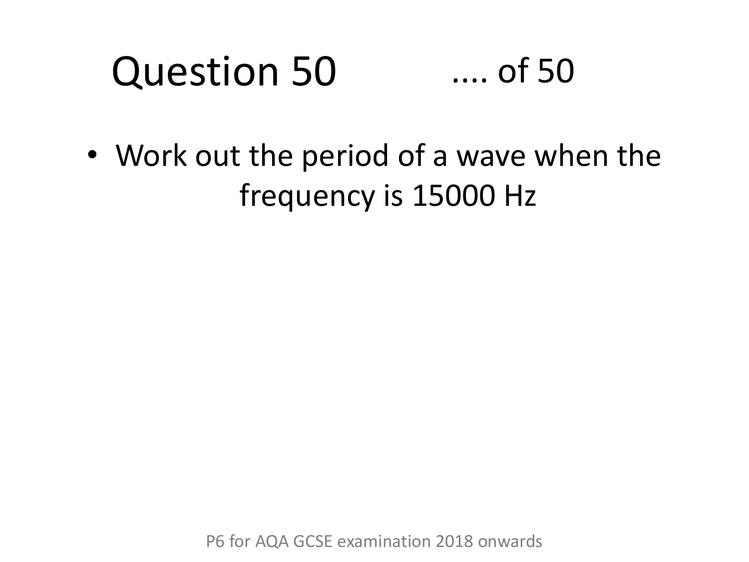# Question 50 .... of 50

- Work out the period of a wave when the frequency is 15000 Hz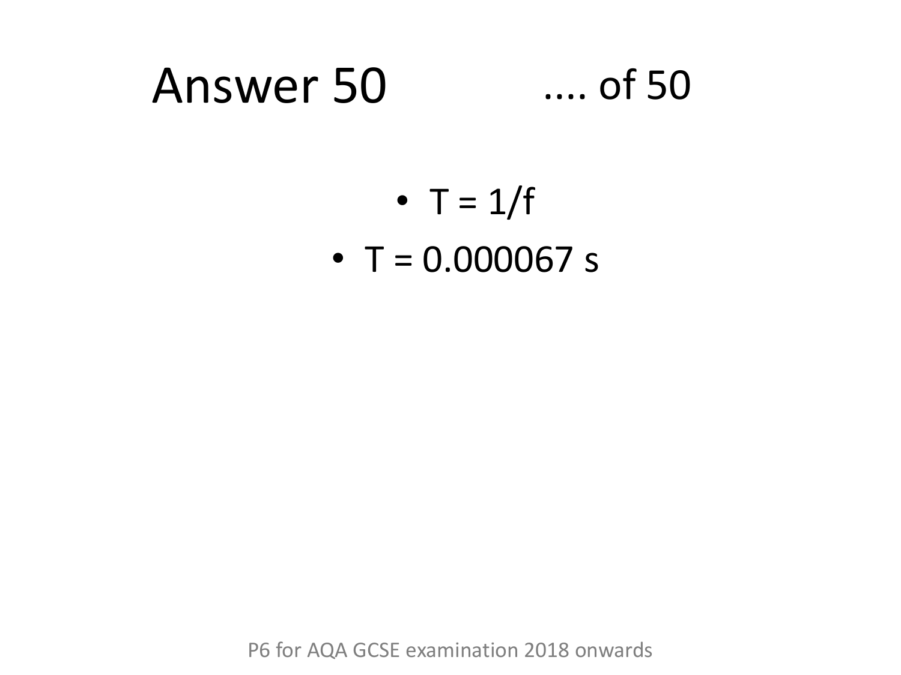# Answer 50

.... of 50

- $T = 1/f$
- $T = 0.000067$ s